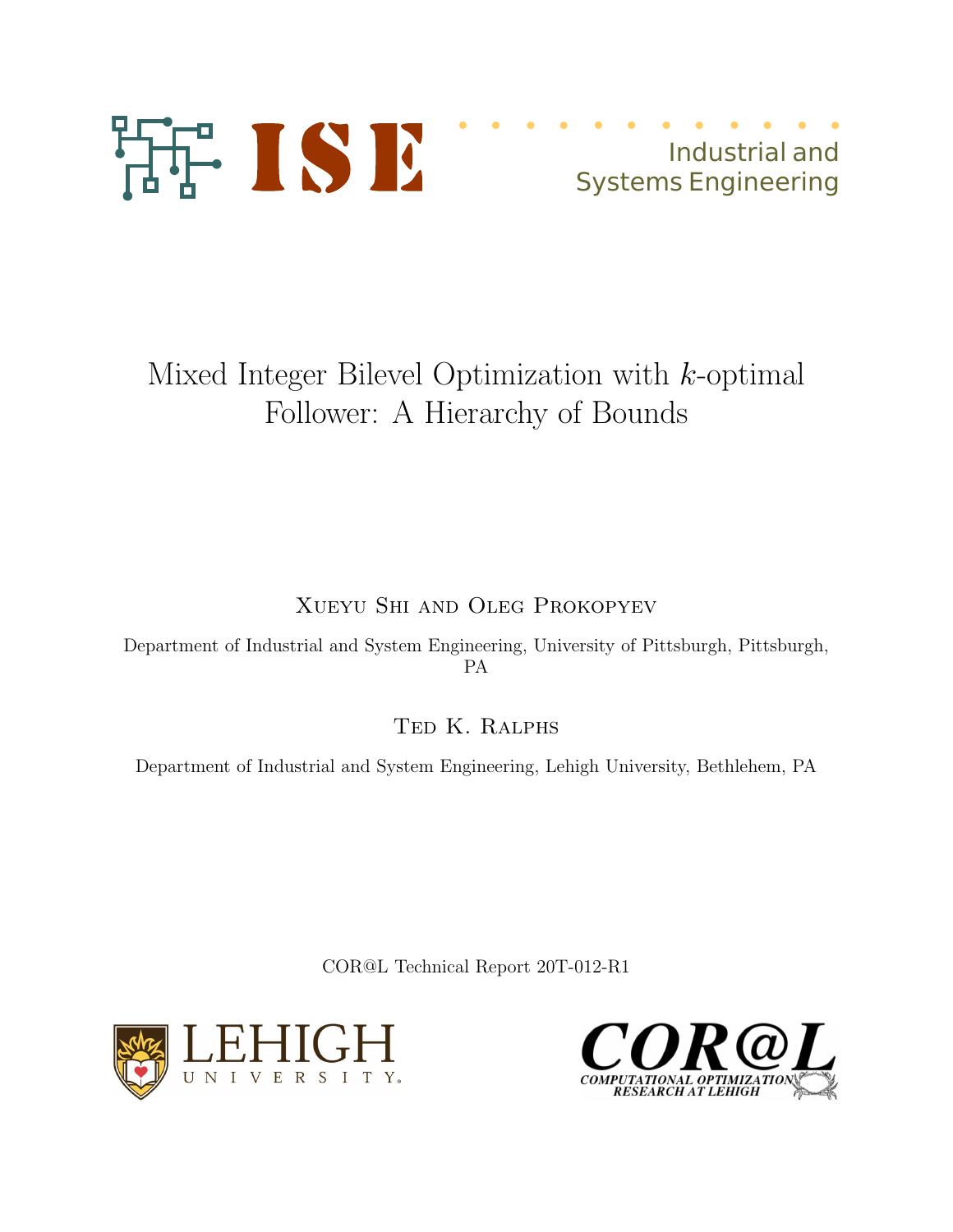Industrial and Systems Engineering

# Mixed Integer Bilevel Optimization with $k$-optimal Follower: A Hierarchy of Bounds

Xueyu Shi and Oleg Prokopyev

Department of Industrial and System Engineering, University of Pittsburgh, Pittsburgh, PA

Ted K. Ralphs

Department of Industrial and System Engineering, Lehigh University, Bethlehem, PA

COR@L Technical Report 20T-012-R1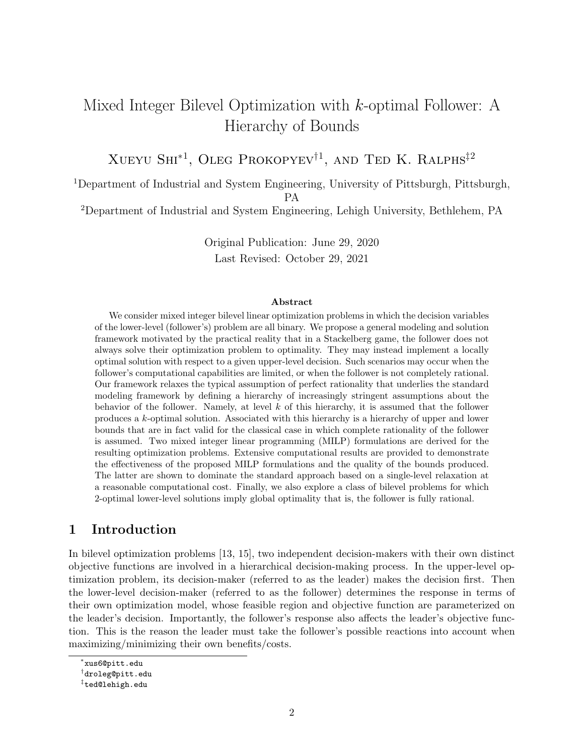# Mixed Integer Bilevel Optimization with $k$-optimal Follower: A Hierarchy of Bounds

Xueyu Shi*[1], Oleg Prokopyev†[1], and Ted K. Ralphs‡[2]

[1]Department of Industrial and System Engineering, University of Pittsburgh, Pittsburgh, PA

[2]Department of Industrial and System Engineering, Lehigh University, Bethlehem, PA

Original Publication: June 29, 2020

Last Revised: October 29, 2021

### Abstract

We consider mixed integer bilevel linear optimization problems in which the decision variables of the lower-level (follower's) problem are all binary. We propose a general modeling and solution framework motivated by the practical reality that in a Stackelberg game, the follower does not always solve their optimization problem to optimality. They may instead implement a locally optimal solution with respect to a given upper-level decision. Such scenarios may occur when the follower's computational capabilities are limited, or when the follower is not completely rational. Our framework relaxes the typical assumption of perfect rationality that underlies the standard modeling framework by defining a hierarchy of increasingly stringent assumptions about the behavior of the follower. Namely, at level $k$ of this hierarchy, it is assumed that the follower produces a $k$-optimal solution. Associated with this hierarchy is a hierarchy of upper and lower bounds that are in fact valid for the classical case in which complete rationality of the follower is assumed. Two mixed integer linear programming (MILP) formulations are derived for the resulting optimization problems. Extensive computational results are provided to demonstrate the effectiveness of the proposed MILP formulations and the quality of the bounds produced. The latter are shown to dominate the standard approach based on a single-level relaxation at a reasonable computational cost. Finally, we also explore a class of bilevel problems for which 2-optimal lower-level solutions imply global optimality that is, the follower is fully rational.

## 1 Introduction

In bilevel optimization problems [13, 15], two independent decision-makers with their own distinct objective functions are involved in a hierarchical decision-making process. In the upper-level optimization problem, its decision-maker (referred to as the leader) makes the decision first. Then the lower-level decision-maker (referred to as the follower) determines the response in terms of their own optimization model, whose feasible region and objective function are parameterized on the leader's decision. Importantly, the follower's response also affects the leader's objective function. This is the reason the leader must take the follower's possible reactions into account when maximizing/minimizing their own benefits/costs.

*xus6@pitt.edu

†droleg@pitt.edu

‡ted@lehigh.edu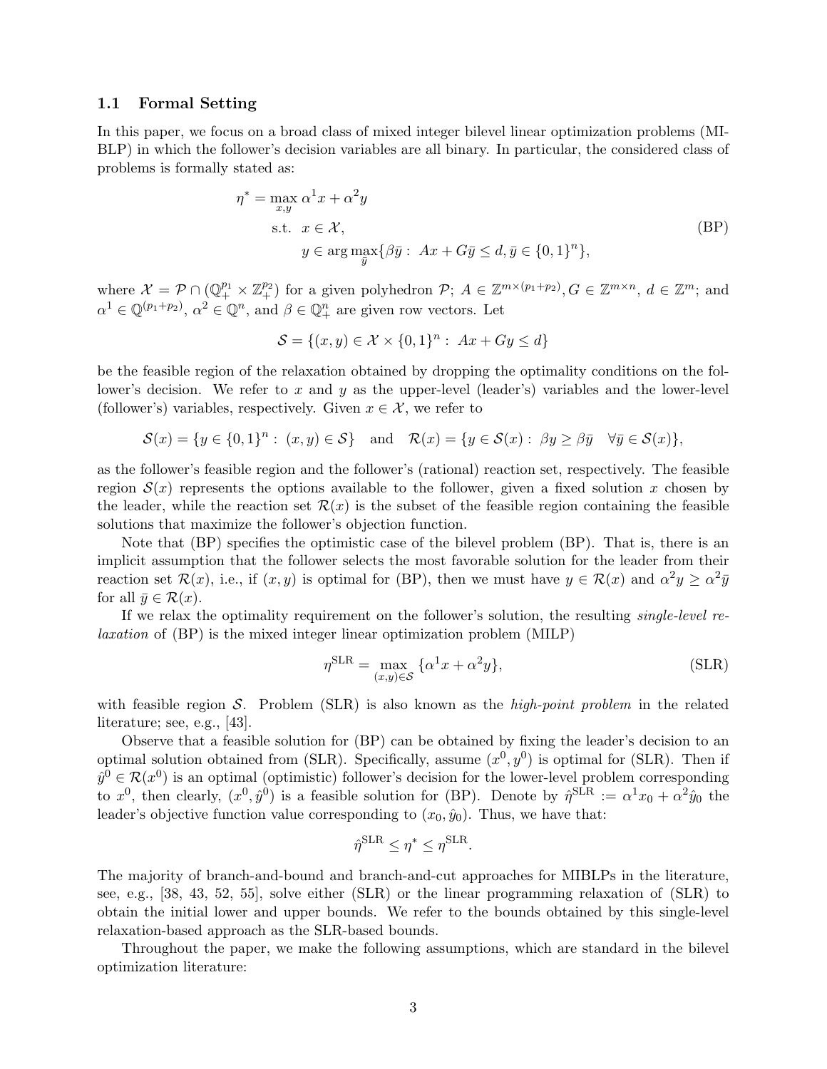### 1.1 Formal Setting

In this paper, we focus on a broad class of mixed integer bilevel linear optimization problems (MIBLP) in which the follower's decision variables are all binary. In particular, the considered class of problems is formally stated as:

$$\begin{aligned}
\eta^* = \max_{x,y} \ & \alpha^1 x + \alpha^2 y \\
\text{s.t.} \ & x \in \mathcal{X}, \\
& y \in \arg\max_{\bar{y}} \{\beta \bar{y} : \ Ax + G\bar{y} \leq d, \bar{y} \in \{0,1\}^n\},
\end{aligned} \tag{BP}$$

where $\mathcal{X} = \mathcal{P} \cap (\mathbb{Q}_+^{p_1} \times \mathbb{Z}_+^{p_2})$ for a given polyhedron $\mathcal{P}$; $A \in \mathbb{Z}^{m \times (p_1+p_2)}, G \in \mathbb{Z}^{m \times n}$, $d \in \mathbb{Z}^m$; and $\alpha^1 \in \mathbb{Q}^{(p_1+p_2)}$, $\alpha^2 \in \mathbb{Q}^n$, and $\beta \in \mathbb{Q}_+^n$ are given row vectors. Let

$$\mathcal{S} = \{(x,y) \in \mathcal{X} \times \{0,1\}^n : \ Ax + Gy \leq d\}$$

be the feasible region of the relaxation obtained by dropping the optimality conditions on the follower's decision. We refer to $x$ and $y$ as the upper-level (leader's) variables and the lower-level (follower's) variables, respectively. Given $x \in \mathcal{X}$, we refer to

$$\mathcal{S}(x) = \{y \in \{0,1\}^n : \ (x,y) \in \mathcal{S}\} \quad \text{and} \quad \mathcal{R}(x) = \{y \in \mathcal{S}(x) : \ \beta y \geq \beta \bar{y} \quad \forall \bar{y} \in \mathcal{S}(x)\},$$

as the follower's feasible region and the follower's (rational) reaction set, respectively. The feasible region $\mathcal{S}(x)$ represents the options available to the follower, given a fixed solution $x$ chosen by the leader, while the reaction set $\mathcal{R}(x)$ is the subset of the feasible region containing the feasible solutions that maximize the follower's objection function.

Note that (BP) specifies the optimistic case of the bilevel problem (BP). That is, there is an implicit assumption that the follower selects the most favorable solution for the leader from their reaction set $\mathcal{R}(x)$, i.e., if $(x,y)$ is optimal for (BP), then we must have $y \in \mathcal{R}(x)$ and $\alpha^2 y \geq \alpha^2 \bar{y}$ for all $\bar{y} \in \mathcal{R}(x)$.

If we relax the optimality requirement on the follower's solution, the resulting *single-level relaxation* of (BP) is the mixed integer linear optimization problem (MILP)

$$\eta^{\text{SLR}} = \max_{(x,y) \in \mathcal{S}} \{\alpha^1 x + \alpha^2 y\}, \tag{SLR}$$

with feasible region $\mathcal{S}$. Problem (SLR) is also known as the *high-point problem* in the related literature; see, e.g., [43].

Observe that a feasible solution for (BP) can be obtained by fixing the leader's decision to an optimal solution obtained from (SLR). Specifically, assume $(x^0, y^0)$ is optimal for (SLR). Then if $\hat{y}^0 \in \mathcal{R}(x^0)$ is an optimal (optimistic) follower's decision for the lower-level problem corresponding to $x^0$, then clearly, $(x^0, \hat{y}^0)$ is a feasible solution for (BP). Denote by $\hat{\eta}^{\text{SLR}} := \alpha^1 x_0 + \alpha^2 \hat{y}_0$ the leader's objective function value corresponding to $(x_0, \hat{y}_0)$. Thus, we have that:

$$\hat{\eta}^{\text{SLR}} \leq \eta^* \leq \eta^{\text{SLR}}.$$

The majority of branch-and-bound and branch-and-cut approaches for MIBLPs in the literature, see, e.g., [38, 43, 52, 55], solve either (SLR) or the linear programming relaxation of (SLR) to obtain the initial lower and upper bounds. We refer to the bounds obtained by this single-level relaxation-based approach as the SLR-based bounds.

Throughout the paper, we make the following assumptions, which are standard in the bilevel optimization literature: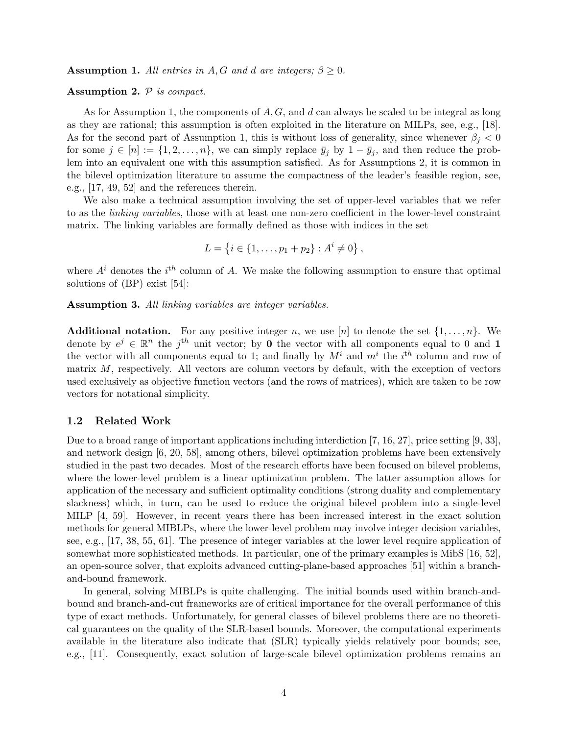**Assumption 1.** *All entries in $A, G$ and $d$ are integers; $\beta \geq 0$.*

**Assumption 2.** *$\mathcal{P}$ is compact.*

As for Assumption 1, the components of $A, G$, and $d$ can always be scaled to be integral as long as they are rational; this assumption is often exploited in the literature on MILPs, see, e.g., [18]. As for the second part of Assumption 1, this is without loss of generality, since whenever $\beta_j < 0$ for some $j \in [n] := \{1, 2, \ldots, n\}$, we can simply replace $\bar{y}_j$ by $1 - \bar{y}_j$, and then reduce the problem into an equivalent one with this assumption satisfied. As for Assumptions 2, it is common in the bilevel optimization literature to assume the compactness of the leader's feasible region, see, e.g., [17, 49, 52] and the references therein.

We also make a technical assumption involving the set of upper-level variables that we refer to as the *linking variables*, those with at least one non-zero coefficient in the lower-level constraint matrix. The linking variables are formally defined as those with indices in the set

$$L = \left\{ i \in \{1, \ldots, p_1 + p_2\} : A^i \neq 0 \right\},$$

where $A^i$ denotes the $i^{th}$ column of $A$. We make the following assumption to ensure that optimal solutions of (BP) exist [54]:

**Assumption 3.** *All linking variables are integer variables.*

**Additional notation.** For any positive integer $n$, we use $[n]$ to denote the set $\{1, \ldots, n\}$. We denote by $e^j \in \mathbb{R}^n$ the $j^{th}$ unit vector; by $\mathbf{0}$ the vector with all components equal to 0 and $\mathbf{1}$ the vector with all components equal to 1; and finally by $M^i$ and $m^i$ the $i^{th}$ column and row of matrix $M$, respectively. All vectors are column vectors by default, with the exception of vectors used exclusively as objective function vectors (and the rows of matrices), which are taken to be row vectors for notational simplicity.

### 1.2 Related Work

Due to a broad range of important applications including interdiction [7, 16, 27], price setting [9, 33], and network design [6, 20, 58], among others, bilevel optimization problems have been extensively studied in the past two decades. Most of the research efforts have been focused on bilevel problems, where the lower-level problem is a linear optimization problem. The latter assumption allows for application of the necessary and sufficient optimality conditions (strong duality and complementary slackness) which, in turn, can be used to reduce the original bilevel problem into a single-level MILP [4, 59]. However, in recent years there has been increased interest in the exact solution methods for general MIBLPs, where the lower-level problem may involve integer decision variables, see, e.g., [17, 38, 55, 61]. The presence of integer variables at the lower level require application of somewhat more sophisticated methods. In particular, one of the primary examples is MibS [16, 52], an open-source solver, that exploits advanced cutting-plane-based approaches [51] within a branch-and-bound framework.

In general, solving MIBLPs is quite challenging. The initial bounds used within branch-and-bound and branch-and-cut frameworks are of critical importance for the overall performance of this type of exact methods. Unfortunately, for general classes of bilevel problems there are no theoretical guarantees on the quality of the SLR-based bounds. Moreover, the computational experiments available in the literature also indicate that (SLR) typically yields relatively poor bounds; see, e.g., [11]. Consequently, exact solution of large-scale bilevel optimization problems remains an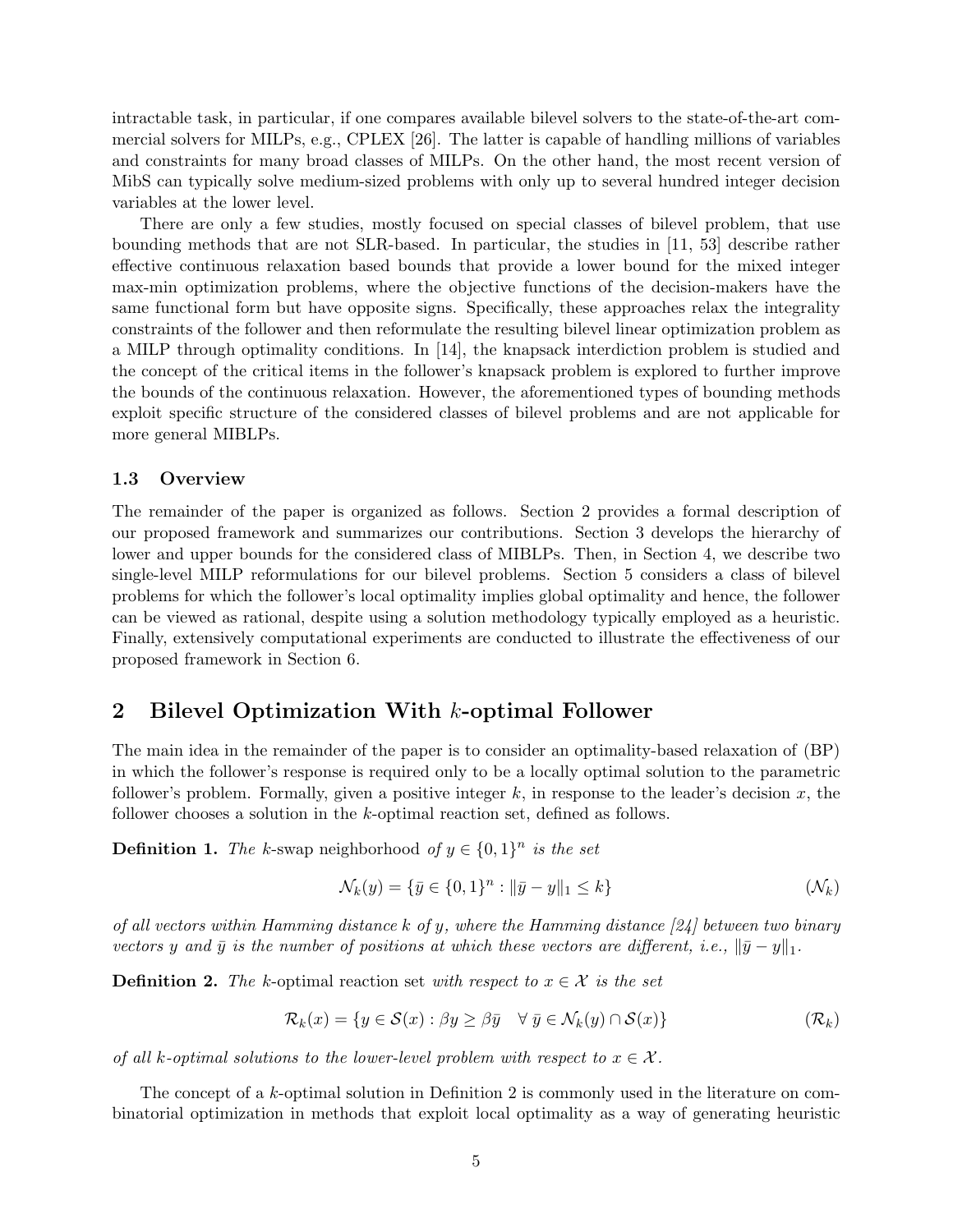intractable task, in particular, if one compares available bilevel solvers to the state-of-the-art commercial solvers for MILPs, e.g., CPLEX [26]. The latter is capable of handling millions of variables and constraints for many broad classes of MILPs. On the other hand, the most recent version of MibS can typically solve medium-sized problems with only up to several hundred integer decision variables at the lower level.

There are only a few studies, mostly focused on special classes of bilevel problem, that use bounding methods that are not SLR-based. In particular, the studies in [11, 53] describe rather effective continuous relaxation based bounds that provide a lower bound for the mixed integer max-min optimization problems, where the objective functions of the decision-makers have the same functional form but have opposite signs. Specifically, these approaches relax the integrality constraints of the follower and then reformulate the resulting bilevel linear optimization problem as a MILP through optimality conditions. In [14], the knapsack interdiction problem is studied and the concept of the critical items in the follower's knapsack problem is explored to further improve the bounds of the continuous relaxation. However, the aforementioned types of bounding methods exploit specific structure of the considered classes of bilevel problems and are not applicable for more general MIBLPs.

### 1.3 Overview

The remainder of the paper is organized as follows. Section 2 provides a formal description of our proposed framework and summarizes our contributions. Section 3 develops the hierarchy of lower and upper bounds for the considered class of MIBLPs. Then, in Section 4, we describe two single-level MILP reformulations for our bilevel problems. Section 5 considers a class of bilevel problems for which the follower's local optimality implies global optimality and hence, the follower can be viewed as rational, despite using a solution methodology typically employed as a heuristic. Finally, extensively computational experiments are conducted to illustrate the effectiveness of our proposed framework in Section 6.

## 2 Bilevel Optimization With $k$-optimal Follower

The main idea in the remainder of the paper is to consider an optimality-based relaxation of (BP) in which the follower's response is required only to be a locally optimal solution to the parametric follower's problem. Formally, given a positive integer $k$, in response to the leader's decision $x$, the follower chooses a solution in the $k$-optimal reaction set, defined as follows.

**Definition 1.** *The* $k$-swap neighborhood *of $y \in \{0,1\}^n$ is the set*

$$\mathcal{N}_k(y) = \{\bar{y} \in \{0,1\}^n : \|\bar{y} - y\|_1 \leq k\} \qquad (\mathcal{N}_k)$$

*of all vectors within Hamming distance $k$ of $y$, where the Hamming distance [24] between two binary vectors $y$ and $\bar{y}$ is the number of positions at which these vectors are different, i.e., $\|\bar{y} - y\|_1$.*

**Definition 2.** *The* $k$-optimal reaction set *with respect to $x \in \mathcal{X}$ is the set*

$$\mathcal{R}_k(x) = \{y \in \mathcal{S}(x) : \beta y \geq \beta \bar{y} \quad \forall\, \bar{y} \in \mathcal{N}_k(y) \cap \mathcal{S}(x)\} \qquad (\mathcal{R}_k)$$

*of all $k$-optimal solutions to the lower-level problem with respect to $x \in \mathcal{X}$.*

The concept of a $k$-optimal solution in Definition 2 is commonly used in the literature on combinatorial optimization in methods that exploit local optimality as a way of generating heuristic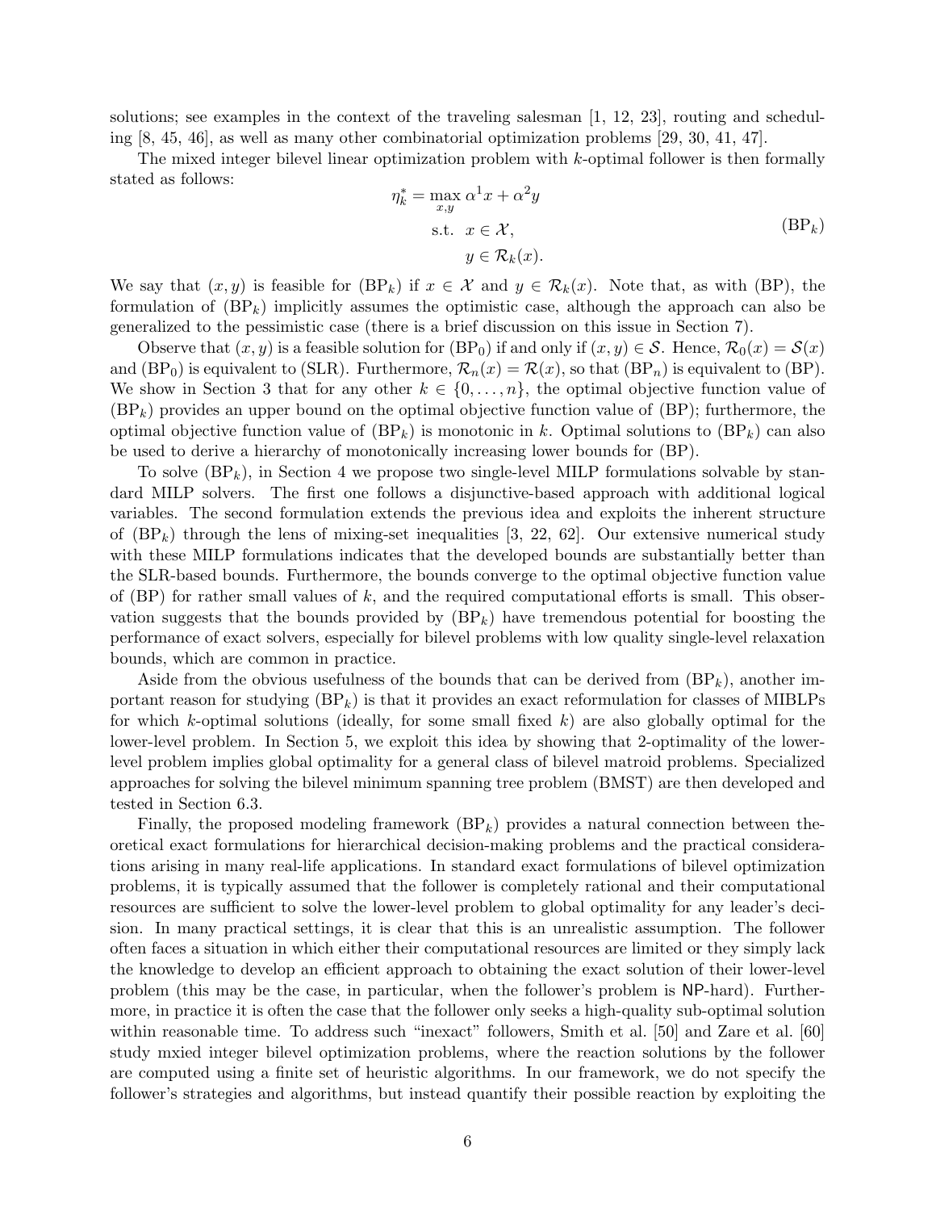solutions; see examples in the context of the traveling salesman [1, 12, 23], routing and scheduling [8, 45, 46], as well as many other combinatorial optimization problems [29, 30, 41, 47].

The mixed integer bilevel linear optimization problem with $k$-optimal follower is then formally stated as follows:

$$
\begin{aligned}
\eta_k^* = \max_{x,y} \ & \alpha^1 x + \alpha^2 y \\
\text{s.t.} \ & x \in \mathcal{X}, \\
& y \in \mathcal{R}_k(x).
\end{aligned}
\tag{BP$_k$}
$$

We say that $(x, y)$ is feasible for (BP$_k$) if $x \in \mathcal{X}$ and $y \in \mathcal{R}_k(x)$. Note that, as with (BP), the formulation of (BP$_k$) implicitly assumes the optimistic case, although the approach can also be generalized to the pessimistic case (there is a brief discussion on this issue in Section 7).

Observe that $(x, y)$ is a feasible solution for (BP$_0$) if and only if $(x, y) \in \mathcal{S}$. Hence, $\mathcal{R}_0(x) = \mathcal{S}(x)$ and (BP$_0$) is equivalent to (SLR). Furthermore, $\mathcal{R}_n(x) = \mathcal{R}(x)$, so that (BP$_n$) is equivalent to (BP). We show in Section 3 that for any other $k \in \{0, \ldots, n\}$, the optimal objective function value of (BP$_k$) provides an upper bound on the optimal objective function value of (BP); furthermore, the optimal objective function value of (BP$_k$) is monotonic in $k$. Optimal solutions to (BP$_k$) can also be used to derive a hierarchy of monotonically increasing lower bounds for (BP).

To solve (BP$_k$), in Section 4 we propose two single-level MILP formulations solvable by standard MILP solvers. The first one follows a disjunctive-based approach with additional logical variables. The second formulation extends the previous idea and exploits the inherent structure of (BP$_k$) through the lens of mixing-set inequalities [3, 22, 62]. Our extensive numerical study with these MILP formulations indicates that the developed bounds are substantially better than the SLR-based bounds. Furthermore, the bounds converge to the optimal objective function value of (BP) for rather small values of $k$, and the required computational efforts is small. This observation suggests that the bounds provided by (BP$_k$) have tremendous potential for boosting the performance of exact solvers, especially for bilevel problems with low quality single-level relaxation bounds, which are common in practice.

Aside from the obvious usefulness of the bounds that can be derived from (BP$_k$), another important reason for studying (BP$_k$) is that it provides an exact reformulation for classes of MIBLPs for which $k$-optimal solutions (ideally, for some small fixed $k$) are also globally optimal for the lower-level problem. In Section 5, we exploit this idea by showing that 2-optimality of the lower-level problem implies global optimality for a general class of bilevel matroid problems. Specialized approaches for solving the bilevel minimum spanning tree problem (BMST) are then developed and tested in Section 6.3.

Finally, the proposed modeling framework (BP$_k$) provides a natural connection between theoretical exact formulations for hierarchical decision-making problems and the practical considerations arising in many real-life applications. In standard exact formulations of bilevel optimization problems, it is typically assumed that the follower is completely rational and their computational resources are sufficient to solve the lower-level problem to global optimality for any leader's decision. In many practical settings, it is clear that this is an unrealistic assumption. The follower often faces a situation in which either their computational resources are limited or they simply lack the knowledge to develop an efficient approach to obtaining the exact solution of their lower-level problem (this may be the case, in particular, when the follower's problem is NP-hard). Furthermore, in practice it is often the case that the follower only seeks a high-quality sub-optimal solution within reasonable time. To address such "inexact" followers, Smith et al. [50] and Zare et al. [60] study mxied integer bilevel optimization problems, where the reaction solutions by the follower are computed using a finite set of heuristic algorithms. In our framework, we do not specify the follower's strategies and algorithms, but instead quantify their possible reaction by exploiting the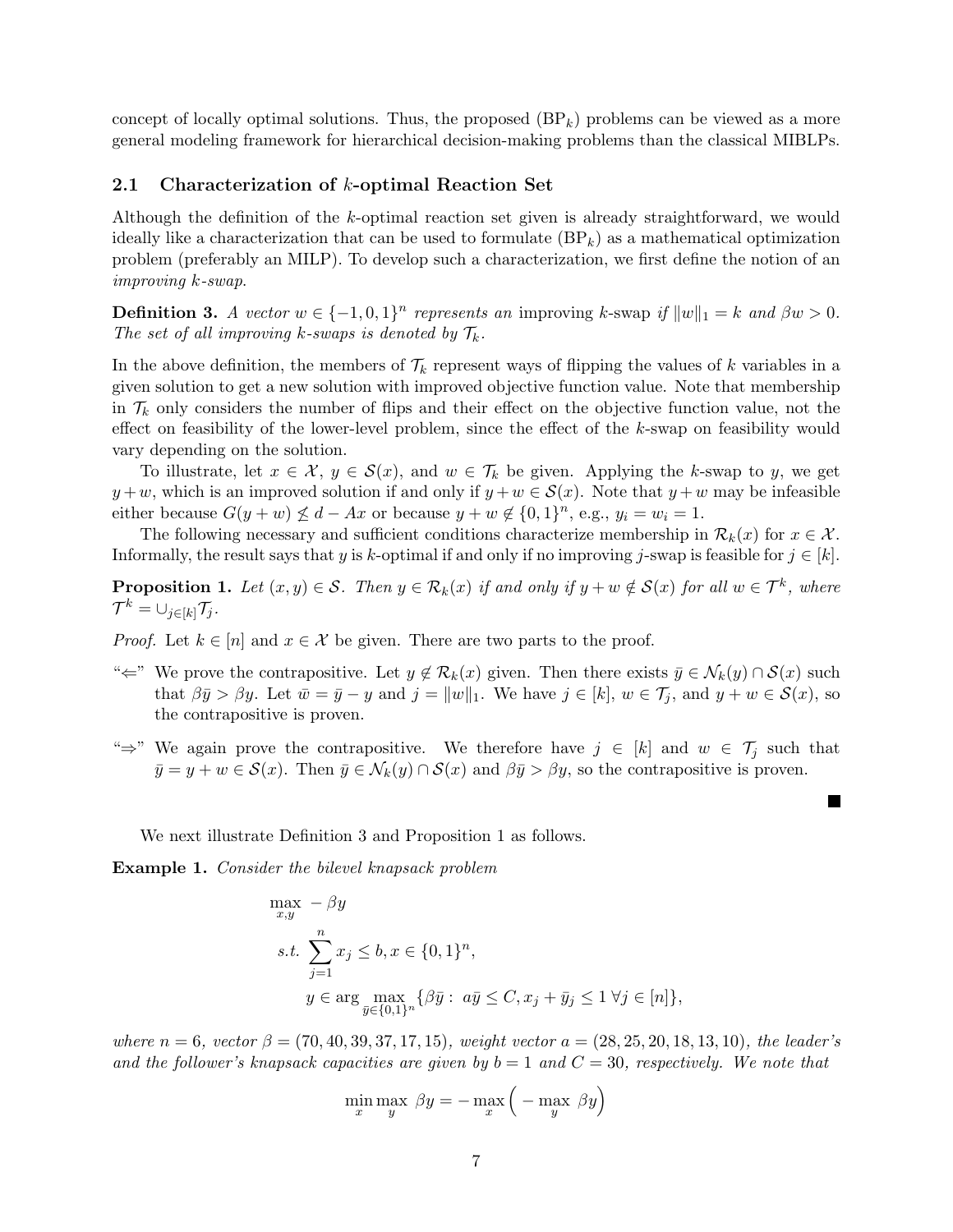concept of locally optimal solutions. Thus, the proposed ($\text{BP}_k$) problems can be viewed as a more general modeling framework for hierarchical decision-making problems than the classical MIBLPs.

## 2.1 Characterization of $k$-optimal Reaction Set

Although the definition of the $k$-optimal reaction set given is already straightforward, we would ideally like a characterization that can be used to formulate ($\text{BP}_k$) as a mathematical optimization problem (preferably an MILP). To develop such a characterization, we first define the notion of an *improving k-swap*.

**Definition 3.** *A vector $w \in \{-1, 0, 1\}^n$ represents an* improving $k$-swap *if $\|w\|_1 = k$ and $\beta w > 0$. The set of all improving $k$-swaps is denoted by $\mathcal{T}_k$.*

In the above definition, the members of $\mathcal{T}_k$ represent ways of flipping the values of $k$ variables in a given solution to get a new solution with improved objective function value. Note that membership in $\mathcal{T}_k$ only considers the number of flips and their effect on the objective function value, not the effect on feasibility of the lower-level problem, since the effect of the $k$-swap on feasibility would vary depending on the solution.

To illustrate, let $x \in \mathcal{X}$, $y \in \mathcal{S}(x)$, and $w \in \mathcal{T}_k$ be given. Applying the $k$-swap to $y$, we get $y + w$, which is an improved solution if and only if $y + w \in \mathcal{S}(x)$. Note that $y + w$ may be infeasible either because $G(y + w) \not\leq d - Ax$ or because $y + w \notin \{0, 1\}^n$, e.g., $y_i = w_i = 1$.

The following necessary and sufficient conditions characterize membership in $\mathcal{R}_k(x)$ for $x \in \mathcal{X}$. Informally, the result says that $y$ is $k$-optimal if and only if no improving $j$-swap is feasible for $j \in [k]$.

**Proposition 1.** *Let $(x, y) \in \mathcal{S}$. Then $y \in \mathcal{R}_k(x)$ if and only if $y + w \notin \mathcal{S}(x)$ for all $w \in \mathcal{T}^k$, where $\mathcal{T}^k = \cup_{j \in [k]} \mathcal{T}_j$.*

*Proof.* Let $k \in [n]$ and $x \in \mathcal{X}$ be given. There are two parts to the proof.

"$\Leftarrow$" We prove the contrapositive. Let $y \notin \mathcal{R}_k(x)$ given. Then there exists $\bar{y} \in \mathcal{N}_k(y) \cap \mathcal{S}(x)$ such that $\beta\bar{y} > \beta y$. Let $\bar{w} = \bar{y} - y$ and $j = \|w\|_1$. We have $j \in [k]$, $w \in \mathcal{T}_j$, and $y + w \in \mathcal{S}(x)$, so the contrapositive is proven.

"$\Rightarrow$" We again prove the contrapositive. We therefore have $j \in [k]$ and $w \in \mathcal{T}_j$ such that $\bar{y} = y + w \in \mathcal{S}(x)$. Then $\bar{y} \in \mathcal{N}_k(y) \cap \mathcal{S}(x)$ and $\beta\bar{y} > \beta y$, so the contrapositive is proven. ∎

We next illustrate Definition 3 and Proposition 1 as follows.

**Example 1.** *Consider the bilevel knapsack problem*

$$\begin{aligned}
\max_{x,y} \; & -\beta y \\
\text{s.t.} \; & \sum_{j=1}^{n} x_j \leq b, x \in \{0,1\}^n, \\
& y \in \arg\max_{\bar{y} \in \{0,1\}^n} \{\beta\bar{y} : \; a\bar{y} \leq C, x_j + \bar{y}_j \leq 1 \; \forall j \in [n]\},
\end{aligned}$$

*where $n = 6$, vector $\beta = (70, 40, 39, 37, 17, 15)$, weight vector $a = (28, 25, 20, 18, 13, 10)$, the leader's and the follower's knapsack capacities are given by $b = 1$ and $C = 30$, respectively. We note that*

$$\min_x \max_y \; \beta y = -\max_x \Big( -\max_y \; \beta y \Big)$$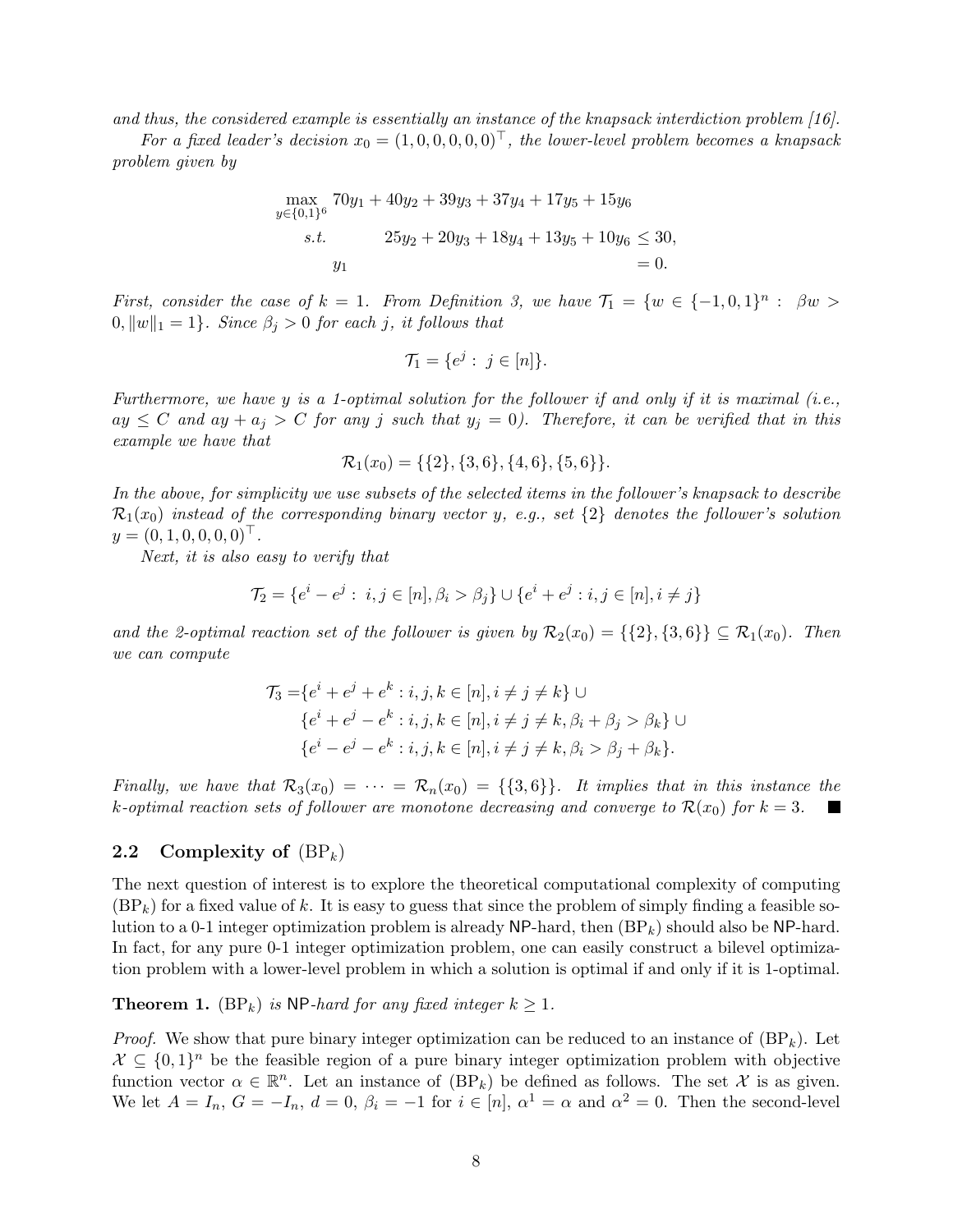*and thus, the considered example is essentially an instance of the knapsack interdiction problem [16].*

*For a fixed leader's decision $x_0 = (1, 0, 0, 0, 0, 0)^\top$, the lower-level problem becomes a knapsack problem given by*

$$
\begin{aligned}
\max_{y \in \{0,1\}^6} \quad & 70y_1 + 40y_2 + 39y_3 + 37y_4 + 17y_5 + 15y_6 \\
s.t. \quad & 25y_2 + 20y_3 + 18y_4 + 13y_5 + 10y_6 \leq 30, \\
& y_1 = 0.
\end{aligned}
$$

*First, consider the case of $k = 1$. From Definition 3, we have $\mathcal{T}_1 = \{w \in \{-1, 0, 1\}^n : \beta w > 0, \|w\|_1 = 1\}$. Since $\beta_j > 0$ for each $j$, it follows that*

$$\mathcal{T}_1 = \{e^j : j \in [n]\}.$$

*Furthermore, we have $y$ is a 1-optimal solution for the follower if and only if it is maximal (i.e., $ay \leq C$ and $ay + a_j > C$ for any $j$ such that $y_j = 0$). Therefore, it can be verified that in this example we have that*

$$\mathcal{R}_1(x_0) = \{\{2\}, \{3, 6\}, \{4, 6\}, \{5, 6\}\}.$$

*In the above, for simplicity we use subsets of the selected items in the follower's knapsack to describe $\mathcal{R}_1(x_0)$ instead of the corresponding binary vector $y$, e.g., set $\{2\}$ denotes the follower's solution $y = (0, 1, 0, 0, 0, 0)^\top$.*

*Next, it is also easy to verify that*

$$\mathcal{T}_2 = \{e^i - e^j : i, j \in [n], \beta_i > \beta_j\} \cup \{e^i + e^j : i, j \in [n], i \neq j\}$$

*and the 2-optimal reaction set of the follower is given by $\mathcal{R}_2(x_0) = \{\{2\}, \{3, 6\}\} \subseteq \mathcal{R}_1(x_0)$. Then we can compute*

$$
\begin{aligned}
\mathcal{T}_3 = & \{e^i + e^j + e^k : i, j, k \in [n], i \neq j \neq k\} \cup \\
& \{e^i + e^j - e^k : i, j, k \in [n], i \neq j \neq k, \beta_i + \beta_j > \beta_k\} \cup \\
& \{e^i - e^j - e^k : i, j, k \in [n], i \neq j \neq k, \beta_i > \beta_j + \beta_k\}.
\end{aligned}
$$

*Finally, we have that $\mathcal{R}_3(x_0) = \cdots = \mathcal{R}_n(x_0) = \{\{3, 6\}\}$. It implies that in this instance the $k$-optimal reaction sets of follower are monotone decreasing and converge to $\mathcal{R}(x_0)$ for $k = 3$.* ■

## 2.2 Complexity of $(\text{BP}_k)$

The next question of interest is to explore the theoretical computational complexity of computing $(\text{BP}_k)$ for a fixed value of $k$. It is easy to guess that since the problem of simply finding a feasible solution to a 0-1 integer optimization problem is already $\mathsf{NP}$-hard, then $(\text{BP}_k)$ should also be $\mathsf{NP}$-hard. In fact, for any pure 0-1 integer optimization problem, one can easily construct a bilevel optimization problem with a lower-level problem in which a solution is optimal if and only if it is 1-optimal.

**Theorem 1.** *$(\text{BP}_k)$ is $\mathsf{NP}$-hard for any fixed integer $k \geq 1$.*

*Proof.* We show that pure binary integer optimization can be reduced to an instance of $(\text{BP}_k)$. Let $\mathcal{X} \subseteq \{0, 1\}^n$ be the feasible region of a pure binary integer optimization problem with objective function vector $\alpha \in \mathbb{R}^n$. Let an instance of $(\text{BP}_k)$ be defined as follows. The set $\mathcal{X}$ is as given. We let $A = I_n$, $G = -I_n$, $d = 0$, $\beta_i = -1$ for $i \in [n]$, $\alpha^1 = \alpha$ and $\alpha^2 = 0$. Then the second-level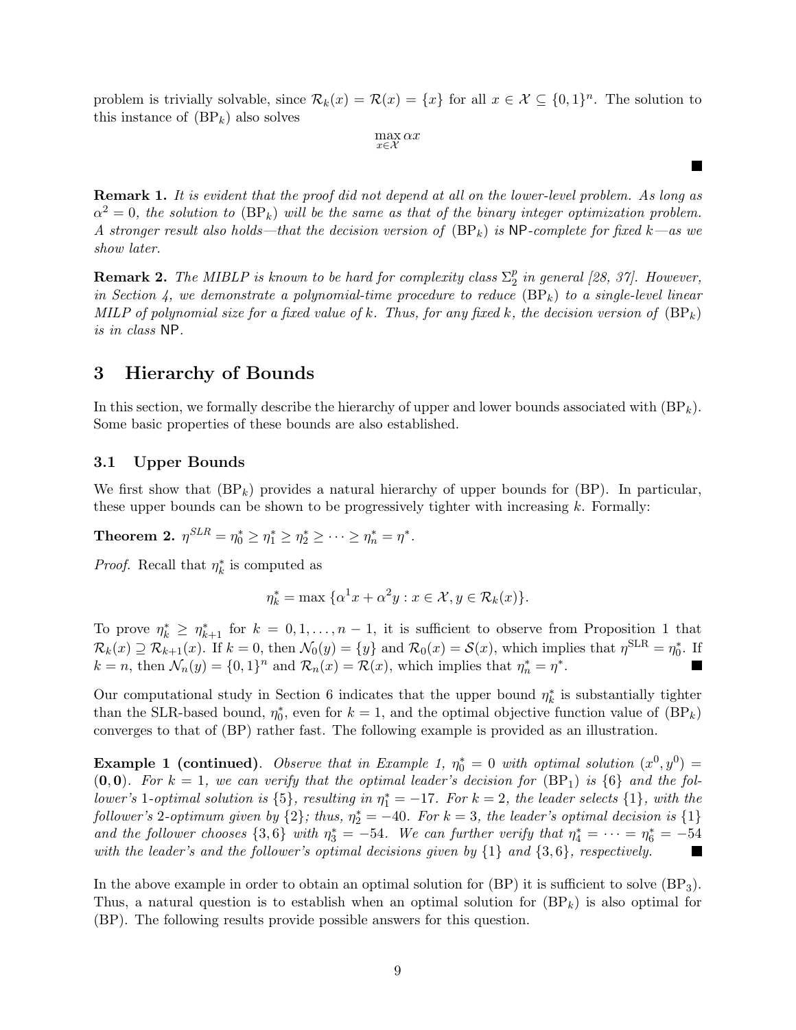problem is trivially solvable, since $\mathcal{R}_k(x) = \mathcal{R}(x) = \{x\}$ for all $x \in \mathcal{X} \subseteq \{0,1\}^n$. The solution to this instance of $(\text{BP}_k)$ also solves

$$\max_{x \in \mathcal{X}} \alpha x$$

■

**Remark 1.** *It is evident that the proof did not depend at all on the lower-level problem. As long as $\alpha^2 = 0$, the solution to $(\text{BP}_k)$ will be the same as that of the binary integer optimization problem. A stronger result also holds—that the decision version of $(\text{BP}_k)$ is $\mathsf{NP}$-complete for fixed $k$—as we show later.*

**Remark 2.** *The MIBLP is known to be hard for complexity class $\Sigma_2^p$ in general [28, 37]. However, in Section 4, we demonstrate a polynomial-time procedure to reduce $(\text{BP}_k)$ to a single-level linear MILP of polynomial size for a fixed value of $k$. Thus, for any fixed $k$, the decision version of $(\text{BP}_k)$ is in class $\mathsf{NP}$.*

## 3 Hierarchy of Bounds

In this section, we formally describe the hierarchy of upper and lower bounds associated with $(\text{BP}_k)$. Some basic properties of these bounds are also established.

### 3.1 Upper Bounds

We first show that $(\text{BP}_k)$ provides a natural hierarchy of upper bounds for (BP). In particular, these upper bounds can be shown to be progressively tighter with increasing $k$. Formally:

**Theorem 2.** $\eta^{SLR} = \eta_0^* \geq \eta_1^* \geq \eta_2^* \geq \cdots \geq \eta_n^* = \eta^*$.

*Proof.* Recall that $\eta_k^*$ is computed as

$$\eta_k^* = \max\{\alpha^1 x + \alpha^2 y : x \in \mathcal{X}, y \in \mathcal{R}_k(x)\}.$$

To prove $\eta_k^* \geq \eta_{k+1}^*$ for $k = 0, 1, \ldots, n-1$, it is sufficient to observe from Proposition 1 that $\mathcal{R}_k(x) \supseteq \mathcal{R}_{k+1}(x)$. If $k = 0$, then $\mathcal{N}_0(y) = \{y\}$ and $\mathcal{R}_0(x) = \mathcal{S}(x)$, which implies that $\eta^{\text{SLR}} = \eta_0^*$. If $k = n$, then $\mathcal{N}_n(y) = \{0,1\}^n$ and $\mathcal{R}_n(x) = \mathcal{R}(x)$, which implies that $\eta_n^* = \eta^*$. ■

Our computational study in Section 6 indicates that the upper bound $\eta_k^*$ is substantially tighter than the SLR-based bound, $\eta_0^*$, even for $k = 1$, and the optimal objective function value of $(\text{BP}_k)$ converges to that of (BP) rather fast. The following example is provided as an illustration.

**Example 1 (continued)**. *Observe that in Example 1, $\eta_0^* = 0$ with optimal solution $(x^0, y^0) = (\mathbf{0}, \mathbf{0})$. For $k = 1$, we can verify that the optimal leader's decision for $(\text{BP}_1)$ is $\{6\}$ and the follower's 1-optimal solution is $\{5\}$, resulting in $\eta_1^* = -17$. For $k = 2$, the leader selects $\{1\}$, with the follower's 2-optimum given by $\{2\}$; thus, $\eta_2^* = -40$. For $k = 3$, the leader's optimal decision is $\{1\}$ and the follower chooses $\{3, 6\}$ with $\eta_3^* = -54$. We can further verify that $\eta_4^* = \cdots = \eta_6^* = -54$ with the leader's and the follower's optimal decisions given by $\{1\}$ and $\{3, 6\}$, respectively.* ■

In the above example in order to obtain an optimal solution for (BP) it is sufficient to solve $(\text{BP}_3)$. Thus, a natural question is to establish when an optimal solution for $(\text{BP}_k)$ is also optimal for (BP). The following results provide possible answers for this question.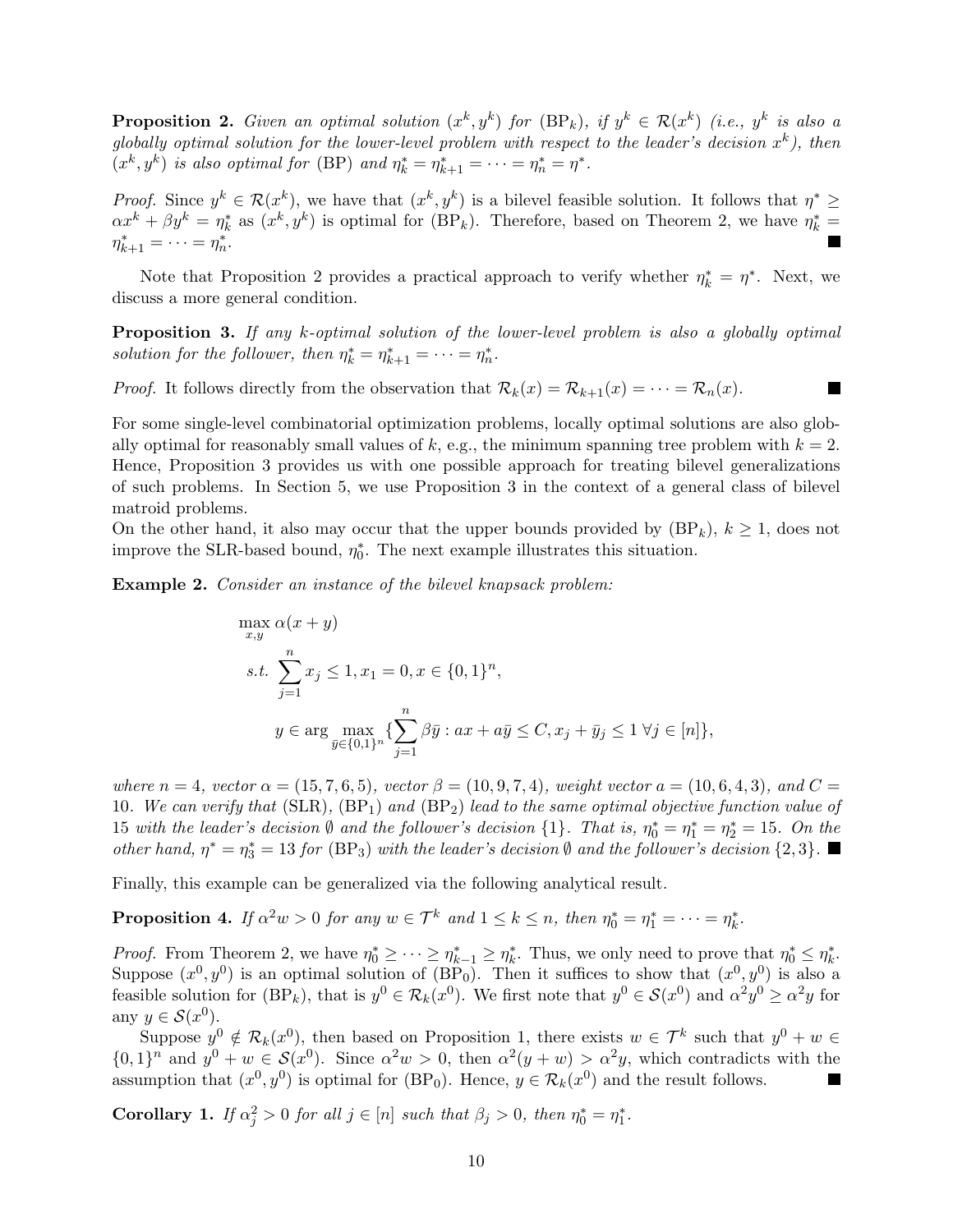**Proposition 2.** *Given an optimal solution $(x^k, y^k)$ for $(\mathrm{BP}_k)$, if $y^k \in \mathcal{R}(x^k)$ (i.e., $y^k$ is also a globally optimal solution for the lower-level problem with respect to the leader's decision $x^k$), then $(x^k, y^k)$ is also optimal for (BP) and $\eta_k^* = \eta_{k+1}^* = \cdots = \eta_n^* = \eta^*$.*

*Proof.* Since $y^k \in \mathcal{R}(x^k)$, we have that $(x^k, y^k)$ is a bilevel feasible solution. It follows that $\eta^* \geq \alpha x^k + \beta y^k = \eta_k^*$ as $(x^k, y^k)$ is optimal for $(\mathrm{BP}_k)$. Therefore, based on Theorem 2, we have $\eta_k^* = \eta_{k+1}^* = \cdots = \eta_n^*$. ∎

Note that Proposition 2 provides a practical approach to verify whether $\eta_k^* = \eta^*$. Next, we discuss a more general condition.

**Proposition 3.** *If any $k$-optimal solution of the lower-level problem is also a globally optimal solution for the follower, then $\eta_k^* = \eta_{k+1}^* = \cdots = \eta_n^*$.*

*Proof.* It follows directly from the observation that $\mathcal{R}_k(x) = \mathcal{R}_{k+1}(x) = \cdots = \mathcal{R}_n(x)$. ∎

For some single-level combinatorial optimization problems, locally optimal solutions are also globally optimal for reasonably small values of $k$, e.g., the minimum spanning tree problem with $k = 2$. Hence, Proposition 3 provides us with one possible approach for treating bilevel generalizations of such problems. In Section 5, we use Proposition 3 in the context of a general class of bilevel matroid problems.
On the other hand, it also may occur that the upper bounds provided by $(\mathrm{BP}_k)$, $k \geq 1$, does not improve the SLR-based bound, $\eta_0^*$. The next example illustrates this situation.

**Example 2.** *Consider an instance of the bilevel knapsack problem:*

$$
\begin{aligned}
&\max_{x,y} \ \alpha(x + y) \\
&s.t. \ \sum_{j=1}^{n} x_j \leq 1, x_1 = 0, x \in \{0,1\}^n, \\
&\qquad y \in \arg\max_{\bar{y} \in \{0,1\}^n} \{\sum_{j=1}^{n} \beta \bar{y} : ax + a\bar{y} \leq C, x_j + \bar{y}_j \leq 1 \ \forall j \in [n]\},
\end{aligned}
$$

*where $n = 4$, vector $\alpha = (15, 7, 6, 5)$, vector $\beta = (10, 9, 7, 4)$, weight vector $a = (10, 6, 4, 3)$, and $C = 10$. We can verify that (SLR), $(\mathrm{BP}_1)$ and $(\mathrm{BP}_2)$ lead to the same optimal objective function value of 15 with the leader's decision $\emptyset$ and the follower's decision $\{1\}$. That is, $\eta_0^* = \eta_1^* = \eta_2^* = 15$. On the other hand, $\eta^* = \eta_3^* = 13$ for $(\mathrm{BP}_3)$ with the leader's decision $\emptyset$ and the follower's decision $\{2, 3\}$.* ∎

Finally, this example can be generalized via the following analytical result.

**Proposition 4.** *If $\alpha^2 w > 0$ for any $w \in \mathcal{T}^k$ and $1 \leq k \leq n$, then $\eta_0^* = \eta_1^* = \cdots = \eta_k^*$.*

*Proof.* From Theorem 2, we have $\eta_0^* \geq \cdots \geq \eta_{k-1}^* \geq \eta_k^*$. Thus, we only need to prove that $\eta_0^* \leq \eta_k^*$. Suppose $(x^0, y^0)$ is an optimal solution of $(\mathrm{BP}_0)$. Then it suffices to show that $(x^0, y^0)$ is also a feasible solution for $(\mathrm{BP}_k)$, that is $y^0 \in \mathcal{R}_k(x^0)$. We first note that $y^0 \in \mathcal{S}(x^0)$ and $\alpha^2 y^0 \geq \alpha^2 y$ for any $y \in \mathcal{S}(x^0)$.

Suppose $y^0 \notin \mathcal{R}_k(x^0)$, then based on Proposition 1, there exists $w \in \mathcal{T}^k$ such that $y^0 + w \in \{0,1\}^n$ and $y^0 + w \in \mathcal{S}(x^0)$. Since $\alpha^2 w > 0$, then $\alpha^2(y + w) > \alpha^2 y$, which contradicts with the assumption that $(x^0, y^0)$ is optimal for $(\mathrm{BP}_0)$. Hence, $y \in \mathcal{R}_k(x^0)$ and the result follows. ∎

**Corollary 1.** *If $\alpha_j^2 > 0$ for all $j \in [n]$ such that $\beta_j > 0$, then $\eta_0^* = \eta_1^*$.*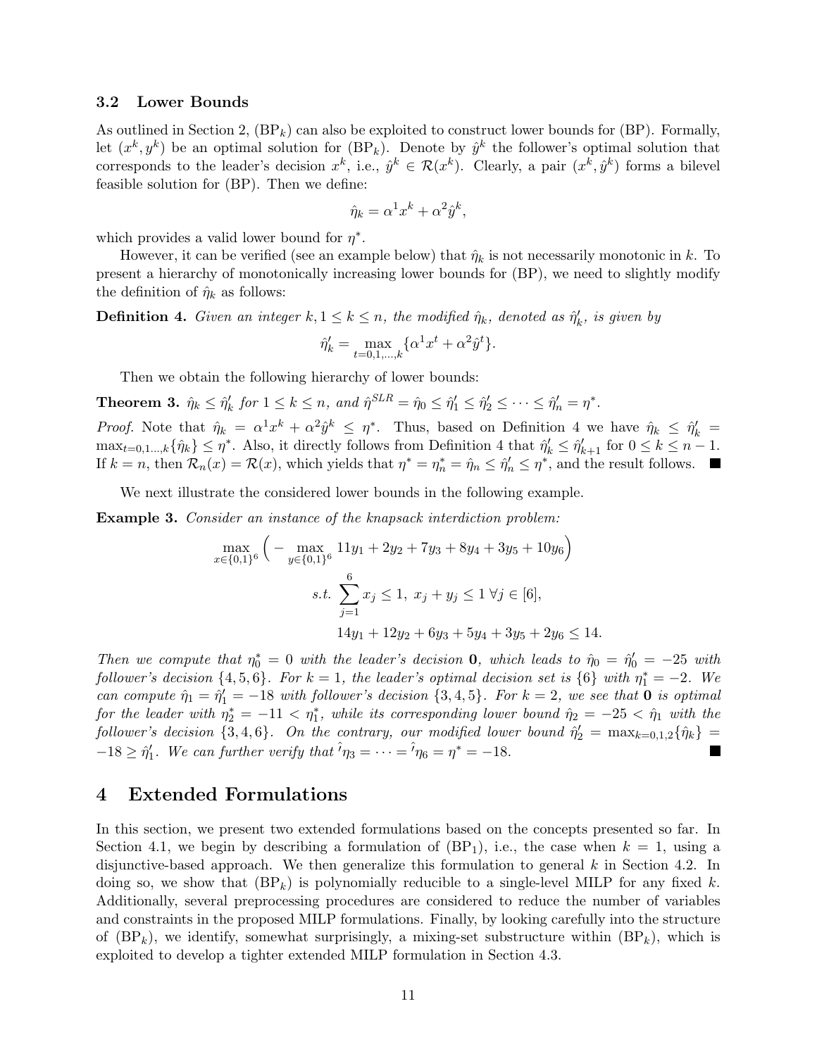### 3.2 Lower Bounds

As outlined in Section 2, (BP$_k$) can also be exploited to construct lower bounds for (BP). Formally, let $(x^k, y^k)$ be an optimal solution for (BP$_k$). Denote by $\hat{y}^k$ the follower's optimal solution that corresponds to the leader's decision $x^k$, i.e., $\hat{y}^k \in \mathcal{R}(x^k)$. Clearly, a pair $(x^k, \hat{y}^k)$ forms a bilevel feasible solution for (BP). Then we define:

$$\hat{\eta}_k = \alpha^1 x^k + \alpha^2 \hat{y}^k,$$

which provides a valid lower bound for $\eta^*$.

However, it can be verified (see an example below) that $\hat{\eta}_k$ is not necessarily monotonic in $k$. To present a hierarchy of monotonically increasing lower bounds for (BP), we need to slightly modify the definition of $\hat{\eta}_k$ as follows:

**Definition 4.** *Given an integer $k, 1 \leq k \leq n$, the modified $\hat{\eta}_k$, denoted as $\hat{\eta}'_k$, is given by*

$$\hat{\eta}'_k = \max_{t=0,1,\ldots,k} \{\alpha^1 x^t + \alpha^2 \hat{y}^t\}.$$

Then we obtain the following hierarchy of lower bounds:

**Theorem 3.** *$\hat{\eta}_k \leq \hat{\eta}'_k$ for $1 \leq k \leq n$, and $\hat{\eta}^{SLR} = \hat{\eta}_0 \leq \hat{\eta}'_1 \leq \hat{\eta}'_2 \leq \cdots \leq \hat{\eta}'_n = \eta^*$.*

*Proof.* Note that $\hat{\eta}_k = \alpha^1 x^k + \alpha^2 \hat{y}^k \leq \eta^*$. Thus, based on Definition 4 we have $\hat{\eta}_k \leq \hat{\eta}'_k = \max_{t=0,1\ldots,k}\{\hat{\eta}_k\} \leq \eta^*$. Also, it directly follows from Definition 4 that $\hat{\eta}'_k \leq \hat{\eta}'_{k+1}$ for $0 \leq k \leq n-1$. If $k = n$, then $\mathcal{R}_n(x) = \mathcal{R}(x)$, which yields that $\eta^* = \eta^*_n = \hat{\eta}_n \leq \hat{\eta}'_n \leq \eta^*$, and the result follows. ∎

We next illustrate the considered lower bounds in the following example.

**Example 3.** *Consider an instance of the knapsack interdiction problem:*

$$\max_{x \in \{0,1\}^6} \Big( - \max_{y \in \{0,1\}^6} 11y_1 + 2y_2 + 7y_3 + 8y_4 + 3y_5 + 10y_6 \Big)$$

$$\text{s.t.} \sum_{j=1}^{6} x_j \leq 1, \; x_j + y_j \leq 1 \; \forall j \in [6],$$

$$14y_1 + 12y_2 + 6y_3 + 5y_4 + 3y_5 + 2y_6 \leq 14.$$

*Then we compute that $\eta^*_0 = 0$ with the leader's decision $\mathbf{0}$, which leads to $\hat{\eta}_0 = \hat{\eta}'_0 = -25$ with follower's decision $\{4,5,6\}$. For $k = 1$, the leader's optimal decision set is $\{6\}$ with $\eta^*_1 = -2$. We can compute $\hat{\eta}_1 = \hat{\eta}'_1 = -18$ with follower's decision $\{3,4,5\}$. For $k = 2$, we see that $\mathbf{0}$ is optimal for the leader with $\eta^*_2 = -11 < \eta^*_1$, while its corresponding lower bound $\hat{\eta}_2 = -25 < \hat{\eta}_1$ with the follower's decision $\{3,4,6\}$. On the contrary, our modified lower bound $\hat{\eta}'_2 = \max_{k=0,1,2}\{\hat{\eta}_k\} = -18 \geq \hat{\eta}'_1$. We can further verify that $\hat{'}\eta_3 = \cdots = \hat{'}\eta_6 = \eta^* = -18$.* ∎

## 4 Extended Formulations

In this section, we present two extended formulations based on the concepts presented so far. In Section 4.1, we begin by describing a formulation of (BP$_1$), i.e., the case when $k = 1$, using a disjunctive-based approach. We then generalize this formulation to general $k$ in Section 4.2. In doing so, we show that (BP$_k$) is polynomially reducible to a single-level MILP for any fixed $k$. Additionally, several preprocessing procedures are considered to reduce the number of variables and constraints in the proposed MILP formulations. Finally, by looking carefully into the structure of (BP$_k$), we identify, somewhat surprisingly, a mixing-set substructure within (BP$_k$), which is exploited to develop a tighter extended MILP formulation in Section 4.3.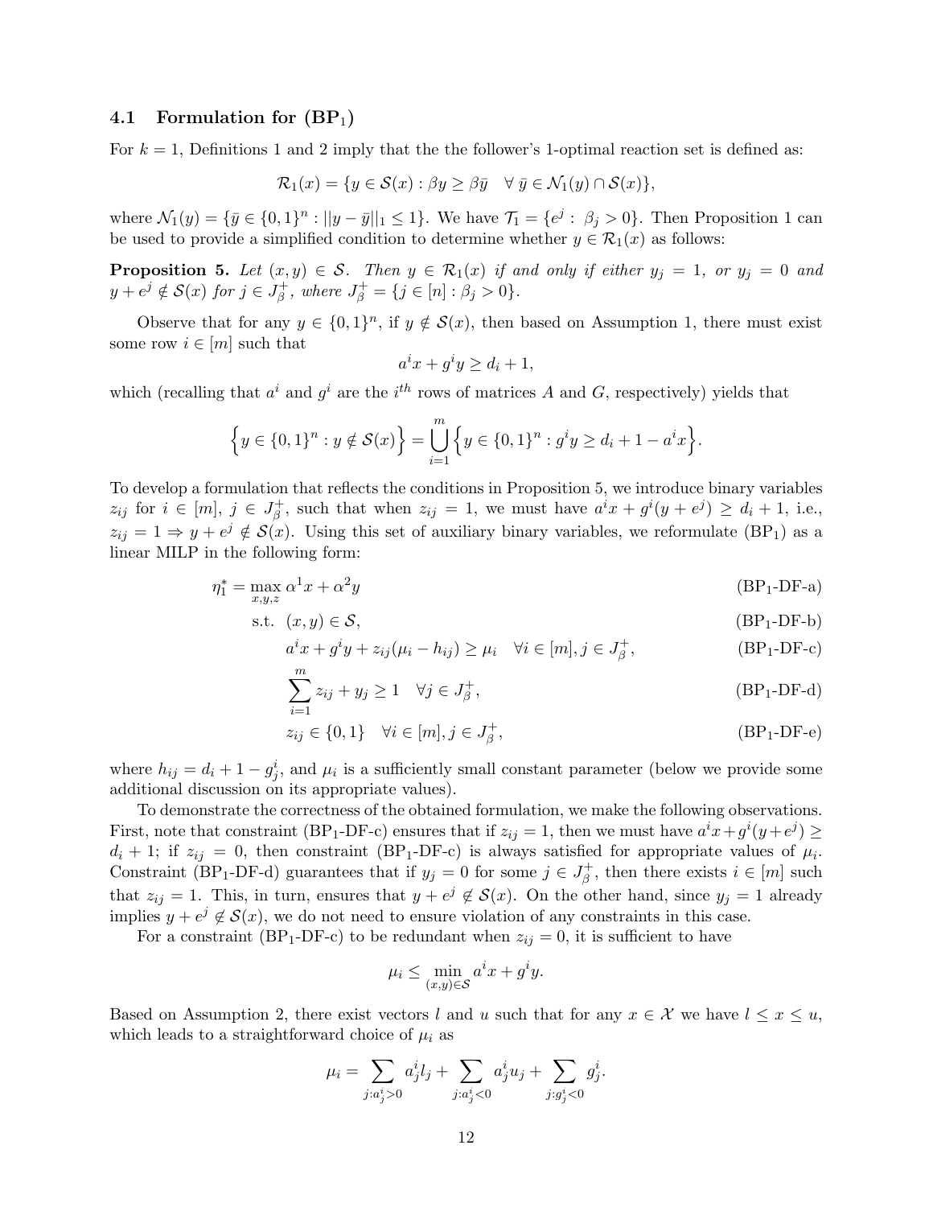### 4.1 Formulation for (BP$_1$)

For $k = 1$, Definitions 1 and 2 imply that the the follower's 1-optimal reaction set is defined as:

$$\mathcal{R}_1(x) = \{y \in \mathcal{S}(x) : \beta y \geq \beta \bar{y} \quad \forall\, \bar{y} \in \mathcal{N}_1(y) \cap \mathcal{S}(x)\},$$

where $\mathcal{N}_1(y) = \{\bar{y} \in \{0,1\}^n : ||y - \bar{y}||_1 \leq 1\}$. We have $\mathcal{T}_1 = \{e^j : \beta_j > 0\}$. Then Proposition 1 can be used to provide a simplified condition to determine whether $y \in \mathcal{R}_1(x)$ as follows:

**Proposition 5.** *Let $(x, y) \in \mathcal{S}$. Then $y \in \mathcal{R}_1(x)$ if and only if either $y_j = 1$, or $y_j = 0$ and $y + e^j \notin \mathcal{S}(x)$ for $j \in J^+_\beta$, where $J^+_\beta = \{j \in [n] : \beta_j > 0\}$.*

Observe that for any $y \in \{0,1\}^n$, if $y \notin \mathcal{S}(x)$, then based on Assumption 1, there must exist some row $i \in [m]$ such that

$$a^i x + g^i y \geq d_i + 1,$$

which (recalling that $a^i$ and $g^i$ are the $i^{th}$ rows of matrices $A$ and $G$, respectively) yields that

$$\Big\{y \in \{0,1\}^n : y \notin \mathcal{S}(x)\Big\} = \bigcup_{i=1}^{m} \Big\{y \in \{0,1\}^n : g^i y \geq d_i + 1 - a^i x\Big\}.$$

To develop a formulation that reflects the conditions in Proposition 5, we introduce binary variables $z_{ij}$ for $i \in [m]$, $j \in J^+_\beta$, such that when $z_{ij} = 1$, we must have $a^i x + g^i(y + e^j) \geq d_i + 1$, i.e., $z_{ij} = 1 \Rightarrow y + e^j \notin \mathcal{S}(x)$. Using this set of auxiliary binary variables, we reformulate (BP$_1$) as a linear MILP in the following form:

$$\eta_1^* = \max_{x,y,z} \alpha^1 x + \alpha^2 y \tag{BP$_1$-DF-a}$$

$$\text{s.t.} \;\; (x, y) \in \mathcal{S}, \tag{BP$_1$-DF-b}$$

$$a^i x + g^i y + z_{ij}(\mu_i - h_{ij}) \geq \mu_i \quad \forall i \in [m], j \in J^+_\beta, \tag{BP$_1$-DF-c}$$

$$\sum_{i=1}^{m} z_{ij} + y_j \geq 1 \quad \forall j \in J^+_\beta, \tag{BP$_1$-DF-d}$$

$$z_{ij} \in \{0,1\} \quad \forall i \in [m], j \in J^+_\beta, \tag{BP$_1$-DF-e}$$

where $h_{ij} = d_i + 1 - g^i_j$, and $\mu_i$ is a sufficiently small constant parameter (below we provide some additional discussion on its appropriate values).

To demonstrate the correctness of the obtained formulation, we make the following observations. First, note that constraint (BP$_1$-DF-c) ensures that if $z_{ij} = 1$, then we must have $a^i x + g^i(y + e^j) \geq d_i + 1$; if $z_{ij} = 0$, then constraint (BP$_1$-DF-c) is always satisfied for appropriate values of $\mu_i$. Constraint (BP$_1$-DF-d) guarantees that if $y_j = 0$ for some $j \in J^+_\beta$, then there exists $i \in [m]$ such that $z_{ij} = 1$. This, in turn, ensures that $y + e^j \notin \mathcal{S}(x)$. On the other hand, since $y_j = 1$ already implies $y + e^j \notin \mathcal{S}(x)$, we do not need to ensure violation of any constraints in this case.

For a constraint (BP$_1$-DF-c) to be redundant when $z_{ij} = 0$, it is sufficient to have

$$\mu_i \leq \min_{(x,y) \in \mathcal{S}} a^i x + g^i y.$$

Based on Assumption 2, there exist vectors $l$ and $u$ such that for any $x \in \mathcal{X}$ we have $l \leq x \leq u$, which leads to a straightforward choice of $\mu_i$ as

$$\mu_i = \sum_{j : a^i_j > 0} a^i_j l_j + \sum_{j : a^i_j < 0} a^i_j u_j + \sum_{j : g^i_j < 0} g^i_j.$$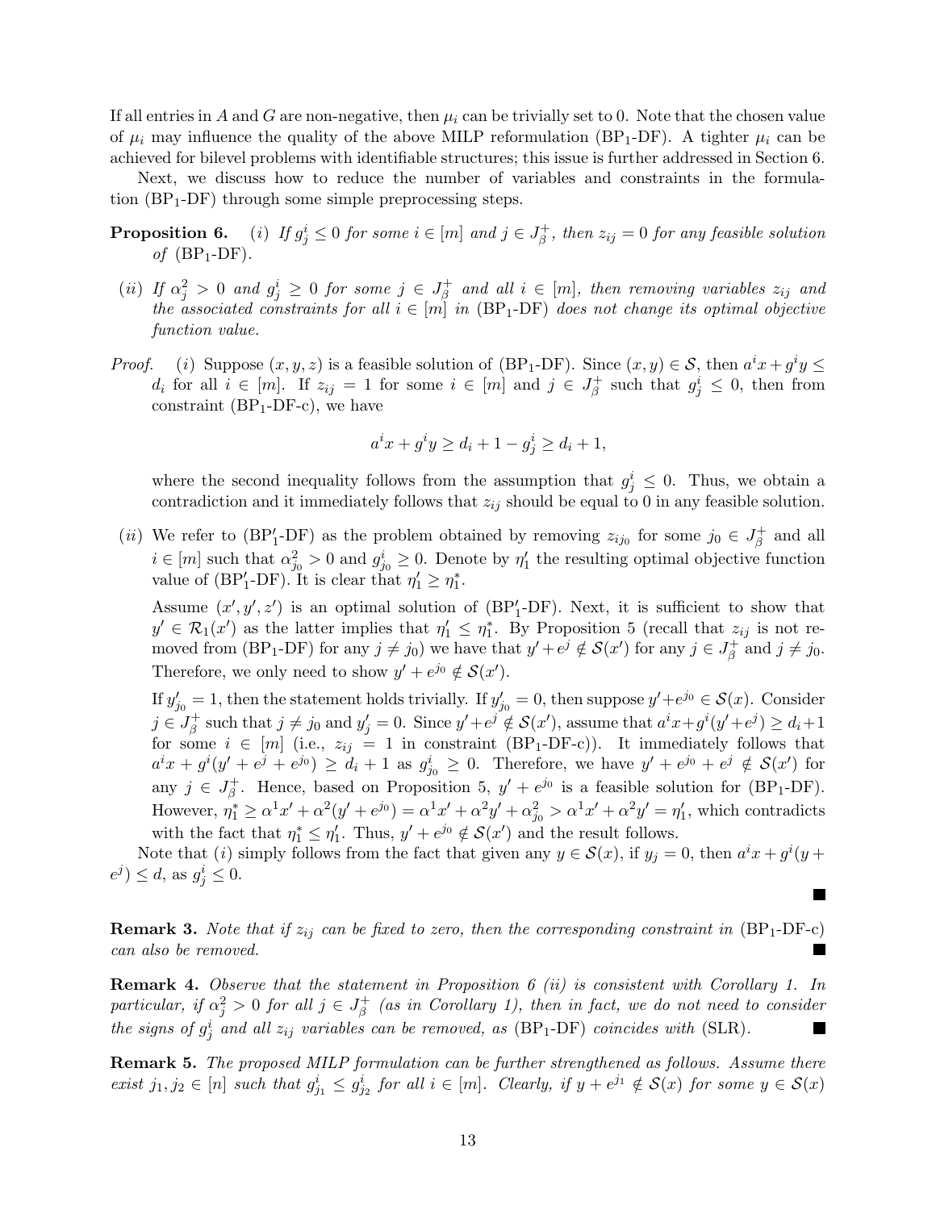If all entries in $A$ and $G$ are non-negative, then $\mu_i$ can be trivially set to 0. Note that the chosen value of $\mu_i$ may influence the quality of the above MILP reformulation ($\text{BP}_1$-DF). A tighter $\mu_i$ can be achieved for bilevel problems with identifiable structures; this issue is further addressed in Section 6.

Next, we discuss how to reduce the number of variables and constraints in the formulation ($\text{BP}_1$-DF) through some simple preprocessing steps.

**Proposition 6.** *(i) If $g^i_j \leq 0$ for some $i \in [m]$ and $j \in J^+_\beta$, then $z_{ij} = 0$ for any feasible solution of* ($\text{BP}_1$-DF).

*(ii) If $\alpha^2_j > 0$ and $g^i_j \geq 0$ for some $j \in J^+_\beta$ and all $i \in [m]$, then removing variables $z_{ij}$ and the associated constraints for all $i \in [m]$ in* ($\text{BP}_1$-DF) *does not change its optimal objective function value.*

*Proof.* (i) Suppose $(x, y, z)$ is a feasible solution of ($\text{BP}_1$-DF). Since $(x, y) \in \mathcal{S}$, then $a^i x + g^i y \leq d_i$ for all $i \in [m]$. If $z_{ij} = 1$ for some $i \in [m]$ and $j \in J^+_\beta$ such that $g^i_j \leq 0$, then from constraint ($\text{BP}_1$-DF-c), we have

$$a^i x + g^i y \geq d_i + 1 - g^i_j \geq d_i + 1,$$

where the second inequality follows from the assumption that $g^i_j \leq 0$. Thus, we obtain a contradiction and it immediately follows that $z_{ij}$ should be equal to 0 in any feasible solution.

(ii) We refer to ($\text{BP}'_1$-DF) as the problem obtained by removing $z_{ij_0}$ for some $j_0 \in J^+_\beta$ and all $i \in [m]$ such that $\alpha^2_{j_0} > 0$ and $g^i_{j_0} \geq 0$. Denote by $\eta'_1$ the resulting optimal objective function value of ($\text{BP}'_1$-DF). It is clear that $\eta'_1 \geq \eta^*_1$.

Assume $(x', y', z')$ is an optimal solution of ($\text{BP}'_1$-DF). Next, it is sufficient to show that $y' \in \mathcal{R}_1(x')$ as the latter implies that $\eta'_1 \leq \eta^*_1$. By Proposition 5 (recall that $z_{ij}$ is not removed from ($\text{BP}_1$-DF) for any $j \neq j_0$) we have that $y' + e^j \notin \mathcal{S}(x')$ for any $j \in J^+_\beta$ and $j \neq j_0$. Therefore, we only need to show $y' + e^{j_0} \notin \mathcal{S}(x')$.

If $y'_{j_0} = 1$, then the statement holds trivially. If $y'_{j_0} = 0$, then suppose $y' + e^{j_0} \in \mathcal{S}(x)$. Consider $j \in J^+_\beta$ such that $j \neq j_0$ and $y'_j = 0$. Since $y' + e^j \notin \mathcal{S}(x')$, assume that $a^i x + g^i(y' + e^j) \geq d_i + 1$ for some $i \in [m]$ (i.e., $z_{ij} = 1$ in constraint ($\text{BP}_1$-DF-c)). It immediately follows that $a^i x + g^i(y' + e^j + e^{j_0}) \geq d_i + 1$ as $g^i_{j_0} \geq 0$. Therefore, we have $y' + e^{j_0} + e^j \notin \mathcal{S}(x')$ for any $j \in J^+_\beta$. Hence, based on Proposition 5, $y' + e^{j_0}$ is a feasible solution for ($\text{BP}_1$-DF). However, $\eta^*_1 \geq \alpha^1 x' + \alpha^2(y' + e^{j_0}) = \alpha^1 x' + \alpha^2 y' + \alpha^2_{j_0} > \alpha^1 x' + \alpha^2 y' = \eta'_1$, which contradicts with the fact that $\eta^*_1 \leq \eta'_1$. Thus, $y' + e^{j_0} \notin \mathcal{S}(x')$ and the result follows.

Note that (i) simply follows from the fact that given any $y \in \mathcal{S}(x)$, if $y_j = 0$, then $a^i x + g^i(y + e^j) \leq d$, as $g^i_j \leq 0$. ∎

**Remark 3.** *Note that if $z_{ij}$ can be fixed to zero, then the corresponding constraint in* ($\text{BP}_1$-DF-c) *can also be removed.* ∎

**Remark 4.** *Observe that the statement in Proposition 6 (ii) is consistent with Corollary 1. In particular, if $\alpha^2_j > 0$ for all $j \in J^+_\beta$ (as in Corollary 1), then in fact, we do not need to consider the signs of $g^i_j$ and all $z_{ij}$ variables can be removed, as* ($\text{BP}_1$-DF) *coincides with* (SLR). ∎

**Remark 5.** *The proposed MILP formulation can be further strengthened as follows. Assume there exist $j_1, j_2 \in [n]$ such that $g^i_{j_1} \leq g^i_{j_2}$ for all $i \in [m]$. Clearly, if $y + e^{j_1} \notin \mathcal{S}(x)$ for some $y \in \mathcal{S}(x)$*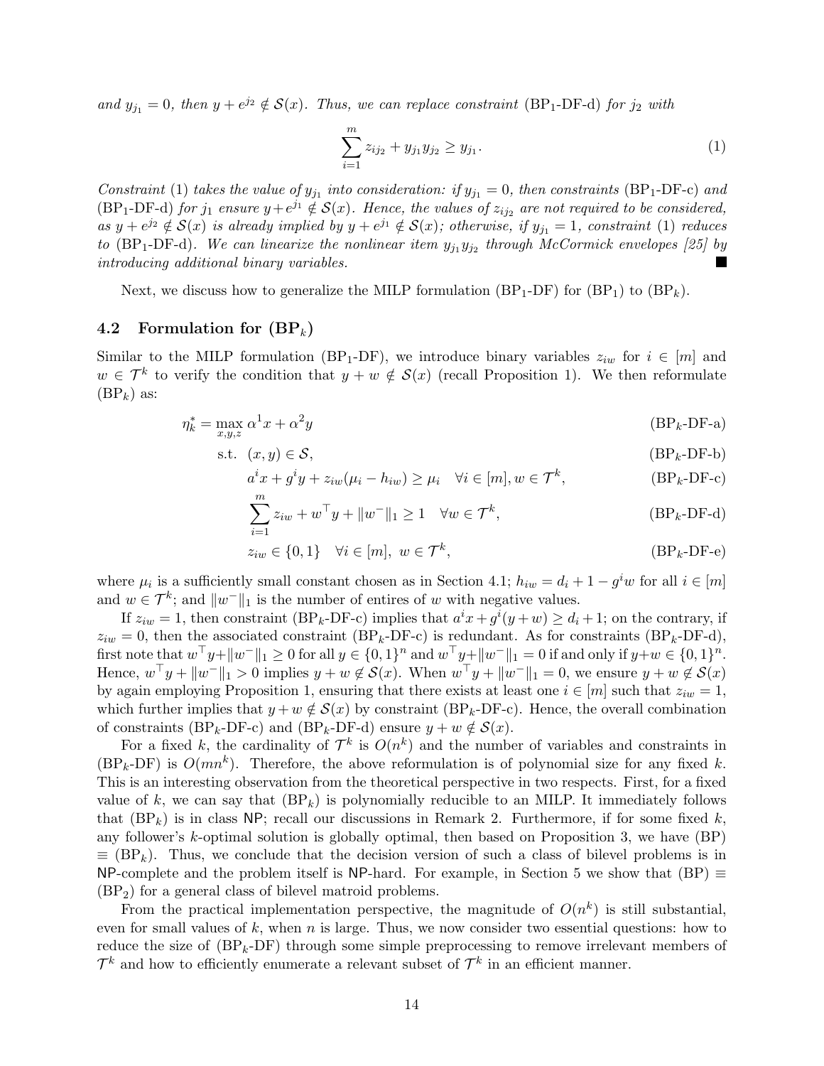*and $y_{j_1} = 0$, then $y + e^{j_2} \notin \mathcal{S}(x)$. Thus, we can replace constraint* (BP$_1$-DF-d) *for $j_2$ with*

$$\sum_{i=1}^{m} z_{ij_2} + y_{j_1} y_{j_2} \geq y_{j_1}. \tag{1}$$

*Constraint* (1) *takes the value of $y_{j_1}$ into consideration: if $y_{j_1} = 0$, then constraints* (BP$_1$-DF-c) *and* (BP$_1$-DF-d) *for $j_1$ ensure $y + e^{j_1} \notin \mathcal{S}(x)$. Hence, the values of $z_{ij_2}$ are not required to be considered, as $y + e^{j_2} \notin \mathcal{S}(x)$ is already implied by $y + e^{j_1} \notin \mathcal{S}(x)$; otherwise, if $y_{j_1} = 1$, constraint* (1) *reduces to* (BP$_1$-DF-d). *We can linearize the nonlinear item $y_{j_1} y_{j_2}$ through McCormick envelopes [25] by introducing additional binary variables.* ∎

Next, we discuss how to generalize the MILP formulation (BP$_1$-DF) for (BP$_1$) to (BP$_k$).

## 4.2 Formulation for (BP$_k$)

Similar to the MILP formulation (BP$_1$-DF), we introduce binary variables $z_{iw}$ for $i \in [m]$ and $w \in \mathcal{T}^k$ to verify the condition that $y + w \notin \mathcal{S}(x)$ (recall Proposition 1). We then reformulate (BP$_k$) as:

$$\eta_k^* = \max_{x,y,z} \alpha^1 x + \alpha^2 y \tag{BP$_k$-DF-a}$$

$$\text{s.t. } (x, y) \in \mathcal{S}, \tag{BP$_k$-DF-b}$$

$$a^i x + g^i y + z_{iw}(\mu_i - h_{iw}) \geq \mu_i \quad \forall i \in [m], w \in \mathcal{T}^k, \tag{BP$_k$-DF-c}$$

$$\sum_{i=1}^{m} z_{iw} + w^\top y + \|w^-\|_1 \geq 1 \quad \forall w \in \mathcal{T}^k, \tag{BP$_k$-DF-d}$$

$$z_{iw} \in \{0, 1\} \quad \forall i \in [m],\ w \in \mathcal{T}^k, \tag{BP$_k$-DF-e}$$

where $\mu_i$ is a sufficiently small constant chosen as in Section 4.1; $h_{iw} = d_i + 1 - g^i w$ for all $i \in [m]$ and $w \in \mathcal{T}^k$; and $\|w^-\|_1$ is the number of entires of $w$ with negative values.

If $z_{iw} = 1$, then constraint (BP$_k$-DF-c) implies that $a^i x + g^i(y + w) \geq d_i + 1$; on the contrary, if $z_{iw} = 0$, then the associated constraint (BP$_k$-DF-c) is redundant. As for constraints (BP$_k$-DF-d), first note that $w^\top y + \|w^-\|_1 \geq 0$ for all $y \in \{0,1\}^n$ and $w^\top y + \|w^-\|_1 = 0$ if and only if $y + w \in \{0,1\}^n$. Hence, $w^\top y + \|w^-\|_1 > 0$ implies $y + w \notin \mathcal{S}(x)$. When $w^\top y + \|w^-\|_1 = 0$, we ensure $y + w \notin \mathcal{S}(x)$ by again employing Proposition 1, ensuring that there exists at least one $i \in [m]$ such that $z_{iw} = 1$, which further implies that $y + w \notin \mathcal{S}(x)$ by constraint (BP$_k$-DF-c). Hence, the overall combination of constraints (BP$_k$-DF-c) and (BP$_k$-DF-d) ensure $y + w \notin \mathcal{S}(x)$.

For a fixed $k$, the cardinality of $\mathcal{T}^k$ is $O(n^k)$ and the number of variables and constraints in (BP$_k$-DF) is $O(mn^k)$. Therefore, the above reformulation is of polynomial size for any fixed $k$. This is an interesting observation from the theoretical perspective in two respects. First, for a fixed value of $k$, we can say that (BP$_k$) is polynomially reducible to an MILP. It immediately follows that (BP$_k$) is in class NP; recall our discussions in Remark 2. Furthermore, if for some fixed $k$, any follower's $k$-optimal solution is globally optimal, then based on Proposition 3, we have (BP) $\equiv$ (BP$_k$). Thus, we conclude that the decision version of such a class of bilevel problems is in NP-complete and the problem itself is NP-hard. For example, in Section 5 we show that (BP) $\equiv$ (BP$_2$) for a general class of bilevel matroid problems.

From the practical implementation perspective, the magnitude of $O(n^k)$ is still substantial, even for small values of $k$, when $n$ is large. Thus, we now consider two essential questions: how to reduce the size of (BP$_k$-DF) through some simple preprocessing to remove irrelevant members of $\mathcal{T}^k$ and how to efficiently enumerate a relevant subset of $\mathcal{T}^k$ in an efficient manner.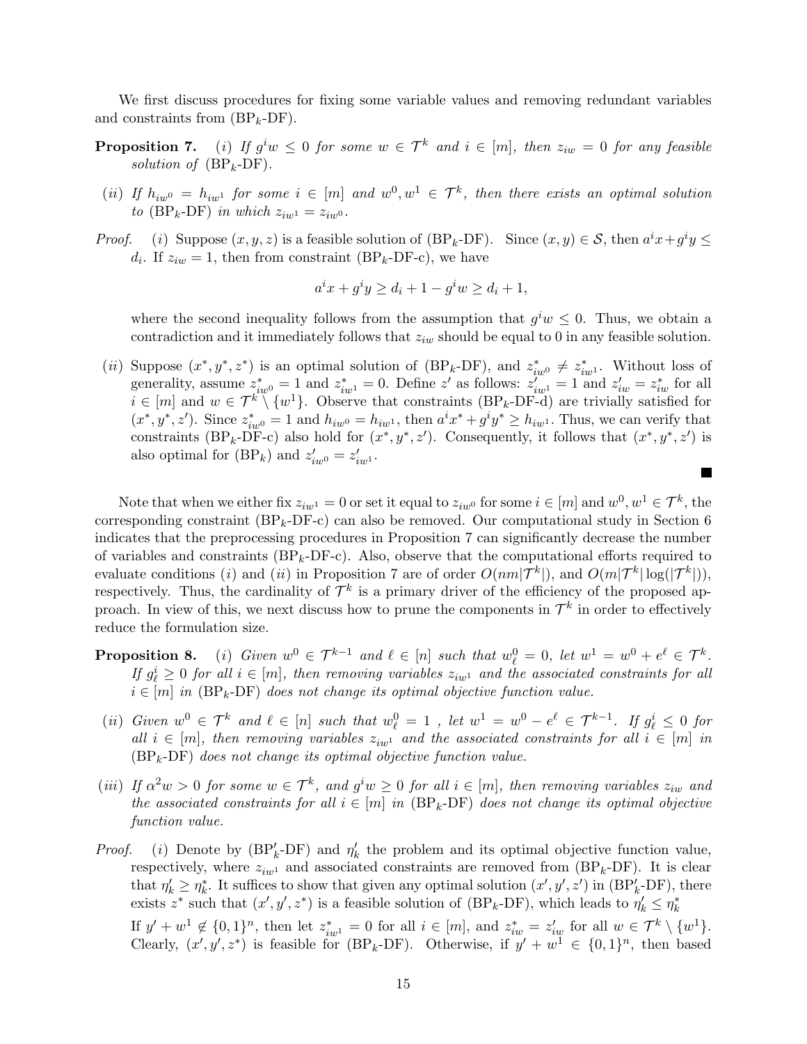We first discuss procedures for fixing some variable values and removing redundant variables and constraints from (BP$_k$-DF).

**Proposition 7.** *(i) If $g^i w \leq 0$ for some $w \in \mathcal{T}^k$ and $i \in [m]$, then $z_{iw} = 0$ for any feasible solution of* (BP$_k$-DF).

*(ii) If $h_{iw^0} = h_{iw^1}$ for some $i \in [m]$ and $w^0, w^1 \in \mathcal{T}^k$, then there exists an optimal solution to* (BP$_k$-DF) *in which $z_{iw^1} = z_{iw^0}$.*

*Proof.* (i) Suppose $(x, y, z)$ is a feasible solution of (BP$_k$-DF). Since $(x, y) \in \mathcal{S}$, then $a^i x + g^i y \leq d_i$. If $z_{iw} = 1$, then from constraint (BP$_k$-DF-c), we have

$$a^i x + g^i y \geq d_i + 1 - g^i w \geq d_i + 1,$$

where the second inequality follows from the assumption that $g^i w \leq 0$. Thus, we obtain a contradiction and it immediately follows that $z_{iw}$ should be equal to 0 in any feasible solution.

(ii) Suppose $(x^*, y^*, z^*)$ is an optimal solution of (BP$_k$-DF), and $z^*_{iw^0} \neq z^*_{iw^1}$. Without loss of generality, assume $z^*_{iw^0} = 1$ and $z^*_{iw^1} = 0$. Define $z'$ as follows: $z'_{iw^1} = 1$ and $z'_{iw} = z^*_{iw}$ for all $i \in [m]$ and $w \in \mathcal{T}^k \setminus \{w^1\}$. Observe that constraints (BP$_k$-DF-d) are trivially satisfied for $(x^*, y^*, z')$. Since $z^*_{iw^0} = 1$ and $h_{iw^0} = h_{iw^1}$, then $a^i x^* + g^i y^* \geq h_{iw^1}$. Thus, we can verify that constraints (BP$_k$-DF-c) also hold for $(x^*, y^*, z')$. Consequently, it follows that $(x^*, y^*, z')$ is also optimal for (BP$_k$) and $z'_{iw^0} = z'_{iw^1}$. ∎

Note that when we either fix $z_{iw^1} = 0$ or set it equal to $z_{iw^0}$ for some $i \in [m]$ and $w^0, w^1 \in \mathcal{T}^k$, the corresponding constraint (BP$_k$-DF-c) can also be removed. Our computational study in Section 6 indicates that the preprocessing procedures in Proposition 7 can significantly decrease the number of variables and constraints (BP$_k$-DF-c). Also, observe that the computational efforts required to evaluate conditions $(i)$ and $(ii)$ in Proposition 7 are of order $O(nm|\mathcal{T}^k|)$, and $O(m|\mathcal{T}^k|\log(|\mathcal{T}^k|))$, respectively. Thus, the cardinality of $\mathcal{T}^k$ is a primary driver of the efficiency of the proposed approach. In view of this, we next discuss how to prune the components in $\mathcal{T}^k$ in order to effectively reduce the formulation size.

**Proposition 8.** *(i) Given $w^0 \in \mathcal{T}^{k-1}$ and $\ell \in [n]$ such that $w^0_\ell = 0$, let $w^1 = w^0 + e^\ell \in \mathcal{T}^k$. If $g^i_\ell \geq 0$ for all $i \in [m]$, then removing variables $z_{iw^1}$ and the associated constraints for all $i \in [m]$ in* (BP$_k$-DF) *does not change its optimal objective function value.*

*(ii) Given $w^0 \in \mathcal{T}^k$ and $\ell \in [n]$ such that $w^0_\ell = 1$ , let $w^1 = w^0 - e^\ell \in \mathcal{T}^{k-1}$. If $g^i_\ell \leq 0$ for all $i \in [m]$, then removing variables $z_{iw^1}$ and the associated constraints for all $i \in [m]$ in* (BP$_k$-DF) *does not change its optimal objective function value.*

*(iii) If $\alpha^2 w > 0$ for some $w \in \mathcal{T}^k$, and $g^i w \geq 0$ for all $i \in [m]$, then removing variables $z_{iw}$ and the associated constraints for all $i \in [m]$ in* (BP$_k$-DF) *does not change its optimal objective function value.*

*Proof.* (i) Denote by (BP$'_k$-DF) and $\eta'_k$ the problem and its optimal objective function value, respectively, where $z_{iw^1}$ and associated constraints are removed from (BP$_k$-DF). It is clear that $\eta'_k \geq \eta^*_k$. It suffices to show that given any optimal solution $(x', y', z')$ in (BP$'_k$-DF), there exists $z^*$ such that $(x', y', z^*)$ is a feasible solution of (BP$_k$-DF), which leads to $\eta'_k \leq \eta^*_k$

If $y' + w^1 \notin \{0, 1\}^n$, then let $z^*_{iw^1} = 0$ for all $i \in [m]$, and $z^*_{iw} = z'_{iw}$ for all $w \in \mathcal{T}^k \setminus \{w^1\}$. Clearly, $(x', y', z^*)$ is feasible for (BP$_k$-DF). Otherwise, if $y' + w^1 \in \{0, 1\}^n$, then based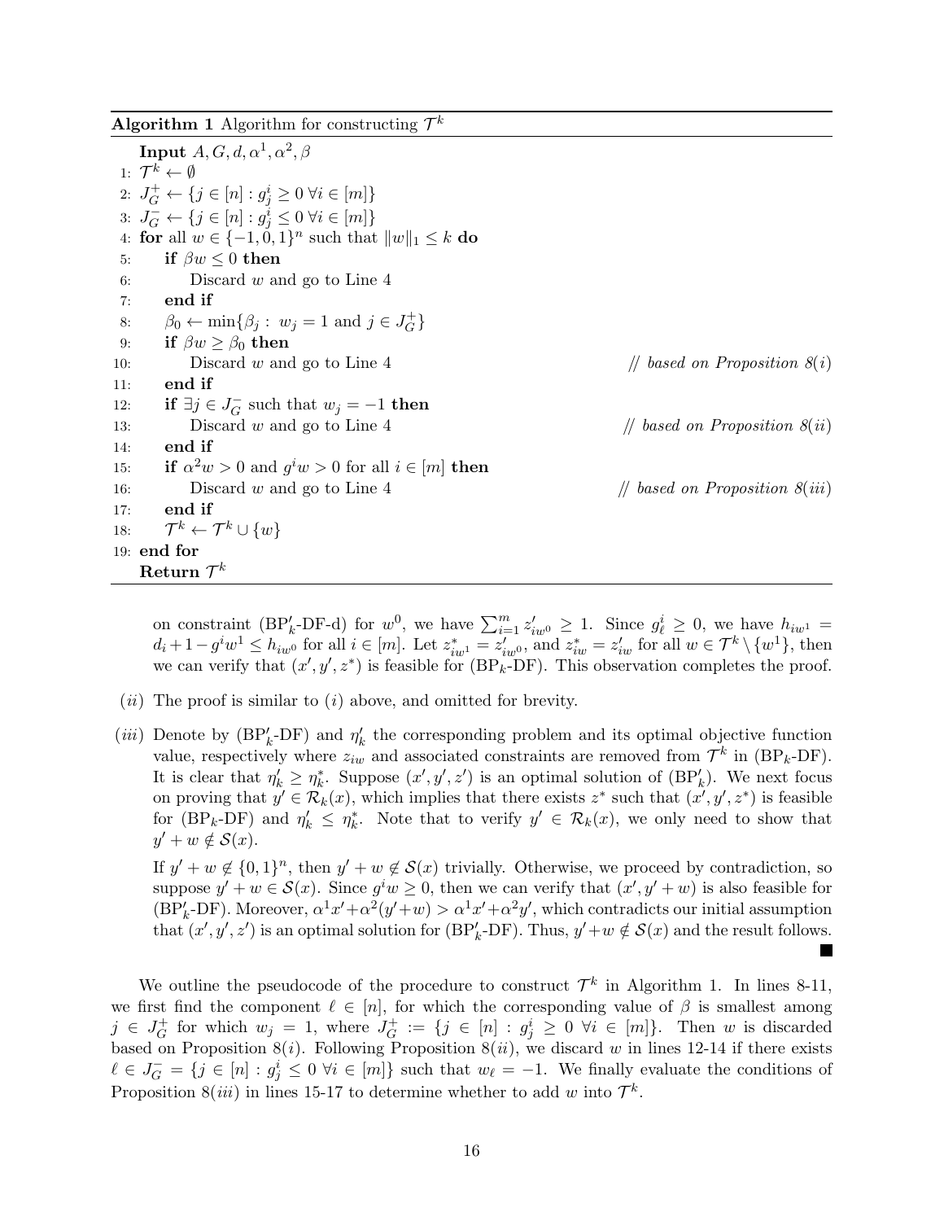**Algorithm 1** Algorithm for constructing $\mathcal{T}^k$

```
    Input A, G, d, α¹, α², β
 1: T^k ← ∅
 2: J_G^+ ← {j ∈ [n] : g_j^i ≥ 0 ∀i ∈ [m]}
 3: J_G^- ← {j ∈ [n] : g_j^i ≤ 0 ∀i ∈ [m]}
 4: for all w ∈ {−1, 0, 1}^n such that ‖w‖_1 ≤ k do
 5:     if βw ≤ 0 then
 6:         Discard w and go to Line 4
 7:     end if
 8:     β_0 ← min{β_j : w_j = 1 and j ∈ J_G^+}
 9:     if βw ≥ β_0 then
10:         Discard w and go to Line 4                     // based on Proposition 8(i)
11:     end if
12:     if ∃j ∈ J_G^- such that w_j = −1 then
13:         Discard w and go to Line 4                     // based on Proposition 8(ii)
14:     end if
15:     if α²w > 0 and g^i w > 0 for all i ∈ [m] then
16:         Discard w and go to Line 4                     // based on Proposition 8(iii)
17:     end if
18:     T^k ← T^k ∪ {w}
19: end for
    Return T^k
```

on constraint ($\text{BP}'_k$-DF-d) for $w^0$, we have $\sum_{i=1}^m z'_{iw^0} \geq 1$. Since $g^i_\ell \geq 0$, we have $h_{iw^1} = d_i + 1 - g^i w^1 \leq h_{iw^0}$ for all $i \in [m]$. Let $z^*_{iw^1} = z'_{iw^0}$, and $z^*_{iw} = z'_{iw}$ for all $w \in \mathcal{T}^k \setminus \{w^1\}$, then we can verify that $(x', y', z^*)$ is feasible for ($\text{BP}_k$-DF). This observation completes the proof.

($ii$) The proof is similar to ($i$) above, and omitted for brevity.

($iii$) Denote by ($\text{BP}'_k$-DF) and $\eta'_k$ the corresponding problem and its optimal objective function value, respectively where $z_{iw}$ and associated constraints are removed from $\mathcal{T}^k$ in ($\text{BP}_k$-DF). It is clear that $\eta'_k \geq \eta^*_k$. Suppose $(x', y', z')$ is an optimal solution of ($\text{BP}'_k$). We next focus on proving that $y' \in \mathcal{R}_k(x)$, which implies that there exists $z^*$ such that $(x', y', z^*)$ is feasible for ($\text{BP}_k$-DF) and $\eta'_k \leq \eta^*_k$. Note that to verify $y' \in \mathcal{R}_k(x)$, we only need to show that $y' + w \notin \mathcal{S}(x)$.

If $y' + w \notin \{0, 1\}^n$, then $y' + w \notin \mathcal{S}(x)$ trivially. Otherwise, we proceed by contradiction, so suppose $y' + w \in \mathcal{S}(x)$. Since $g^i w \geq 0$, then we can verify that $(x', y' + w)$ is also feasible for ($\text{BP}'_k$-DF). Moreover, $\alpha^1 x' + \alpha^2(y' + w) > \alpha^1 x' + \alpha^2 y'$, which contradicts our initial assumption that $(x', y', z')$ is an optimal solution for ($\text{BP}'_k$-DF). Thus, $y' + w \notin \mathcal{S}(x)$ and the result follows. ∎

We outline the pseudocode of the procedure to construct $\mathcal{T}^k$ in Algorithm 1. In lines 8-11, we first find the component $\ell \in [n]$, for which the corresponding value of $\beta$ is smallest among $j \in J_G^+$ for which $w_j = 1$, where $J_G^+ := \{j \in [n] : g^i_j \geq 0 \ \forall i \in [m]\}$. Then $w$ is discarded based on Proposition 8($i$). Following Proposition 8($ii$), we discard $w$ in lines 12-14 if there exists $\ell \in J_G^- = \{j \in [n] : g^i_j \leq 0 \ \forall i \in [m]\}$ such that $w_\ell = -1$. We finally evaluate the conditions of Proposition 8($iii$) in lines 15-17 to determine whether to add $w$ into $\mathcal{T}^k$.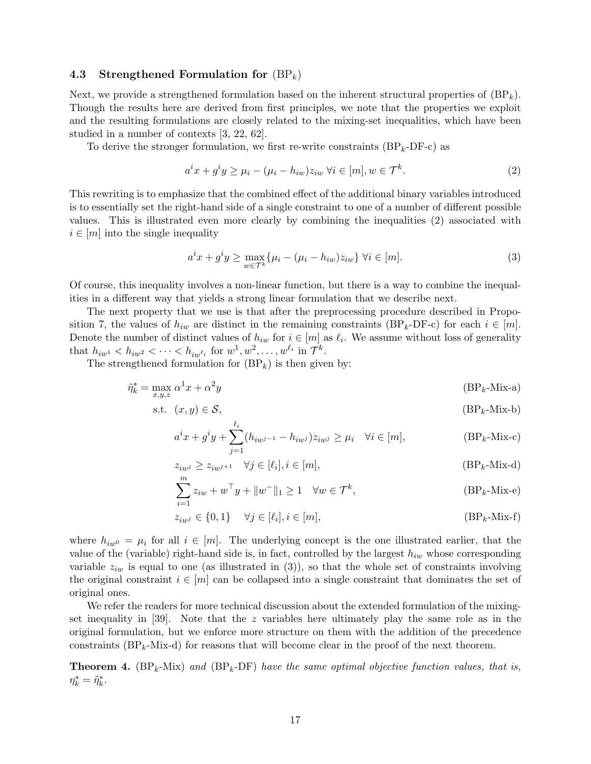### 4.3 Strengthened Formulation for $(\text{BP}_k)$

Next, we provide a strengthened formulation based on the inherent structural properties of $(\text{BP}_k)$. Though the results here are derived from first principles, we note that the properties we exploit and the resulting formulations are closely related to the mixing-set inequalities, which have been studied in a number of contexts [3, 22, 62].

To derive the stronger formulation, we first re-write constraints ($\text{BP}_k$-DF-c) as

$$a^i x + g^i y \geq \mu_i - (\mu_i - h_{iw}) z_{iw} \;\; \forall i \in [m], w \in \mathcal{T}^k. \tag{2}$$

This rewriting is to emphasize that the combined effect of the additional binary variables introduced is to essentially set the right-hand side of a single constraint to one of a number of different possible values. This is illustrated even more clearly by combining the inequalities (2) associated with $i \in [m]$ into the single inequality

$$a^i x + g^i y \geq \max_{w \in \mathcal{T}^k} \{\mu_i - (\mu_i - h_{iw}) z_{iw}\} \;\; \forall i \in [m]. \tag{3}$$

Of course, this inequality involves a non-linear function, but there is a way to combine the inequalities in a different way that yields a strong linear formulation that we describe next.

The next property that we use is that after the preprocessing procedure described in Proposition 7, the values of $h_{iw}$ are distinct in the remaining constraints ($\text{BP}_k$-DF-c) for each $i \in [m]$. Denote the number of distinct values of $h_{iw}$ for $i \in [m]$ as $\ell_i$. We assume without loss of generality that $h_{iw^1} < h_{iw^2} < \cdots < h_{iw^{\ell_i}}$ for $w^1, w^2, \ldots, w^{\ell_i}$ in $\mathcal{T}^k$.

The strengthened formulation for $(\text{BP}_k)$ is then given by:

$$\tilde{\eta}_k^* = \max_{x,y,z} \alpha^1 x + \alpha^2 y \tag{$\text{BP}_k$-Mix-a}$$

$$\text{s.t.} \;\; (x, y) \in \mathcal{S}, \tag{$\text{BP}_k$-Mix-b}$$

$$a^i x + g^i y + \sum_{j=1}^{\ell_i} (h_{iw^{j-1}} - h_{iw^j}) z_{iw^j} \geq \mu_i \quad \forall i \in [m], \tag{$\text{BP}_k$-Mix-c}$$

$$z_{iw^j} \geq z_{iw^{j+1}} \quad \forall j \in [\ell_i], i \in [m], \tag{$\text{BP}_k$-Mix-d}$$

$$\sum_{i=1}^{m} z_{iw} + w^\top y + \|w^-\|_1 \geq 1 \quad \forall w \in \mathcal{T}^k, \tag{$\text{BP}_k$-Mix-e}$$

$$z_{iw^j} \in \{0, 1\} \quad \forall j \in [\ell_i], i \in [m], \tag{$\text{BP}_k$-Mix-f}$$

where $h_{iw^0} = \mu_i$ for all $i \in [m]$. The underlying concept is the one illustrated earlier, that the value of the (variable) right-hand side is, in fact, controlled by the largest $h_{iw}$ whose corresponding variable $z_{iw}$ is equal to one (as illustrated in (3)), so that the whole set of constraints involving the original constraint $i \in [m]$ can be collapsed into a single constraint that dominates the set of original ones.

We refer the readers for more technical discussion about the extended formulation of the mixing-set inequality in [39]. Note that the $z$ variables here ultimately play the same role as in the original formulation, but we enforce more structure on them with the addition of the precedence constraints ($\text{BP}_k$-Mix-d) for reasons that will become clear in the proof of the next theorem.

**Theorem 4.** ($\text{BP}_k$-Mix) *and* ($\text{BP}_k$-DF) *have the same optimal objective function values, that is,* $\eta_k^* = \tilde{\eta}_k^*$.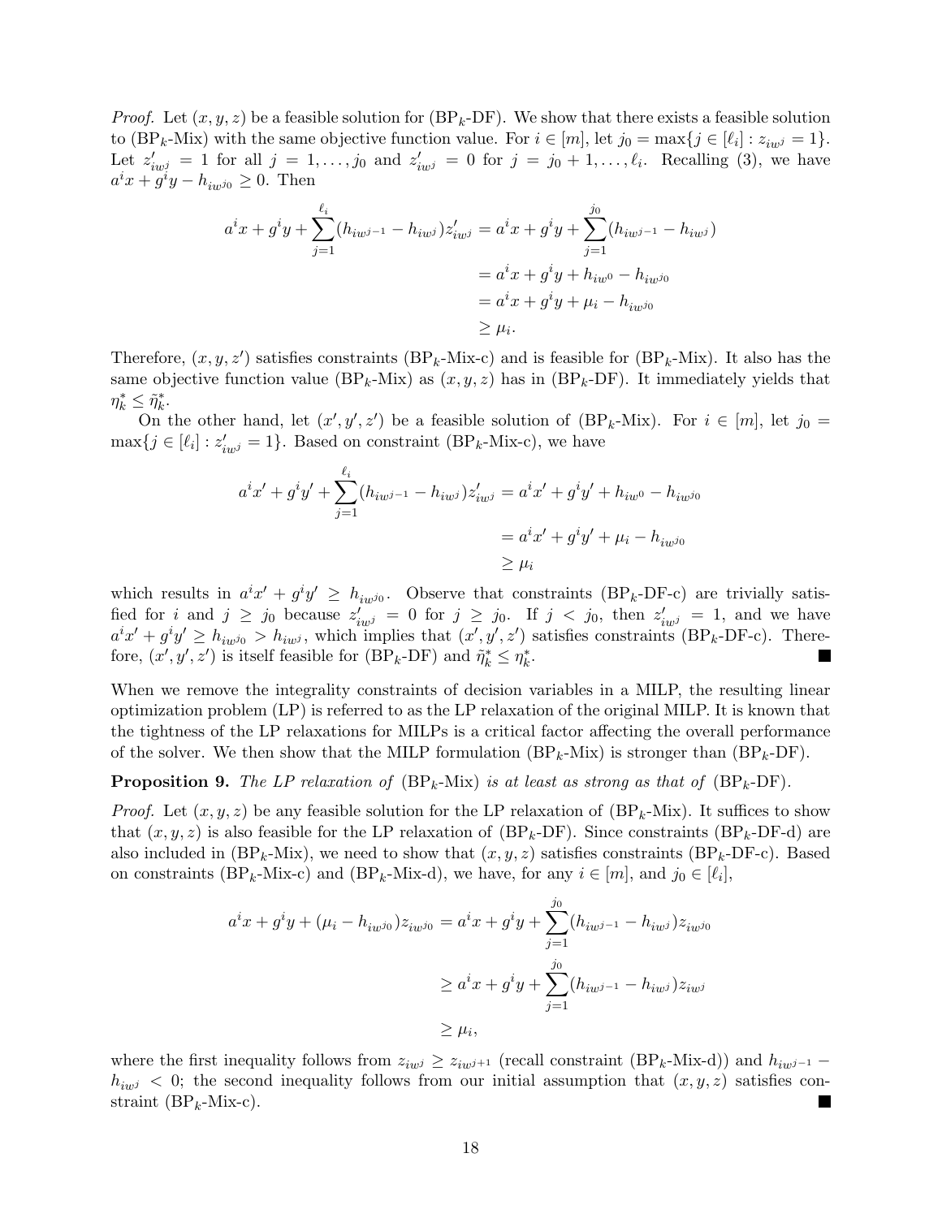*Proof.* Let $(x, y, z)$ be a feasible solution for (BP$_k$-DF). We show that there exists a feasible solution to (BP$_k$-Mix) with the same objective function value. For $i \in [m]$, let $j_0 = \max\{j \in [\ell_i] : z_{iw^j} = 1\}$. Let $z'_{iw^j} = 1$ for all $j = 1, \ldots, j_0$ and $z'_{iw^j} = 0$ for $j = j_0 + 1, \ldots, \ell_i$. Recalling (3), we have $a^i x + g^i y - h_{iw^{j_0}} \geq 0$. Then

$$
\begin{aligned}
a^i x + g^i y + \sum_{j=1}^{\ell_i} (h_{iw^{j-1}} - h_{iw^j}) z'_{iw^j} &= a^i x + g^i y + \sum_{j=1}^{j_0} (h_{iw^{j-1}} - h_{iw^j}) \\
&= a^i x + g^i y + h_{iw^0} - h_{iw^{j_0}} \\
&= a^i x + g^i y + \mu_i - h_{iw^{j_0}} \\
&\geq \mu_i.
\end{aligned}
$$

Therefore, $(x, y, z')$ satisfies constraints (BP$_k$-Mix-c) and is feasible for (BP$_k$-Mix). It also has the same objective function value (BP$_k$-Mix) as $(x, y, z)$ has in (BP$_k$-DF). It immediately yields that $\eta_k^* \leq \tilde{\eta}_k^*$.

On the other hand, let $(x', y', z')$ be a feasible solution of (BP$_k$-Mix). For $i \in [m]$, let $j_0 = \max\{j \in [\ell_i] : z'_{iw^j} = 1\}$. Based on constraint (BP$_k$-Mix-c), we have

$$
\begin{aligned}
a^i x' + g^i y' + \sum_{j=1}^{\ell_i} (h_{iw^{j-1}} - h_{iw^j}) z'_{iw^j} &= a^i x' + g^i y' + h_{iw^0} - h_{iw^{j_0}} \\
&= a^i x' + g^i y' + \mu_i - h_{iw^{j_0}} \\
&\geq \mu_i
\end{aligned}
$$

which results in $a^i x' + g^i y' \geq h_{iw^{j_0}}$. Observe that constraints (BP$_k$-DF-c) are trivially satisfied for $i$ and $j \geq j_0$ because $z'_{iw^j} = 0$ for $j \geq j_0$. If $j < j_0$, then $z'_{iw^j} = 1$, and we have $a^i x' + g^i y' \geq h_{iw^{j_0}} > h_{iw^j}$, which implies that $(x', y', z')$ satisfies constraints (BP$_k$-DF-c). Therefore, $(x', y', z')$ is itself feasible for (BP$_k$-DF) and $\tilde{\eta}_k^* \leq \eta_k^*$. ■

When we remove the integrality constraints of decision variables in a MILP, the resulting linear optimization problem (LP) is referred to as the LP relaxation of the original MILP. It is known that the tightness of the LP relaxations for MILPs is a critical factor affecting the overall performance of the solver. We then show that the MILP formulation (BP$_k$-Mix) is stronger than (BP$_k$-DF).

**Proposition 9.** *The LP relaxation of* (BP$_k$-Mix) *is at least as strong as that of* (BP$_k$-DF).

*Proof.* Let $(x, y, z)$ be any feasible solution for the LP relaxation of (BP$_k$-Mix). It suffices to show that $(x, y, z)$ is also feasible for the LP relaxation of (BP$_k$-DF). Since constraints (BP$_k$-DF-d) are also included in (BP$_k$-Mix), we need to show that $(x, y, z)$ satisfies constraints (BP$_k$-DF-c). Based on constraints (BP$_k$-Mix-c) and (BP$_k$-Mix-d), we have, for any $i \in [m]$, and $j_0 \in [\ell_i]$,

$$
\begin{aligned}
a^i x + g^i y + (\mu_i - h_{iw^{j_0}}) z_{iw^{j_0}} &= a^i x + g^i y + \sum_{j=1}^{j_0} (h_{iw^{j-1}} - h_{iw^j}) z_{iw^{j_0}} \\
&\geq a^i x + g^i y + \sum_{j=1}^{j_0} (h_{iw^{j-1}} - h_{iw^j}) z_{iw^j} \\
&\geq \mu_i,
\end{aligned}
$$

where the first inequality follows from $z_{iw^j} \geq z_{iw^{j+1}}$ (recall constraint (BP$_k$-Mix-d)) and $h_{iw^{j-1}} - h_{iw^j} < 0$; the second inequality follows from our initial assumption that $(x, y, z)$ satisfies constraint (BP$_k$-Mix-c). ■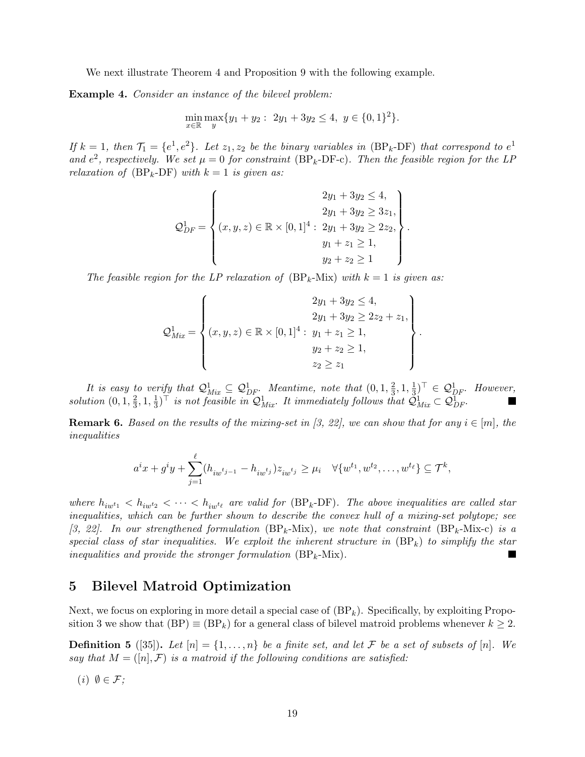We next illustrate Theorem 4 and Proposition 9 with the following example.

**Example 4.** *Consider an instance of the bilevel problem:*

$$\min_{x\in\mathbb{R}} \max_{y} \{y_1 + y_2 : \ 2y_1 + 3y_2 \leq 4, \ y \in \{0,1\}^2\}.$$

*If $k = 1$, then $\mathcal{T}_1 = \{e^1, e^2\}$. Let $z_1, z_2$ be the binary variables in* (BP$_k$-DF) *that correspond to $e^1$ and $e^2$, respectively. We set $\mu = 0$ for constraint* (BP$_k$-DF-c)*. Then the feasible region for the LP relaxation of* (BP$_k$-DF) *with $k = 1$ is given as:*

$$\mathcal{Q}^1_{DF} = \left\{ (x, y, z) \in \mathbb{R} \times [0,1]^4 : \begin{array}{l} 2y_1 + 3y_2 \leq 4, \\ 2y_1 + 3y_2 \geq 3z_1, \\ 2y_1 + 3y_2 \geq 2z_2, \\ y_1 + z_1 \geq 1, \\ y_2 + z_2 \geq 1 \end{array} \right\}.$$

*The feasible region for the LP relaxation of* (BP$_k$-Mix) *with $k = 1$ is given as:*

$$\mathcal{Q}^1_{Mix} = \left\{ (x, y, z) \in \mathbb{R} \times [0,1]^4 : \begin{array}{l} 2y_1 + 3y_2 \leq 4, \\ 2y_1 + 3y_2 \geq 2z_2 + z_1, \\ y_1 + z_1 \geq 1, \\ y_2 + z_2 \geq 1, \\ z_2 \geq z_1 \end{array} \right\}.$$

*It is easy to verify that $\mathcal{Q}^1_{Mix} \subseteq \mathcal{Q}^1_{DF}$. Meantime, note that $(0, 1, \frac{2}{3}, 1, \frac{1}{3})^\top \in \mathcal{Q}^1_{DF}$. However, solution $(0, 1, \frac{2}{3}, 1, \frac{1}{3})^\top$ is not feasible in $\mathcal{Q}^1_{Mix}$. It immediately follows that $\mathcal{Q}^1_{Mix} \subset \mathcal{Q}^1_{DF}$.* ■

**Remark 6.** *Based on the results of the mixing-set in [3, 22], we can show that for any $i \in [m]$, the inequalities*

$$a^i x + g^i y + \sum_{j=1}^{\ell} (h_{iw^{t_{j-1}}} - h_{iw^{t_j}}) z_{iw^{t_j}} \geq \mu_i \quad \forall \{w^{t_1}, w^{t_2}, \ldots, w^{t_\ell}\} \subseteq \mathcal{T}^k,$$

*where $h_{iw^{t_1}} < h_{iw^{t_2}} < \cdots < h_{iw^{t_\ell}}$ are valid for* (BP$_k$-DF)*. The above inequalities are called star inequalities, which can be further shown to describe the convex hull of a mixing-set polytope; see [3, 22]. In our strengthened formulation* (BP$_k$-Mix)*, we note that constraint* (BP$_k$-Mix-c) *is a special class of star inequalities. We exploit the inherent structure in* (BP$_k$) *to simplify the star inequalities and provide the stronger formulation* (BP$_k$-Mix)*.* ■

## 5 Bilevel Matroid Optimization

Next, we focus on exploring in more detail a special case of (BP$_k$). Specifically, by exploiting Proposition 3 we show that (BP) $\equiv$ (BP$_k$) for a general class of bilevel matroid problems whenever $k \geq 2$.

**Definition 5** ([35])**.** *Let $[n] = \{1, \ldots, n\}$ be a finite set, and let $\mathcal{F}$ be a set of subsets of $[n]$. We say that $M = ([n], \mathcal{F})$ is a matroid if the following conditions are satisfied:*

*(i) $\emptyset \in \mathcal{F}$;*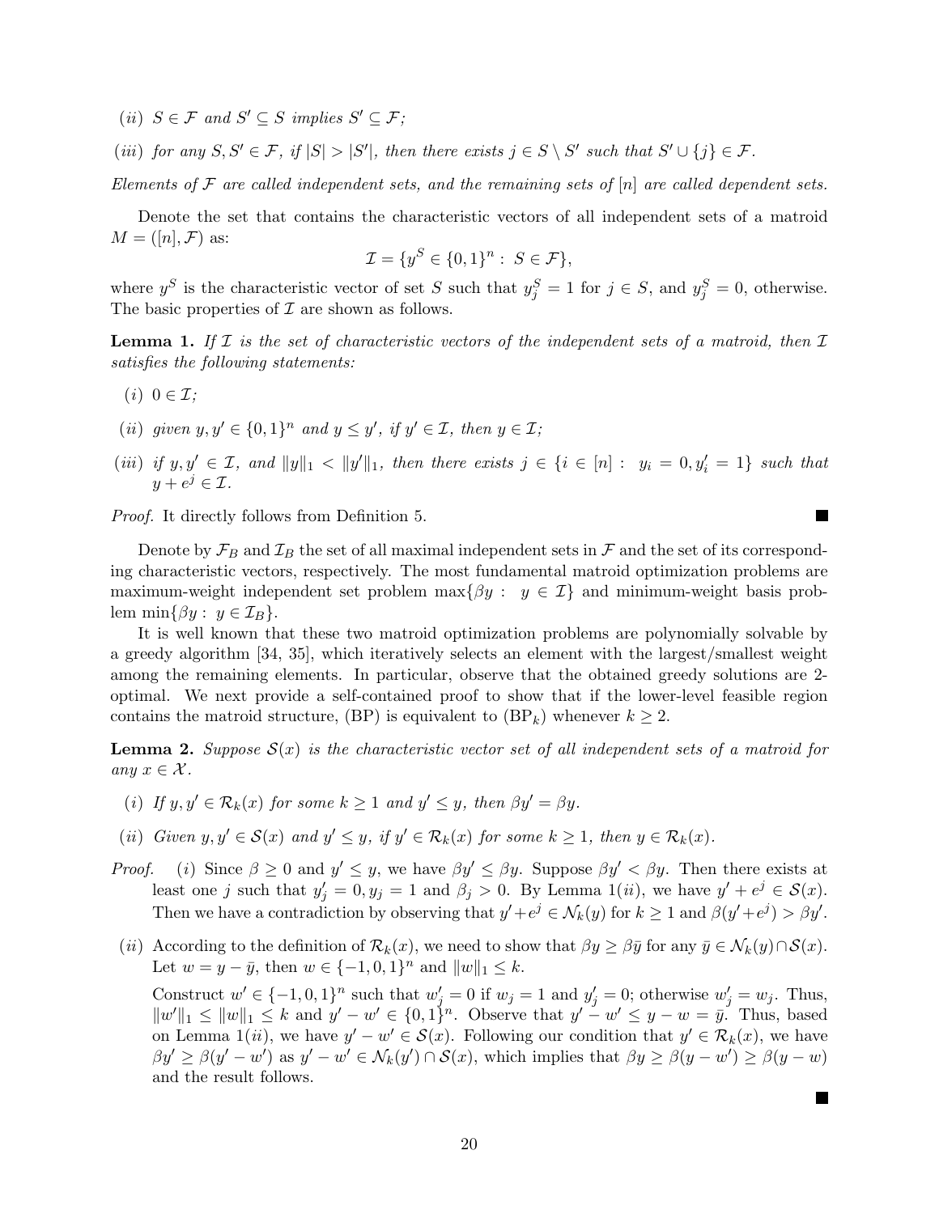(*ii*) $S \in \mathcal{F}$ *and* $S' \subseteq S$ *implies* $S' \subseteq \mathcal{F}$;

(*iii*) *for any* $S, S' \in \mathcal{F}$, *if* $|S| > |S'|$, *then there exists* $j \in S \setminus S'$ *such that* $S' \cup \{j\} \in \mathcal{F}$.

*Elements of* $\mathcal{F}$ *are called independent sets, and the remaining sets of* $[n]$ *are called dependent sets.*

Denote the set that contains the characteristic vectors of all independent sets of a matroid $M = ([n], \mathcal{F})$ as:

$$\mathcal{I} = \{y^S \in \{0,1\}^n : S \in \mathcal{F}\},$$

where $y^S$ is the characteristic vector of set $S$ such that $y^S_j = 1$ for $j \in S$, and $y^S_j = 0$, otherwise. The basic properties of $\mathcal{I}$ are shown as follows.

**Lemma 1.** *If* $\mathcal{I}$ *is the set of characteristic vectors of the independent sets of a matroid, then* $\mathcal{I}$ *satisfies the following statements:*

(*i*) $0 \in \mathcal{I}$;

(*ii*) *given* $y, y' \in \{0,1\}^n$ *and* $y \leq y'$, *if* $y' \in \mathcal{I}$, *then* $y \in \mathcal{I}$;

(*iii*) *if* $y, y' \in \mathcal{I}$, *and* $\|y\|_1 < \|y'\|_1$, *then there exists* $j \in \{i \in [n] : y_i = 0, y'_i = 1\}$ *such that* $y + e^j \in \mathcal{I}$.

*Proof.* It directly follows from Definition 5. ■

Denote by $\mathcal{F}_B$ and $\mathcal{I}_B$ the set of all maximal independent sets in $\mathcal{F}$ and the set of its corresponding characteristic vectors, respectively. The most fundamental matroid optimization problems are maximum-weight independent set problem $\max\{\beta y : y \in \mathcal{I}\}$ and minimum-weight basis problem $\min\{\beta y : y \in \mathcal{I}_B\}$.

It is well known that these two matroid optimization problems are polynomially solvable by a greedy algorithm [34, 35], which iteratively selects an element with the largest/smallest weight among the remaining elements. In particular, observe that the obtained greedy solutions are 2-optimal. We next provide a self-contained proof to show that if the lower-level feasible region contains the matroid structure, (BP) is equivalent to (BP$_k$) whenever $k \geq 2$.

**Lemma 2.** *Suppose* $\mathcal{S}(x)$ *is the characteristic vector set of all independent sets of a matroid for any* $x \in \mathcal{X}$.

(*i*) *If* $y, y' \in \mathcal{R}_k(x)$ *for some* $k \geq 1$ *and* $y' \leq y$, *then* $\beta y' = \beta y$.

(*ii*) *Given* $y, y' \in \mathcal{S}(x)$ *and* $y' \leq y$, *if* $y' \in \mathcal{R}_k(x)$ *for some* $k \geq 1$, *then* $y \in \mathcal{R}_k(x)$.

*Proof.* (*i*) Since $\beta \geq 0$ and $y' \leq y$, we have $\beta y' \leq \beta y$. Suppose $\beta y' < \beta y$. Then there exists at least one $j$ such that $y'_j = 0, y_j = 1$ and $\beta_j > 0$. By Lemma 1(*ii*), we have $y' + e^j \in \mathcal{S}(x)$. Then we have a contradiction by observing that $y' + e^j \in \mathcal{N}_k(y)$ for $k \geq 1$ and $\beta(y' + e^j) > \beta y'$.

(*ii*) According to the definition of $\mathcal{R}_k(x)$, we need to show that $\beta y \geq \beta \bar{y}$ for any $\bar{y} \in \mathcal{N}_k(y) \cap \mathcal{S}(x)$. Let $w = y - \bar{y}$, then $w \in \{-1, 0, 1\}^n$ and $\|w\|_1 \leq k$.

Construct $w' \in \{-1, 0, 1\}^n$ such that $w'_j = 0$ if $w_j = 1$ and $y'_j = 0$; otherwise $w'_j = w_j$. Thus, $\|w'\|_1 \leq \|w\|_1 \leq k$ and $y' - w' \in \{0,1\}^n$. Observe that $y' - w' \leq y - w = \bar{y}$. Thus, based on Lemma 1(*ii*), we have $y' - w' \in \mathcal{S}(x)$. Following our condition that $y' \in \mathcal{R}_k(x)$, we have $\beta y' \geq \beta(y' - w')$ as $y' - w' \in \mathcal{N}_k(y') \cap \mathcal{S}(x)$, which implies that $\beta y \geq \beta(y - w') \geq \beta(y - w)$ and the result follows.

■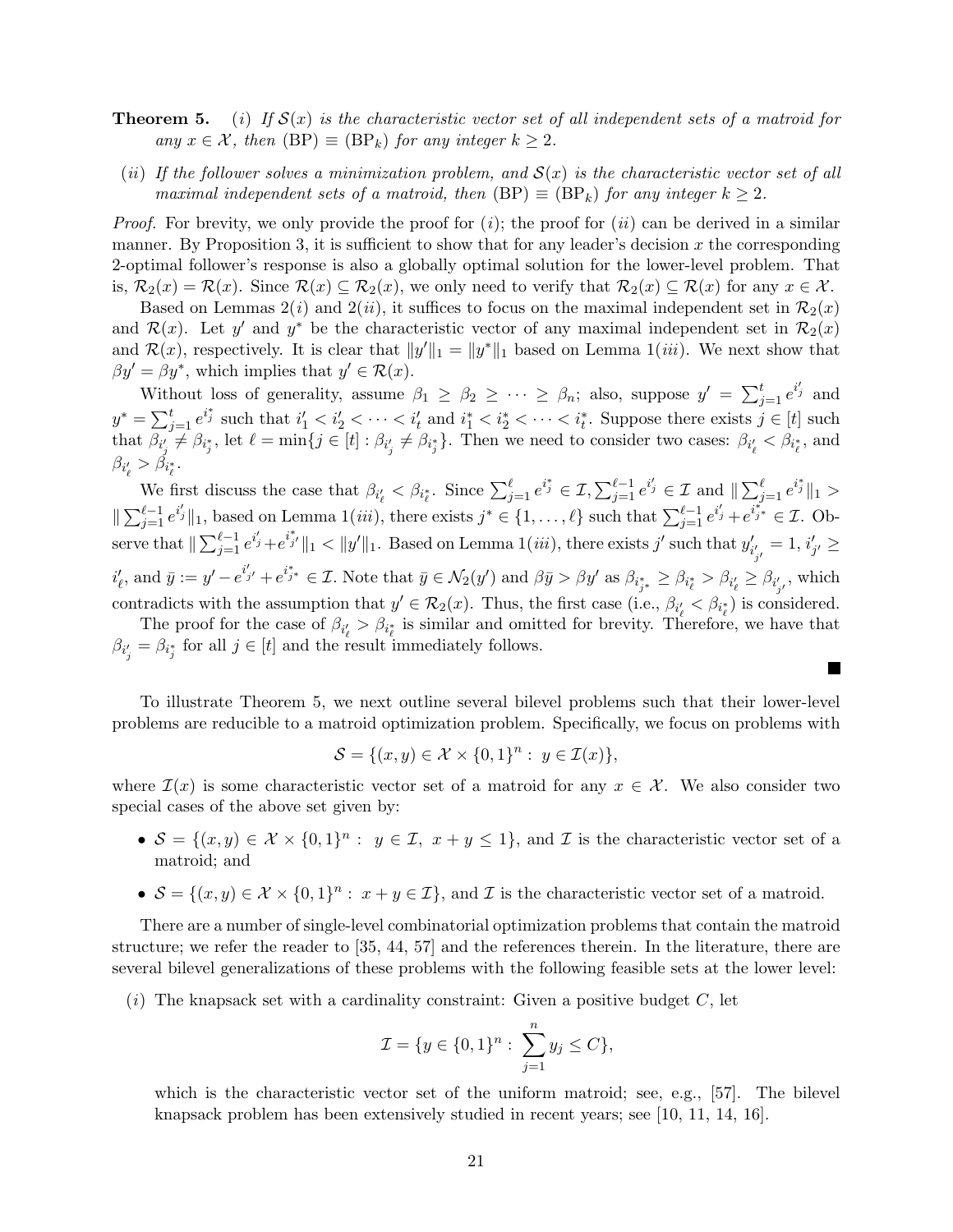**Theorem 5.** *(i) If $\mathcal{S}(x)$ is the characteristic vector set of all independent sets of a matroid for any $x \in \mathcal{X}$, then* (BP) $\equiv$ (BP$_k$) *for any integer $k \geq 2$.*

*(ii) If the follower solves a minimization problem, and $\mathcal{S}(x)$ is the characteristic vector set of all maximal independent sets of a matroid, then* (BP) $\equiv$ (BP$_k$) *for any integer $k \geq 2$.*

*Proof.* For brevity, we only provide the proof for $(i)$; the proof for $(ii)$ can be derived in a similar manner. By Proposition 3, it is sufficient to show that for any leader's decision $x$ the corresponding 2-optimal follower's response is also a globally optimal solution for the lower-level problem. That is, $\mathcal{R}_2(x) = \mathcal{R}(x)$. Since $\mathcal{R}(x) \subseteq \mathcal{R}_2(x)$, we only need to verify that $\mathcal{R}_2(x) \subseteq \mathcal{R}(x)$ for any $x \in \mathcal{X}$.

Based on Lemmas 2$(i)$ and 2$(ii)$, it suffices to focus on the maximal independent set in $\mathcal{R}_2(x)$ and $\mathcal{R}(x)$. Let $y'$ and $y^*$ be the characteristic vector of any maximal independent set in $\mathcal{R}_2(x)$ and $\mathcal{R}(x)$, respectively. It is clear that $\|y'\|_1 = \|y^*\|_1$ based on Lemma 1$(iii)$. We next show that $\beta y' = \beta y^*$, which implies that $y' \in \mathcal{R}(x)$.

Without loss of generality, assume $\beta_1 \geq \beta_2 \geq \cdots \geq \beta_n$; also, suppose $y' = \sum_{j=1}^{t} e^{i'_j}$ and $y^* = \sum_{j=1}^{t} e^{i^*_j}$ such that $i'_1 < i'_2 < \cdots < i'_t$ and $i^*_1 < i^*_2 < \cdots < i^*_t$. Suppose there exists $j \in [t]$ such that $\beta_{i'_j} \neq \beta_{i^*_j}$, let $\ell = \min\{j \in [t] : \beta_{i'_j} \neq \beta_{i^*_j}\}$. Then we need to consider two cases: $\beta_{i'_\ell} < \beta_{i^*_\ell}$, and $\beta_{i'_\ell} > \beta_{i^*_\ell}$.

We first discuss the case that $\beta_{i'_\ell} < \beta_{i^*_\ell}$. Since $\sum_{j=1}^{\ell} e^{i^*_j} \in \mathcal{I}, \sum_{j=1}^{\ell-1} e^{i'_j} \in \mathcal{I}$ and $\|\sum_{j=1}^{\ell} e^{i^*_j}\|_1 > \|\sum_{j=1}^{\ell-1} e^{i'_j}\|_1$, based on Lemma 1$(iii)$, there exists $j^* \in \{1, \ldots, \ell\}$ such that $\sum_{j=1}^{\ell-1} e^{i'_j} + e^{i^*_{j^*}} \in \mathcal{I}$. Observe that $\|\sum_{j=1}^{\ell-1} e^{i'_j} + e^{i^*_{j^*}}\|_1 < \|y'\|_1$. Based on Lemma 1$(iii)$, there exists $j'$ such that $y'_{i'_{j'}} = 1$, $i'_{j'} \geq i'_\ell$, and $\bar{y} := y' - e^{i'_{j'}} + e^{i^*_{j^*}} \in \mathcal{I}$. Note that $\bar{y} \in \mathcal{N}_2(y')$ and $\beta\bar{y} > \beta y'$ as $\beta_{i^*_{j^*}} \geq \beta_{i^*_\ell} > \beta_{i'_\ell} \geq \beta_{i'_{j'}}$, which contradicts with the assumption that $y' \in \mathcal{R}_2(x)$. Thus, the first case (i.e., $\beta_{i'_\ell} < \beta_{i^*_\ell}$) is considered.

The proof for the case of $\beta_{i'_\ell} > \beta_{i^*_\ell}$ is similar and omitted for brevity. Therefore, we have that $\beta_{i'_j} = \beta_{i^*_j}$ for all $j \in [t]$ and the result immediately follows. ■

To illustrate Theorem 5, we next outline several bilevel problems such that their lower-level problems are reducible to a matroid optimization problem. Specifically, we focus on problems with

$$\mathcal{S} = \{(x, y) \in \mathcal{X} \times \{0,1\}^n : \; y \in \mathcal{I}(x)\},$$

where $\mathcal{I}(x)$ is some characteristic vector set of a matroid for any $x \in \mathcal{X}$. We also consider two special cases of the above set given by:

- $\mathcal{S} = \{(x, y) \in \mathcal{X} \times \{0,1\}^n : \; y \in \mathcal{I}, \; x + y \leq 1\}$, and $\mathcal{I}$ is the characteristic vector set of a matroid; and
- $\mathcal{S} = \{(x, y) \in \mathcal{X} \times \{0,1\}^n : \; x + y \in \mathcal{I}\}$, and $\mathcal{I}$ is the characteristic vector set of a matroid.

There are a number of single-level combinatorial optimization problems that contain the matroid structure; we refer the reader to [35, 44, 57] and the references therein. In the literature, there are several bilevel generalizations of these problems with the following feasible sets at the lower level:

$(i)$ The knapsack set with a cardinality constraint: Given a positive budget $C$, let

$$\mathcal{I} = \{y \in \{0,1\}^n : \; \sum_{j=1}^{n} y_j \leq C\},$$

which is the characteristic vector set of the uniform matroid; see, e.g., [57]. The bilevel knapsack problem has been extensively studied in recent years; see [10, 11, 14, 16].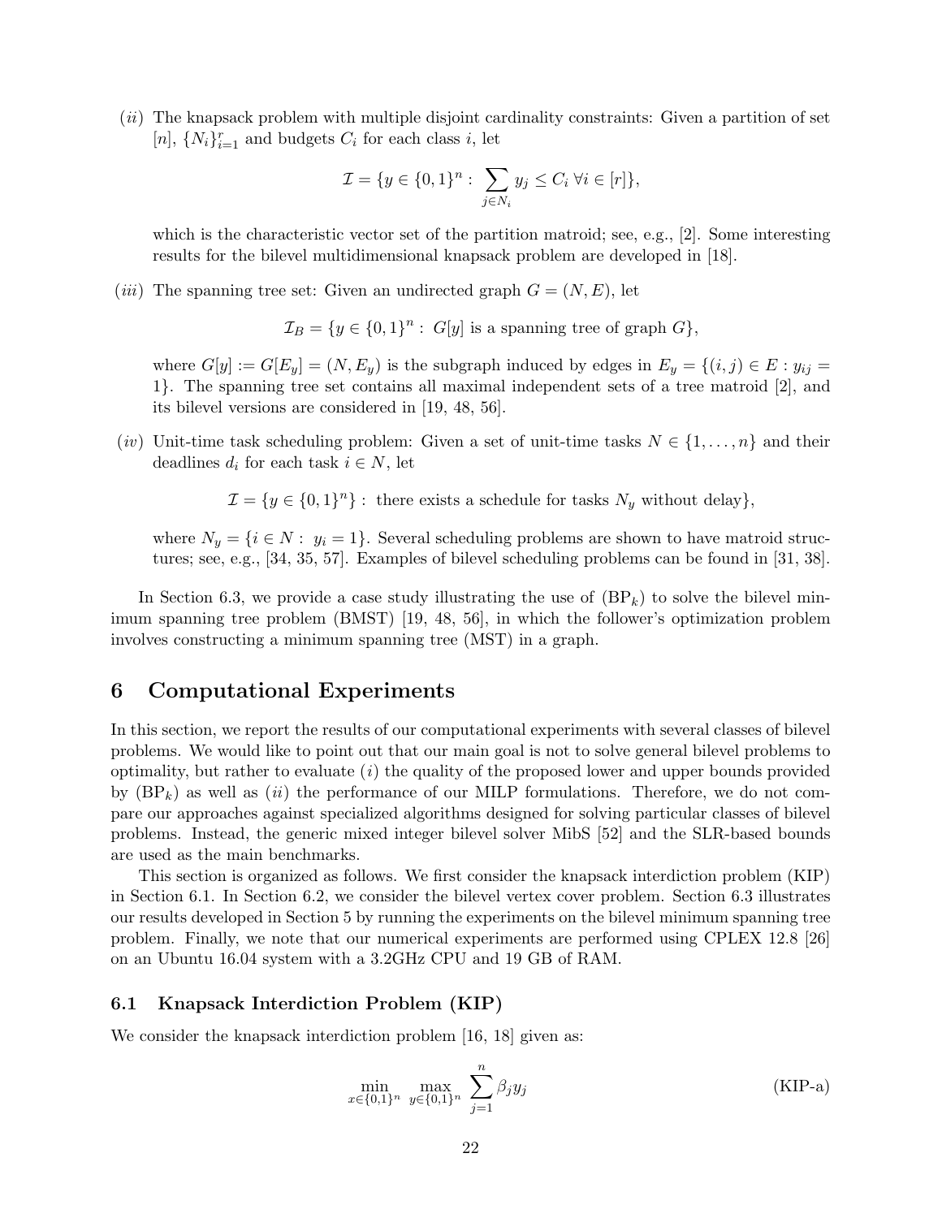(*ii*) The knapsack problem with multiple disjoint cardinality constraints: Given a partition of set $[n]$, $\{N_i\}_{i=1}^r$ and budgets $C_i$ for each class $i$, let

$$\mathcal{I} = \{y \in \{0,1\}^n : \sum_{j \in N_i} y_j \leq C_i \ \forall i \in [r]\},$$

which is the characteristic vector set of the partition matroid; see, e.g., [2]. Some interesting results for the bilevel multidimensional knapsack problem are developed in [18].

(*iii*) The spanning tree set: Given an undirected graph $G = (N, E)$, let

$$\mathcal{I}_B = \{y \in \{0,1\}^n : G[y] \text{ is a spanning tree of graph } G\},$$

where $G[y] := G[E_y] = (N, E_y)$ is the subgraph induced by edges in $E_y = \{(i,j) \in E : y_{ij} = 1\}$. The spanning tree set contains all maximal independent sets of a tree matroid [2], and its bilevel versions are considered in [19, 48, 56].

(*iv*) Unit-time task scheduling problem: Given a set of unit-time tasks $N \in \{1, \ldots, n\}$ and their deadlines $d_i$ for each task $i \in N$, let

$$\mathcal{I} = \{y \in \{0,1\}^n\} : \text{ there exists a schedule for tasks } N_y \text{ without delay}\},$$

where $N_y = \{i \in N : y_i = 1\}$. Several scheduling problems are shown to have matroid structures; see, e.g., [34, 35, 57]. Examples of bilevel scheduling problems can be found in [31, 38].

In Section 6.3, we provide a case study illustrating the use of (BP$_k$) to solve the bilevel minimum spanning tree problem (BMST) [19, 48, 56], in which the follower's optimization problem involves constructing a minimum spanning tree (MST) in a graph.

# 6 Computational Experiments

In this section, we report the results of our computational experiments with several classes of bilevel problems. We would like to point out that our main goal is not to solve general bilevel problems to optimality, but rather to evaluate (*i*) the quality of the proposed lower and upper bounds provided by (BP$_k$) as well as (*ii*) the performance of our MILP formulations. Therefore, we do not compare our approaches against specialized algorithms designed for solving particular classes of bilevel problems. Instead, the generic mixed integer bilevel solver MibS [52] and the SLR-based bounds are used as the main benchmarks.

This section is organized as follows. We first consider the knapsack interdiction problem (KIP) in Section 6.1. In Section 6.2, we consider the bilevel vertex cover problem. Section 6.3 illustrates our results developed in Section 5 by running the experiments on the bilevel minimum spanning tree problem. Finally, we note that our numerical experiments are performed using CPLEX 12.8 [26] on an Ubuntu 16.04 system with a 3.2GHz CPU and 19 GB of RAM.

## 6.1 Knapsack Interdiction Problem (KIP)

We consider the knapsack interdiction problem [16, 18] given as:

$$\min_{x \in \{0,1\}^n} \ \max_{y \in \{0,1\}^n} \ \sum_{j=1}^{n} \beta_j y_j \tag{KIP-a}$$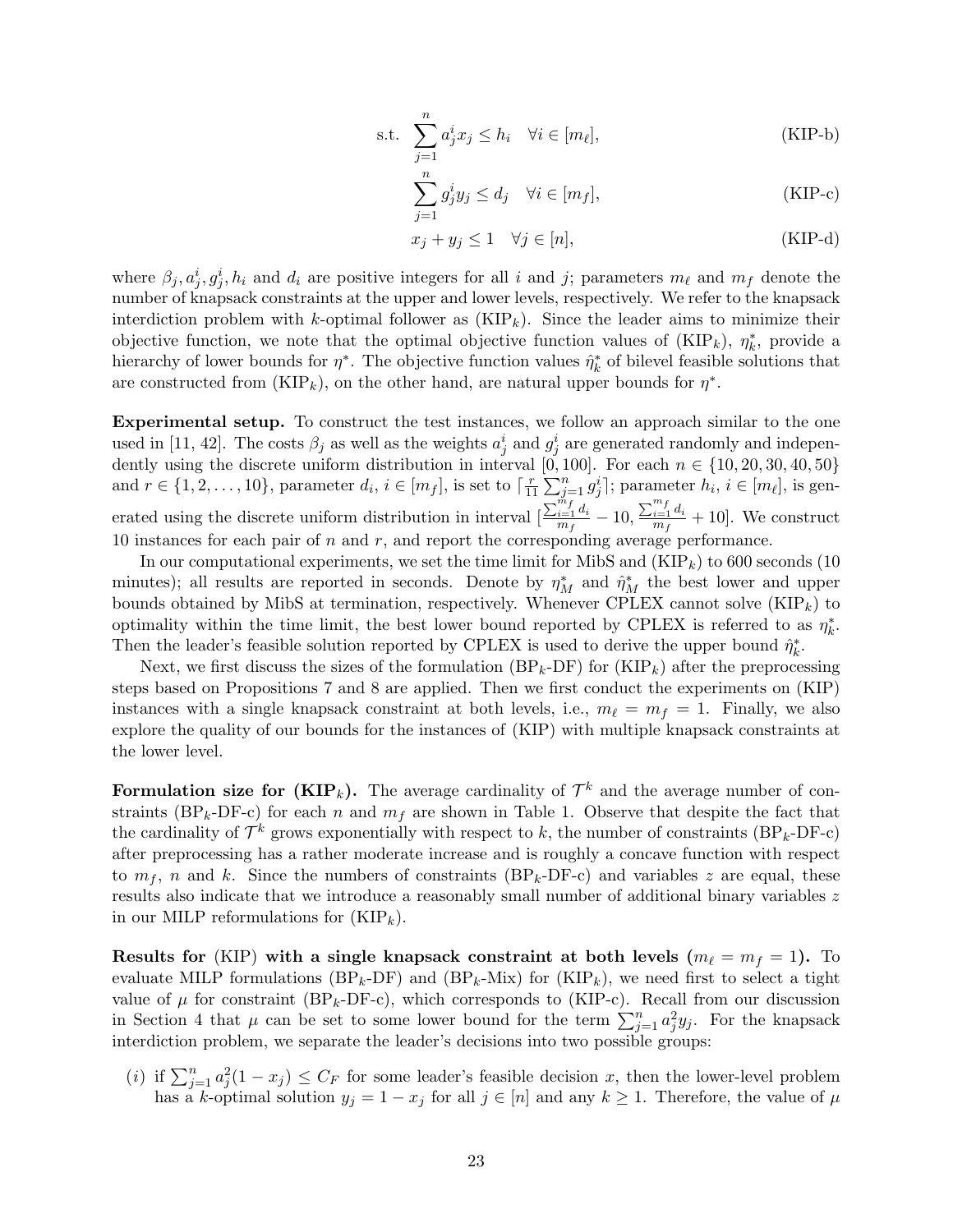$$
\text{s.t.} \quad \sum_{j=1}^{n} a_j^i x_j \leq h_i \quad \forall i \in [m_\ell], \tag{KIP-b}
$$

$$
\sum_{j=1}^{n} g_j^i y_j \leq d_j \quad \forall i \in [m_f], \tag{KIP-c}
$$

$$
x_j + y_j \leq 1 \quad \forall j \in [n], \tag{KIP-d}
$$

where $\beta_j, a_j^i, g_j^i, h_i$ and $d_i$ are positive integers for all $i$ and $j$; parameters $m_\ell$ and $m_f$ denote the number of knapsack constraints at the upper and lower levels, respectively. We refer to the knapsack interdiction problem with $k$-optimal follower as (KIP$_k$). Since the leader aims to minimize their objective function, we note that the optimal objective function values of (KIP$_k$), $\eta_k^*$, provide a hierarchy of lower bounds for $\eta^*$. The objective function values $\hat{\eta}_k^*$ of bilevel feasible solutions that are constructed from (KIP$_k$), on the other hand, are natural upper bounds for $\eta^*$.

**Experimental setup.** To construct the test instances, we follow an approach similar to the one used in [11, 42]. The costs $\beta_j$ as well as the weights $a_j^i$ and $g_j^i$ are generated randomly and independently using the discrete uniform distribution in interval $[0, 100]$. For each $n \in \{10, 20, 30, 40, 50\}$ and $r \in \{1, 2, \ldots, 10\}$, parameter $d_i$, $i \in [m_f]$, is set to $\lceil \frac{r}{11} \sum_{j=1}^{n} g_j^i \rceil$; parameter $h_i$, $i \in [m_\ell]$, is generated using the discrete uniform distribution in interval $[\frac{\sum_{i=1}^{m_f} d_i}{m_f} - 10, \frac{\sum_{i=1}^{m_f} d_i}{m_f} + 10]$. We construct 10 instances for each pair of $n$ and $r$, and report the corresponding average performance.

In our computational experiments, we set the time limit for MibS and (KIP$_k$) to 600 seconds (10 minutes); all results are reported in seconds. Denote by $\eta_M^*$ and $\hat{\eta}_M^*$ the best lower and upper bounds obtained by MibS at termination, respectively. Whenever CPLEX cannot solve (KIP$_k$) to optimality within the time limit, the best lower bound reported by CPLEX is referred to as $\eta_k^*$. Then the leader's feasible solution reported by CPLEX is used to derive the upper bound $\hat{\eta}_k^*$.

Next, we first discuss the sizes of the formulation (BP$_k$-DF) for (KIP$_k$) after the preprocessing steps based on Propositions 7 and 8 are applied. Then we first conduct the experiments on (KIP) instances with a single knapsack constraint at both levels, i.e., $m_\ell = m_f = 1$. Finally, we also explore the quality of our bounds for the instances of (KIP) with multiple knapsack constraints at the lower level.

**Formulation size for (KIP$_k$).** The average cardinality of $\mathcal{T}^k$ and the average number of constraints (BP$_k$-DF-c) for each $n$ and $m_f$ are shown in Table 1. Observe that despite the fact that the cardinality of $\mathcal{T}^k$ grows exponentially with respect to $k$, the number of constraints (BP$_k$-DF-c) after preprocessing has a rather moderate increase and is roughly a concave function with respect to $m_f$, $n$ and $k$. Since the numbers of constraints (BP$_k$-DF-c) and variables $z$ are equal, these results also indicate that we introduce a reasonably small number of additional binary variables $z$ in our MILP reformulations for (KIP$_k$).

**Results for** (KIP) **with a single knapsack constraint at both levels ($m_\ell = m_f = 1$).** To evaluate MILP formulations (BP$_k$-DF) and (BP$_k$-Mix) for (KIP$_k$), we need first to select a tight value of $\mu$ for constraint (BP$_k$-DF-c), which corresponds to (KIP-c). Recall from our discussion in Section 4 that $\mu$ can be set to some lower bound for the term $\sum_{j=1}^{n} a_j^2 y_j$. For the knapsack interdiction problem, we separate the leader's decisions into two possible groups:

$(i)$ if $\sum_{j=1}^{n} a_j^2(1 - x_j) \leq C_F$ for some leader's feasible decision $x$, then the lower-level problem has a $k$-optimal solution $y_j = 1 - x_j$ for all $j \in [n]$ and any $k \geq 1$. Therefore, the value of $\mu$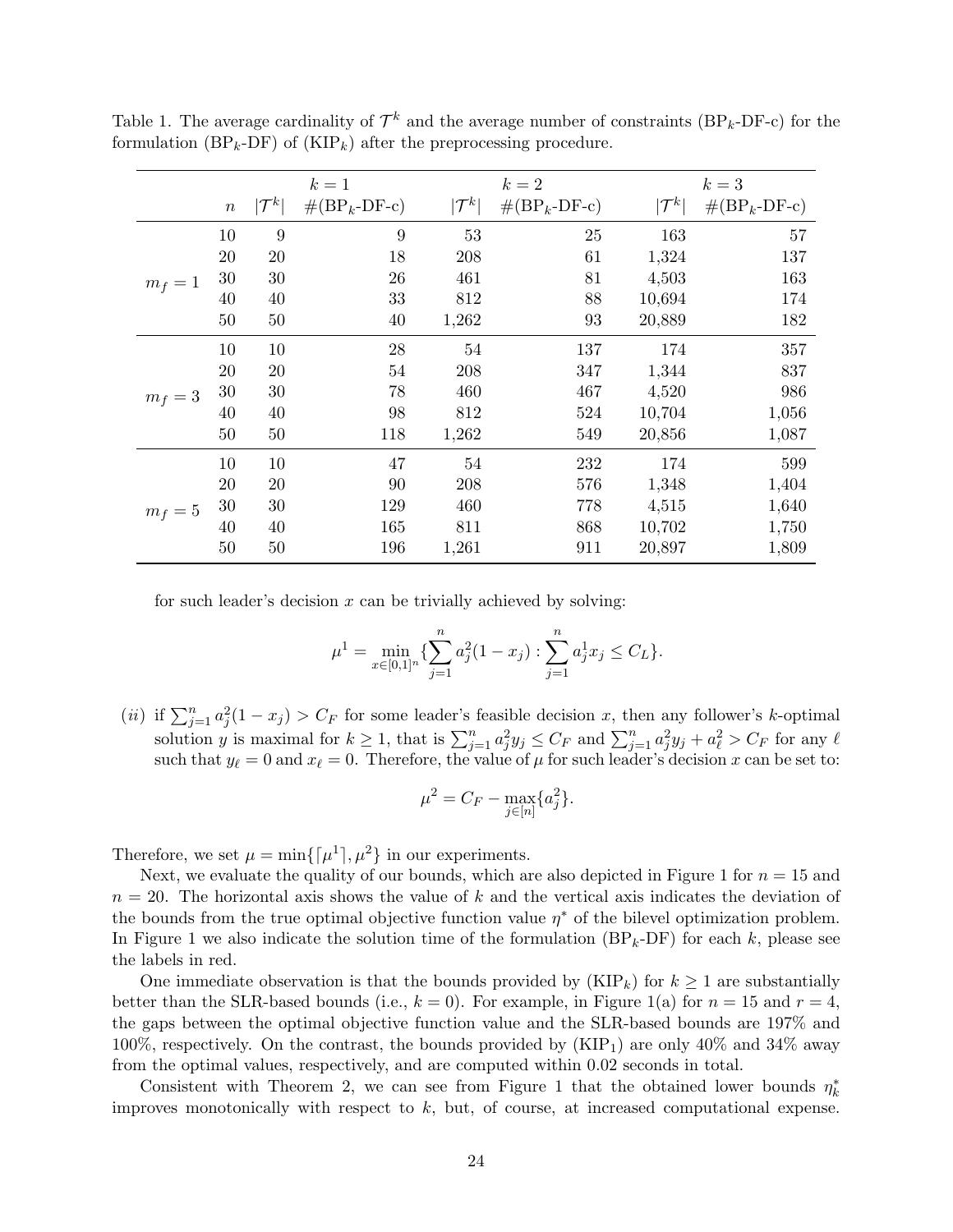Table 1. The average cardinality of $\mathcal{T}^k$ and the average number of constraints ($\text{BP}_k$-DF-c) for the formulation ($\text{BP}_k$-DF) of ($\text{KIP}_k$) after the preprocessing procedure.

| | $n$ | $k=1$ $\lvert\mathcal{T}^k\rvert$ | $k=1$ #($\text{BP}_k$-DF-c) | $k=2$ $\lvert\mathcal{T}^k\rvert$ | $k=2$ #($\text{BP}_k$-DF-c) | $k=3$ $\lvert\mathcal{T}^k\rvert$ | $k=3$ #($\text{BP}_k$-DF-c) |
|---|---|---|---|---|---|---|---|
| $m_f=1$ | 10 | 9 | 9 | 53 | 25 | 163 | 57 |
| | 20 | 20 | 18 | 208 | 61 | 1,324 | 137 |
| | 30 | 30 | 26 | 461 | 81 | 4,503 | 163 |
| | 40 | 40 | 33 | 812 | 88 | 10,694 | 174 |
| | 50 | 50 | 40 | 1,262 | 93 | 20,889 | 182 |
| $m_f=3$ | 10 | 10 | 28 | 54 | 137 | 174 | 357 |
| | 20 | 20 | 54 | 208 | 347 | 1,344 | 837 |
| | 30 | 30 | 78 | 460 | 467 | 4,520 | 986 |
| | 40 | 40 | 98 | 812 | 524 | 10,704 | 1,056 |
| | 50 | 50 | 118 | 1,262 | 549 | 20,856 | 1,087 |
| $m_f=5$ | 10 | 10 | 47 | 54 | 232 | 174 | 599 |
| | 20 | 20 | 90 | 208 | 576 | 1,348 | 1,404 |
| | 30 | 30 | 129 | 460 | 778 | 4,515 | 1,640 |
| | 40 | 40 | 165 | 811 | 868 | 10,702 | 1,750 |
| | 50 | 50 | 196 | 1,261 | 911 | 20,897 | 1,809 |

for such leader's decision $x$ can be trivially achieved by solving:

$$\mu^1 = \min_{x \in [0,1]^n} \{\sum_{j=1}^{n} a_j^2(1-x_j) : \sum_{j=1}^{n} a_j^1 x_j \leq C_L\}.$$

$(ii)$ if $\sum_{j=1}^{n} a_j^2(1-x_j) > C_F$ for some leader's feasible decision $x$, then any follower's $k$-optimal solution $y$ is maximal for $k \geq 1$, that is $\sum_{j=1}^{n} a_j^2 y_j \leq C_F$ and $\sum_{j=1}^{n} a_j^2 y_j + a_\ell^2 > C_F$ for any $\ell$ such that $y_\ell = 0$ and $x_\ell = 0$. Therefore, the value of $\mu$ for such leader's decision $x$ can be set to:

$$\mu^2 = C_F - \max_{j \in [n]} \{a_j^2\}.$$

Therefore, we set $\mu = \min\{\lceil \mu^1 \rceil, \mu^2\}$ in our experiments.

Next, we evaluate the quality of our bounds, which are also depicted in Figure 1 for $n = 15$ and $n = 20$. The horizontal axis shows the value of $k$ and the vertical axis indicates the deviation of the bounds from the true optimal objective function value $\eta^*$ of the bilevel optimization problem. In Figure 1 we also indicate the solution time of the formulation ($\text{BP}_k$-DF) for each $k$, please see the labels in red.

One immediate observation is that the bounds provided by ($\text{KIP}_k$) for $k \geq 1$ are substantially better than the SLR-based bounds (i.e., $k = 0$). For example, in Figure 1(a) for $n = 15$ and $r = 4$, the gaps between the optimal objective function value and the SLR-based bounds are 197% and 100%, respectively. On the contrast, the bounds provided by ($\text{KIP}_1$) are only 40% and 34% away from the optimal values, respectively, and are computed within 0.02 seconds in total.

Consistent with Theorem 2, we can see from Figure 1 that the obtained lower bounds $\eta_k^*$ improves monotonically with respect to $k$, but, of course, at increased computational expense.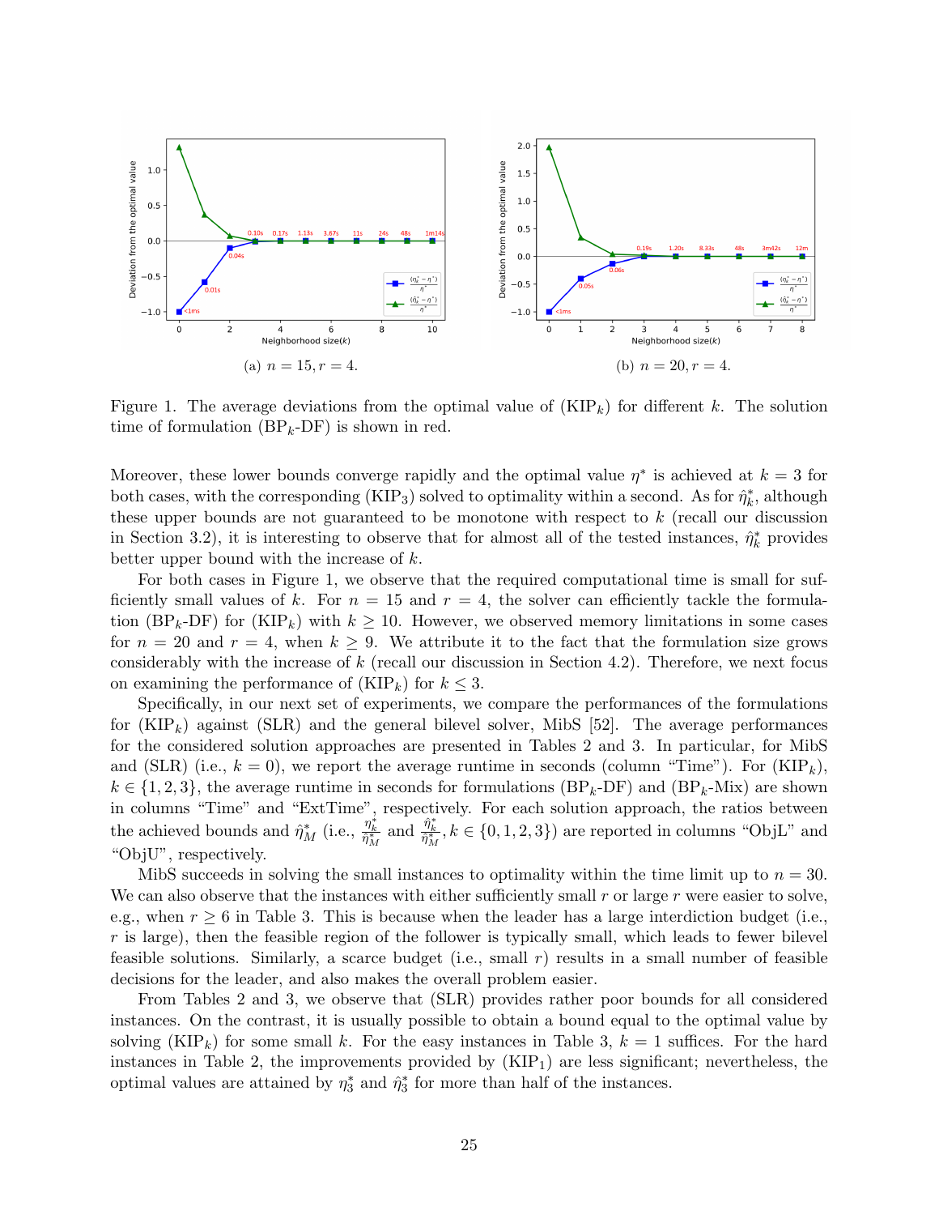(a) $n = 15, r = 4$.

(b) $n = 20, r = 4$.

Figure 1. The average deviations from the optimal value of (KIP$_k$) for different $k$. The solution time of formulation (BP$_k$-DF) is shown in red.

Moreover, these lower bounds converge rapidly and the optimal value $\eta^*$ is achieved at $k = 3$ for both cases, with the corresponding (KIP$_3$) solved to optimality within a second. As for $\hat{\eta}_k^*$, although these upper bounds are not guaranteed to be monotone with respect to $k$ (recall our discussion in Section 3.2), it is interesting to observe that for almost all of the tested instances, $\hat{\eta}_k^*$ provides better upper bound with the increase of $k$.

For both cases in Figure 1, we observe that the required computational time is small for sufficiently small values of $k$. For $n = 15$ and $r = 4$, the solver can efficiently tackle the formulation (BP$_k$-DF) for (KIP$_k$) with $k \geq 10$. However, we observed memory limitations in some cases for $n = 20$ and $r = 4$, when $k \geq 9$. We attribute it to the fact that the formulation size grows considerably with the increase of $k$ (recall our discussion in Section 4.2). Therefore, we next focus on examining the performance of (KIP$_k$) for $k \leq 3$.

Specifically, in our next set of experiments, we compare the performances of the formulations for (KIP$_k$) against (SLR) and the general bilevel solver, MibS [52]. The average performances for the considered solution approaches are presented in Tables 2 and 3. In particular, for MibS and (SLR) (i.e., $k = 0$), we report the average runtime in seconds (column "Time"). For (KIP$_k$), $k \in \{1, 2, 3\}$, the average runtime in seconds for formulations (BP$_k$-DF) and (BP$_k$-Mix) are shown in columns "Time" and "ExtTime", respectively. For each solution approach, the ratios between the achieved bounds and $\hat{\eta}_M^*$ (i.e., $\frac{\eta_k^*}{\hat{\eta}_M^*}$ and $\frac{\hat{\eta}_k^*}{\hat{\eta}_M^*}, k \in \{0, 1, 2, 3\}$) are reported in columns "ObjL" and "ObjU", respectively.

MibS succeeds in solving the small instances to optimality within the time limit up to $n = 30$. We can also observe that the instances with either sufficiently small $r$ or large $r$ were easier to solve, e.g., when $r \geq 6$ in Table 3. This is because when the leader has a large interdiction budget (i.e., $r$ is large), then the feasible region of the follower is typically small, which leads to fewer bilevel feasible solutions. Similarly, a scarce budget (i.e., small $r$) results in a small number of feasible decisions for the leader, and also makes the overall problem easier.

From Tables 2 and 3, we observe that (SLR) provides rather poor bounds for all considered instances. On the contrast, it is usually possible to obtain a bound equal to the optimal value by solving (KIP$_k$) for some small $k$. For the easy instances in Table 3, $k = 1$ suffices. For the hard instances in Table 2, the improvements provided by (KIP$_1$) are less significant; nevertheless, the optimal values are attained by $\eta_3^*$ and $\hat{\eta}_3^*$ for more than half of the instances.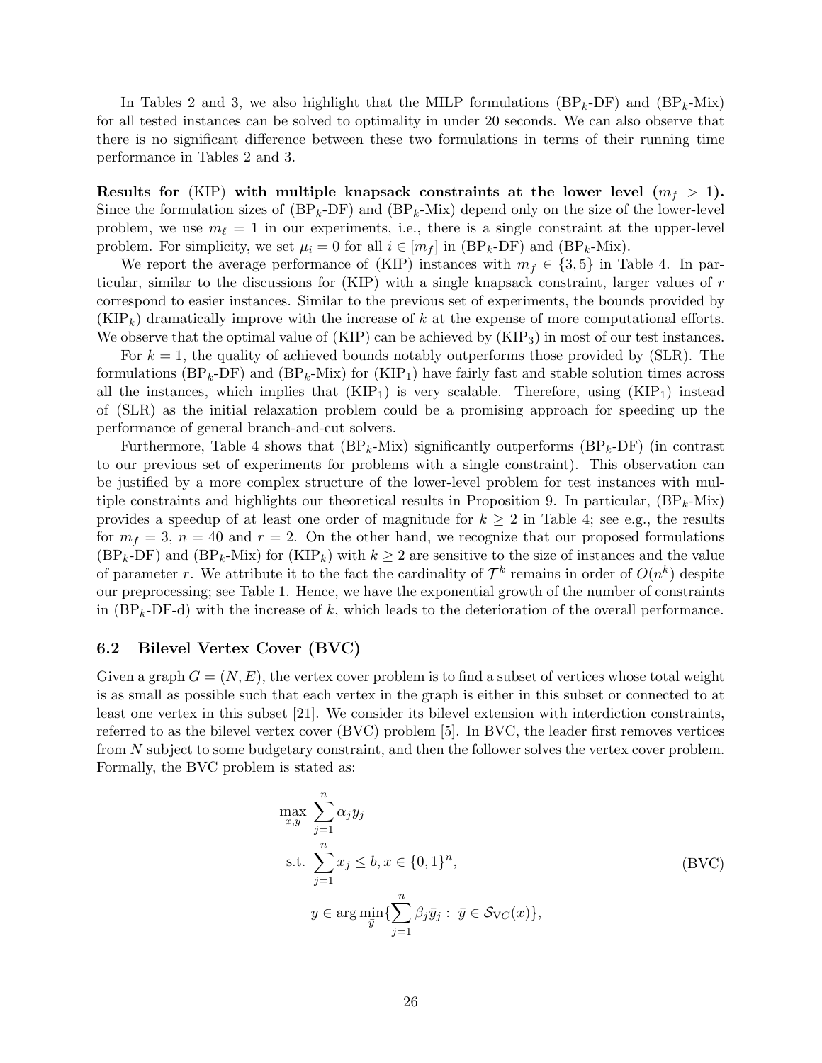In Tables 2 and 3, we also highlight that the MILP formulations ($\text{BP}_k$-DF) and ($\text{BP}_k$-Mix) for all tested instances can be solved to optimality in under 20 seconds. We can also observe that there is no significant difference between these two formulations in terms of their running time performance in Tables 2 and 3.

**Results for (KIP) with multiple knapsack constraints at the lower level ($m_f > 1$).** Since the formulation sizes of ($\text{BP}_k$-DF) and ($\text{BP}_k$-Mix) depend only on the size of the lower-level problem, we use $m_\ell = 1$ in our experiments, i.e., there is a single constraint at the upper-level problem. For simplicity, we set $\mu_i = 0$ for all $i \in [m_f]$ in ($\text{BP}_k$-DF) and ($\text{BP}_k$-Mix).

We report the average performance of (KIP) instances with $m_f \in \{3, 5\}$ in Table 4. In particular, similar to the discussions for (KIP) with a single knapsack constraint, larger values of $r$ correspond to easier instances. Similar to the previous set of experiments, the bounds provided by ($\text{KIP}_k$) dramatically improve with the increase of $k$ at the expense of more computational efforts. We observe that the optimal value of (KIP) can be achieved by ($\text{KIP}_3$) in most of our test instances.

For $k = 1$, the quality of achieved bounds notably outperforms those provided by (SLR). The formulations ($\text{BP}_k$-DF) and ($\text{BP}_k$-Mix) for ($\text{KIP}_1$) have fairly fast and stable solution times across all the instances, which implies that ($\text{KIP}_1$) is very scalable. Therefore, using ($\text{KIP}_1$) instead of (SLR) as the initial relaxation problem could be a promising approach for speeding up the performance of general branch-and-cut solvers.

Furthermore, Table 4 shows that ($\text{BP}_k$-Mix) significantly outperforms ($\text{BP}_k$-DF) (in contrast to our previous set of experiments for problems with a single constraint). This observation can be justified by a more complex structure of the lower-level problem for test instances with multiple constraints and highlights our theoretical results in Proposition 9. In particular, ($\text{BP}_k$-Mix) provides a speedup of at least one order of magnitude for $k \geq 2$ in Table 4; see e.g., the results for $m_f = 3$, $n = 40$ and $r = 2$. On the other hand, we recognize that our proposed formulations ($\text{BP}_k$-DF) and ($\text{BP}_k$-Mix) for ($\text{KIP}_k$) with $k \geq 2$ are sensitive to the size of instances and the value of parameter $r$. We attribute it to the fact the cardinality of $\mathcal{T}^k$ remains in order of $O(n^k)$ despite our preprocessing; see Table 1. Hence, we have the exponential growth of the number of constraints in ($\text{BP}_k$-DF-d) with the increase of $k$, which leads to the deterioration of the overall performance.

### 6.2 Bilevel Vertex Cover (BVC)

Given a graph $G = (N, E)$, the vertex cover problem is to find a subset of vertices whose total weight is as small as possible such that each vertex in the graph is either in this subset or connected to at least one vertex in this subset [21]. We consider its bilevel extension with interdiction constraints, referred to as the bilevel vertex cover (BVC) problem [5]. In BVC, the leader first removes vertices from $N$ subject to some budgetary constraint, and then the follower solves the vertex cover problem. Formally, the BVC problem is stated as:

$$
\begin{aligned}
\max_{x,y} \ & \sum_{j=1}^{n} \alpha_j y_j \\
\text{s.t.} \ & \sum_{j=1}^{n} x_j \leq b, x \in \{0,1\}^n, \\
& y \in \arg\min_{\bar{y}} \{ \sum_{j=1}^{n} \beta_j \bar{y}_j : \ \bar{y} \in \mathcal{S}_{\text{VC}}(x) \},
\end{aligned}
\tag{BVC}
$$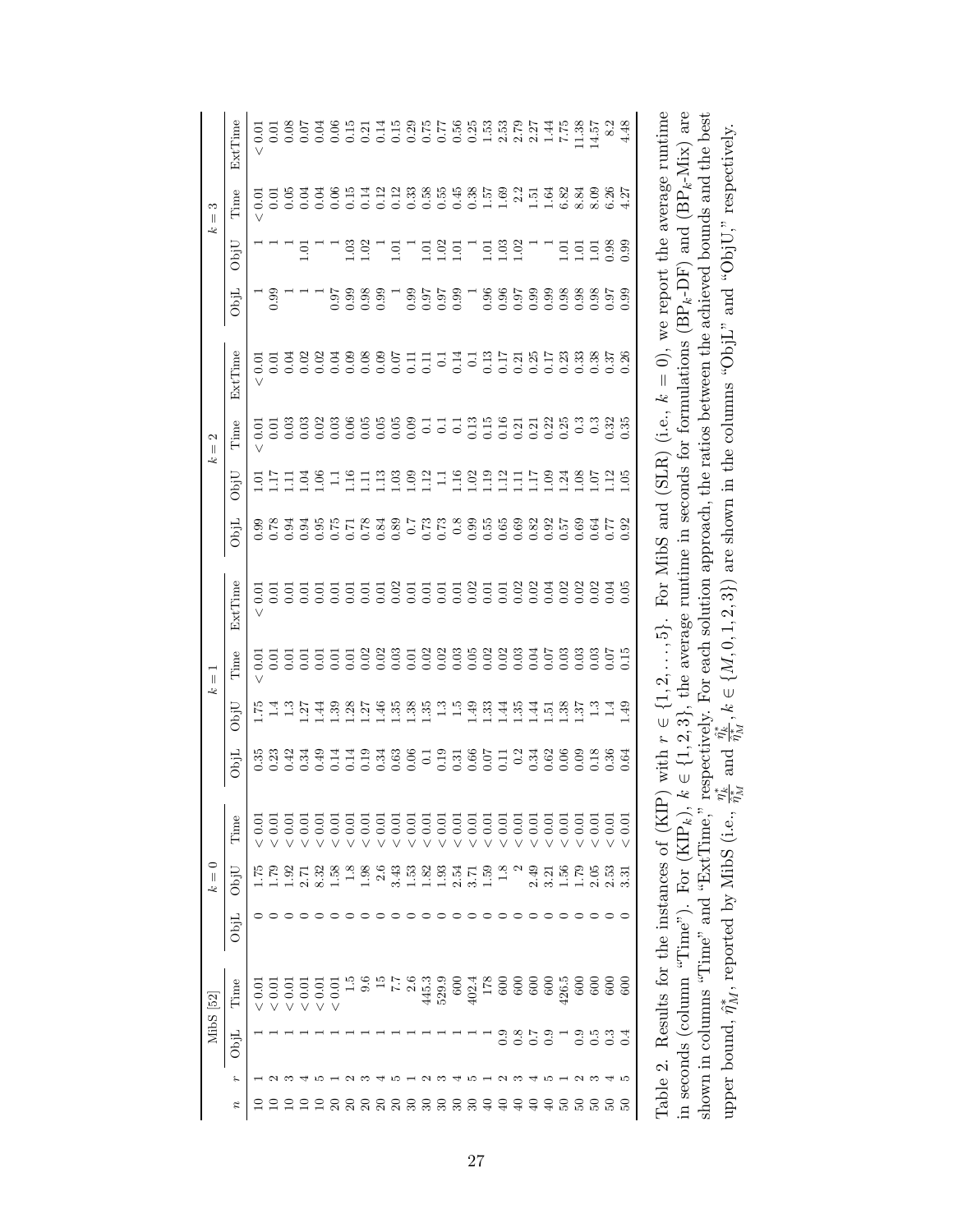| | | MibS [52] | | $k=0$ | | | $k=1$ | | | | $k=2$ | | | | $k=3$ | | | |
|---|---|---|---|---|---|---|---|---|---|---|---|---|---|---|---|---|---|---|
| $n$ | $r$ | ObjL | Time | ObjL | ObjU | Time | ObjL | ObjU | Time | ExtTime | ObjL | ObjU | Time | ExtTime | ObjL | ObjU | Time | ExtTime |
| 10 | 1 | 1 | < 0.01 | 0 | 1.75 | < 0.01 | 0.35 | 1.75 | < 0.01 | < 0.01 | 0.99 | 1.01 | < 0.01 | < 0.01 | 1 | 1 | < 0.01 | < 0.01 |
| 10 | 2 | 1 | < 0.01 | 0 | 1.79 | < 0.01 | 0.23 | 1.4 | 0.01 | 0.01 | 0.78 | 1.17 | 0.01 | 0.01 | 0.99 | 1 | 0.01 | 0.01 |
| 10 | 3 | 1 | < 0.01 | 0 | 1.92 | < 0.01 | 0.42 | 1.3 | 0.01 | 0.01 | 0.94 | 1.11 | 0.03 | 0.04 | 1 | 1 | 0.05 | 0.08 |
| 10 | 4 | 1 | < 0.01 | 0 | 2.71 | < 0.01 | 0.34 | 1.27 | 0.01 | 0.01 | 0.94 | 1.04 | 0.03 | 0.02 | 1 | 1.01 | 0.04 | 0.07 |
| 10 | 5 | 1 | < 0.01 | 0 | 8.32 | < 0.01 | 0.49 | 1.44 | 0.01 | 0.01 | 0.95 | 1.06 | 0.02 | 0.02 | 1 | 1 | 0.04 | 0.04 |
| 20 | 1 | 1 | < 0.01 | 0 | 1.58 | < 0.01 | 0.14 | 1.39 | 0.01 | 0.01 | 0.75 | 1.1 | 0.03 | 0.04 | 0.97 | 1 | 0.06 | 0.06 |
| 20 | 2 | 1 | 1.5 | 0 | 1.8 | < 0.01 | 0.14 | 1.28 | 0.01 | 0.01 | 0.71 | 1.16 | 0.06 | 0.09 | 0.99 | 1.03 | 0.15 | 0.15 |
| 20 | 3 | 1 | 9.6 | 0 | 1.98 | < 0.01 | 0.19 | 1.27 | 0.02 | 0.01 | 0.78 | 1.11 | 0.05 | 0.08 | 0.98 | 1.02 | 0.14 | 0.21 |
| 20 | 4 | 1 | 15 | 0 | 2.6 | < 0.01 | 0.34 | 1.46 | 0.02 | 0.01 | 0.84 | 1.13 | 0.05 | 0.09 | 0.99 | 1 | 0.12 | 0.14 |
| 20 | 5 | 1 | 7.7 | 0 | 3.43 | < 0.01 | 0.63 | 1.35 | 0.03 | 0.02 | 0.89 | 1.03 | 0.05 | 0.07 | 1 | 1.01 | 0.12 | 0.15 |
| 30 | 1 | 1 | 2.6 | 0 | 1.53 | < 0.01 | 0.06 | 1.38 | 0.01 | 0.01 | 0.7 | 1.09 | 0.09 | 0.11 | 0.99 | 1 | 0.33 | 0.29 |
| 30 | 2 | 1 | 445.3 | 0 | 1.82 | < 0.01 | 0.1 | 1.35 | 0.02 | 0.01 | 0.73 | 1.12 | 0.1 | 0.11 | 0.97 | 1.01 | 0.58 | 0.75 |
| 30 | 3 | 1 | 529.9 | 0 | 1.93 | < 0.01 | 0.19 | 1.3 | 0.02 | 0.01 | 0.73 | 1.1 | 0.1 | 0.1 | 0.97 | 1.02 | 0.55 | 0.77 |
| 30 | 4 | 1 | 600 | 0 | 2.54 | < 0.01 | 0.31 | 1.5 | 0.03 | 0.01 | 0.8 | 1.16 | 0.1 | 0.14 | 0.99 | 1.01 | 0.45 | 0.56 |
| 30 | 5 | 1 | 402.4 | 0 | 3.71 | < 0.01 | 0.66 | 1.49 | 0.05 | 0.02 | 0.99 | 1.02 | 0.13 | 0.1 | 1 | 1 | 0.38 | 0.25 |
| 40 | 1 | 1 | 178 | 0 | 1.59 | < 0.01 | 0.07 | 1.33 | 0.02 | 0.01 | 0.55 | 1.19 | 0.15 | 0.13 | 0.96 | 1.01 | 1.57 | 1.53 |
| 40 | 2 | 0.9 | 600 | 0 | 1.8 | < 0.01 | 0.11 | 1.44 | 0.02 | 0.01 | 0.65 | 1.12 | 0.16 | 0.17 | 0.96 | 1.03 | 1.69 | 2.53 |
| 40 | 3 | 0.8 | 600 | 0 | 2 | < 0.01 | 0.2 | 1.35 | 0.03 | 0.02 | 0.69 | 1.11 | 0.21 | 0.21 | 0.97 | 1.02 | 2.2 | 2.79 |
| 40 | 4 | 0.7 | 600 | 0 | 2.49 | < 0.01 | 0.34 | 1.44 | 0.04 | 0.02 | 0.82 | 1.17 | 0.21 | 0.25 | 0.99 | 1 | 1.51 | 2.27 |
| 40 | 5 | 0.9 | 600 | 0 | 3.21 | < 0.01 | 0.62 | 1.51 | 0.07 | 0.04 | 0.92 | 1.09 | 0.22 | 0.17 | 0.99 | 1 | 1.64 | 1.44 |
| 50 | 1 | 1 | 426.5 | 0 | 1.56 | < 0.01 | 0.06 | 1.38 | 0.03 | 0.02 | 0.57 | 1.24 | 0.25 | 0.23 | 0.98 | 1.01 | 6.82 | 7.75 |
| 50 | 2 | 0.9 | 600 | 0 | 1.79 | < 0.01 | 0.09 | 1.37 | 0.03 | 0.02 | 0.69 | 1.08 | 0.3 | 0.33 | 0.98 | 1.01 | 8.84 | 11.38 |
| 50 | 3 | 0.5 | 600 | 0 | 2.05 | < 0.01 | 0.18 | 1.3 | 0.03 | 0.02 | 0.64 | 1.07 | 0.3 | 0.38 | 0.98 | 1.01 | 8.09 | 14.57 |
| 50 | 4 | 0.3 | 600 | 0 | 2.53 | < 0.01 | 0.36 | 1.4 | 0.07 | 0.04 | 0.77 | 1.12 | 0.32 | 0.37 | 0.97 | 0.98 | 6.26 | 8.2 |
| 50 | 5 | 0.4 | 600 | 0 | 3.31 | < 0.01 | 0.64 | 1.49 | 0.15 | 0.05 | 0.92 | 1.05 | 0.35 | 0.26 | 0.99 | 0.99 | 4.27 | 4.48 |

Table 2. Results for the instances of (KIP) with $r \in \{1, 2, \ldots, 5\}$. For MibS and (SLR) (i.e., $k = 0$), we report the average runtime in seconds (column "Time"). For (KIP$_k$), $k \in \{1, 2, 3\}$, the average runtime in seconds for formulations (BP$_k$-DF) and (BP$_k$-Mix) are shown in columns "Time" and "ExtTime," respectively. For each solution approach, the ratios between the achieved bounds and the best upper bound, $\hat{\eta}^*_M$, reported by MibS (i.e., $\frac{\eta^*_k}{\hat{\eta}^*_M}$ and $\frac{\hat{\eta}^*_k}{\hat{\eta}^*_M}, k \in \{M, 0, 1, 2, 3\}$) are shown in the columns "ObjL" and "ObjU," respectively.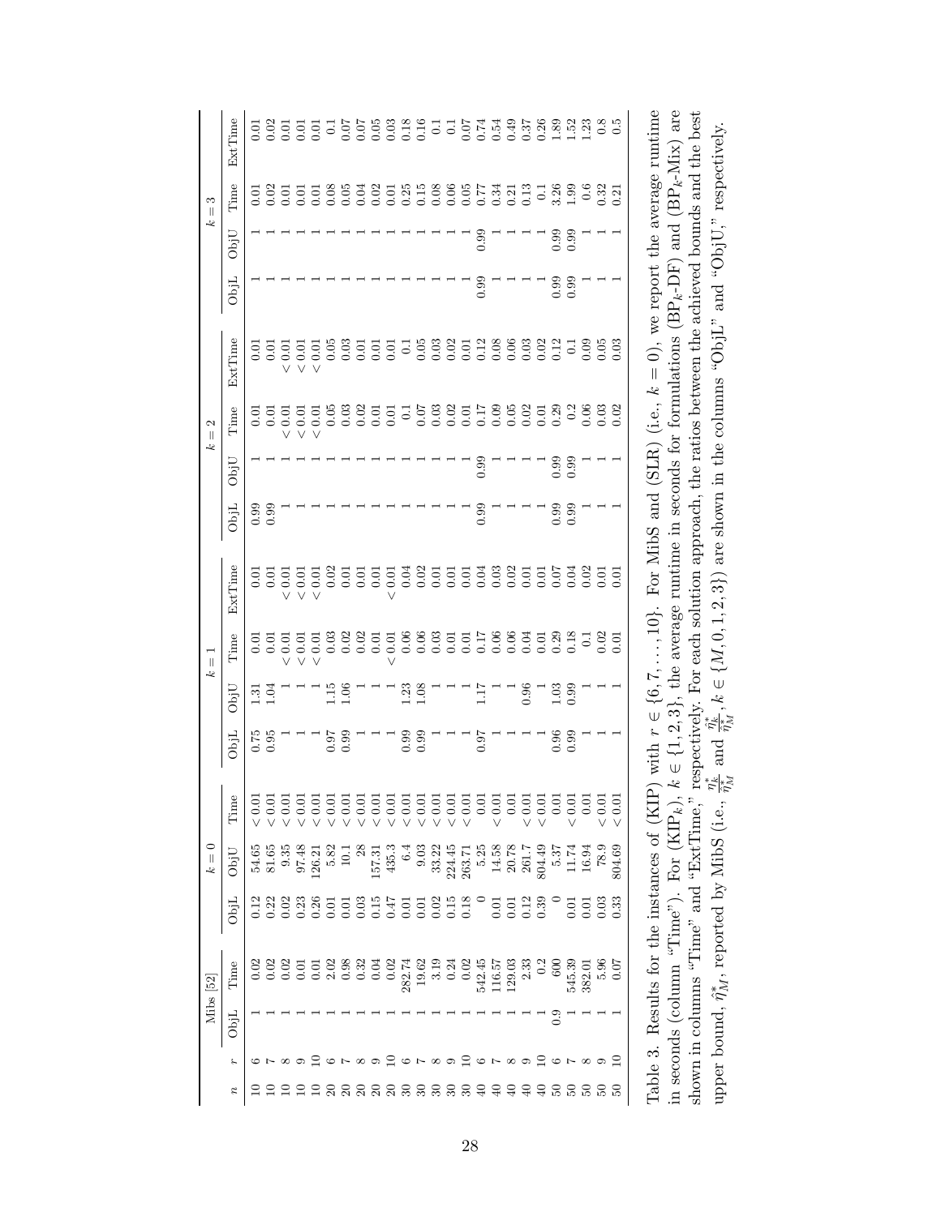| | | Mibs [52] | | $k=0$ | | | $k=1$ | | | | $k=2$ | | | | $k=3$ | | | |
|---|---|---|---|---|---|---|---|---|---|---|---|---|---|---|---|---|---|---|
| $n$ | $r$ | ObjL | Time | ObjL | ObjU | Time | ObjL | ObjU | Time | ExtTime | ObjL | ObjU | Time | ExtTime | ObjL | ObjU | Time | ExtTime |
| 10 | 6 | 1 | 0.02 | 0.12 | 54.65 | < 0.01 | 0.75 | 1.31 | 0.01 | 0.01 | 0.99 | 1 | 0.01 | 0.01 | 1 | 1 | 0.01 | 0.01 |
| 10 | 7 | 1 | 0.02 | 0.22 | 81.65 | < 0.01 | 0.95 | 1.04 | 0.01 | 0.01 | 0.99 | 1 | 0.01 | 0.01 | 1 | 1 | 0.02 | 0.02 |
| 10 | 8 | 1 | 0.02 | 0.02 | 9.35 | < 0.01 | 1 | 1 | < 0.01 | < 0.01 | 1 | 1 | < 0.01 | < 0.01 | 1 | 1 | 0.01 | 0.01 |
| 10 | 9 | 1 | 0.01 | 0.23 | 97.48 | < 0.01 | 1 | 1 | < 0.01 | < 0.01 | 1 | 1 | < 0.01 | < 0.01 | 1 | 1 | 0.01 | 0.01 |
| 10 | 10 | 1 | 0.01 | 0.26 | 126.21 | < 0.01 | 1 | 1 | < 0.01 | < 0.01 | 1 | 1 | < 0.01 | < 0.01 | 1 | 1 | 0.01 | 0.01 |
| 20 | 6 | 1 | 2.02 | 0.01 | 5.82 | < 0.01 | 0.97 | 1.15 | 0.03 | 0.02 | 1 | 1 | 0.05 | 0.05 | 1 | 1 | 0.08 | 0.1 |
| 20 | 7 | 1 | 0.98 | 0.01 | 10.1 | < 0.01 | 0.99 | 1.06 | 0.02 | 0.01 | 1 | 1 | 0.03 | 0.03 | 1 | 1 | 0.05 | 0.07 |
| 20 | 8 | 1 | 0.32 | 0.03 | 28 | < 0.01 | 1 | 1 | 0.02 | 0.01 | 1 | 1 | 0.02 | 0.01 | 1 | 1 | 0.04 | 0.07 |
| 20 | 9 | 1 | 0.04 | 0.15 | 157.31 | < 0.01 | 1 | 1 | 0.01 | 0.01 | 1 | 1 | 0.01 | 0.01 | 1 | 1 | 0.02 | 0.05 |
| 20 | 10 | 1 | 0.02 | 0.47 | 435.3 | < 0.01 | 1 | 1 | < 0.01 | < 0.01 | 1 | 1 | 0.01 | 0.01 | 1 | 1 | 0.01 | 0.03 |
| 30 | 6 | 1 | 282.74 | 0.01 | 6.4 | < 0.01 | 0.99 | 1.23 | 0.06 | 0.04 | 1 | 1 | 0.1 | 0.1 | 1 | 1 | 0.25 | 0.18 |
| 30 | 7 | 1 | 19.62 | 0.01 | 9.03 | < 0.01 | 0.99 | 1.08 | 0.06 | 0.02 | 1 | 1 | 0.07 | 0.05 | 1 | 1 | 0.15 | 0.16 |
| 30 | 8 | 1 | 3.19 | 0.02 | 33.22 | < 0.01 | 1 | 1 | 0.03 | 0.01 | 1 | 1 | 0.03 | 0.03 | 1 | 1 | 0.08 | 0.1 |
| 30 | 9 | 1 | 0.24 | 0.15 | 224.45 | < 0.01 | 1 | 1 | 0.01 | 0.01 | 1 | 1 | 0.02 | 0.02 | 1 | 1 | 0.06 | 0.1 |
| 30 | 10 | 1 | 0.02 | 0.18 | 263.71 | < 0.01 | 1 | 1 | 0.01 | 0.01 | 1 | 1 | 0.01 | 0.01 | 1 | 1 | 0.05 | 0.07 |
| 40 | 6 | 1 | 542.45 | 0 | 5.25 | 0.01 | 0.97 | 1.17 | 0.17 | 0.04 | 0.99 | 0.99 | 0.17 | 0.12 | 0.99 | 0.99 | 0.77 | 0.74 |
| 40 | 7 | 1 | 116.57 | 0.01 | 14.58 | < 0.01 | 1 | 1 | 0.06 | 0.03 | 1 | 1 | 0.09 | 0.08 | 1 | 1 | 0.34 | 0.54 |
| 40 | 8 | 1 | 129.03 | 0.01 | 20.78 | 0.01 | 1 | 1 | 0.06 | 0.02 | 1 | 1 | 0.05 | 0.06 | 1 | 1 | 0.21 | 0.49 |
| 40 | 9 | 1 | 2.33 | 0.12 | 261.7 | < 0.01 | 1 | 0.96 | 0.04 | 0.01 | 1 | 1 | 0.02 | 0.03 | 1 | 1 | 0.13 | 0.37 |
| 40 | 10 | 1 | 0.2 | 0.39 | 804.49 | < 0.01 | 1 | 1 | 0.01 | 0.01 | 1 | 1 | 0.01 | 0.02 | 1 | 1 | 0.1 | 0.26 |
| 50 | 6 | 0.9 | 600 | 0 | 5.37 | 0.01 | 0.96 | 1.03 | 0.29 | 0.07 | 0.99 | 0.99 | 0.29 | 0.12 | 0.99 | 0.99 | 3.26 | 1.89 |
| 50 | 7 | 1 | 545.39 | 0.01 | 11.74 | < 0.01 | 0.99 | 0.99 | 0.18 | 0.04 | 0.99 | 0.99 | 0.2 | 0.1 | 0.99 | 0.99 | 1.99 | 1.52 |
| 50 | 8 | 1 | 382.01 | 0.01 | 16.94 | 0.01 | 1 | 1 | 0.1 | 0.02 | 1 | 1 | 0.06 | 0.09 | 1 | 1 | 0.6 | 1.23 |
| 50 | 9 | 1 | 5.96 | 0.03 | 78.9 | < 0.01 | 1 | 1 | 0.02 | 0.01 | 1 | 1 | 0.03 | 0.05 | 1 | 1 | 0.32 | 0.8 |
| 50 | 10 | 1 | 0.07 | 0.33 | 804.69 | < 0.01 | 1 | 1 | 0.01 | 0.01 | 1 | 1 | 0.02 | 0.03 | 1 | 1 | 0.21 | 0.5 |

Table 3. Results for the instances of (KIP) with $r \in \{6, 7, \ldots, 10\}$. For MibS and (SLR) (i.e., $k = 0$), we report the average runtime in seconds (column "Time"). For (KIP$_k$), $k \in \{1, 2, 3\}$, the average runtime in seconds for formulations (BP$_k$-DF) and (BP$_k$-Mix) are shown in columns "Time" and "ExtTime," respectively. For each solution approach, the ratios between the achieved bounds and the best upper bound, $\hat{\eta}^*_M$, reported by MibS (i.e., $\frac{\eta^*_{l_k}}{\hat{\eta}^*_M}$ and $\frac{\eta^*_{u_k}}{\hat{\eta}^*_M}, k \in \{M, 0, 1, 2, 3\}$) are shown in the columns "ObjL" and "ObjU," respectively.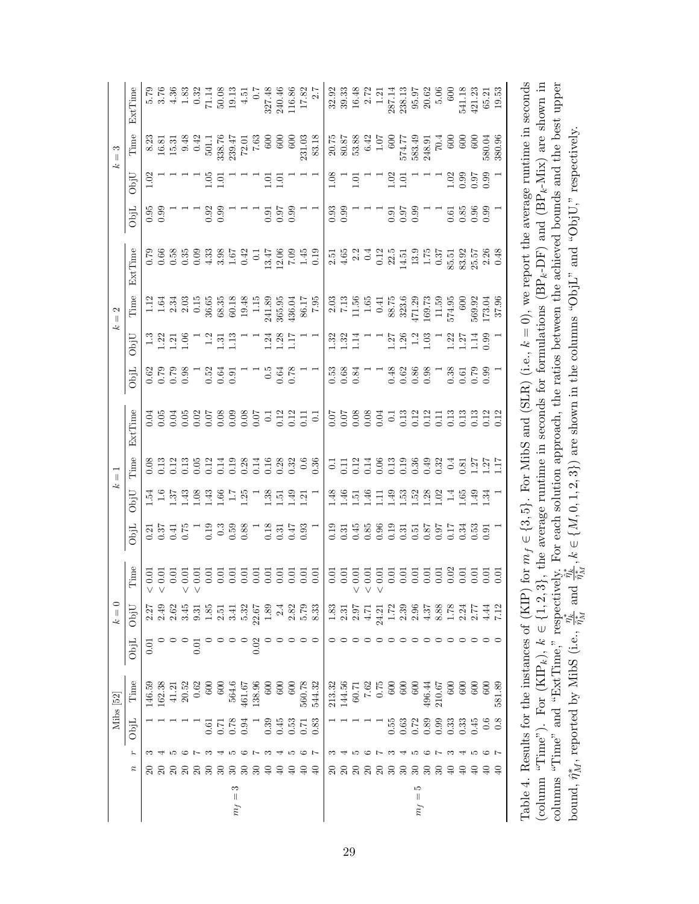| | | | Mibs [52] | | $k=0$ | | | $k=1$ | | | | $k=2$ | | | | $k=3$ | | | |
|---|---|---|---|---|---|---|---|---|---|---|---|---|---|---|---|---|---|---|---|
| | $n$ | $r$ | ObjL | Time | ObjL | ObjU | Time | ObjL | ObjU | Time | ExtTime | ObjL | ObjU | Time | ExtTime | ObjL | ObjU | Time | ExtTime |
| $m_f=3$ | 20 | 3 | 1 | 146.59 | 0.01 | 2.27 | < 0.01 | 0.21 | 1.54 | 0.08 | 0.04 | 0.62 | 1.3 | 1.12 | 0.79 | 0.95 | 1.02 | 8.23 | 5.79 |
| | 20 | 4 | 1 | 162.38 | 0 | 2.49 | < 0.01 | 0.37 | 1.6 | 0.13 | 0.05 | 0.79 | 1.22 | 1.64 | 0.66 | 0.99 | 1 | 16.81 | 3.76 |
| | 20 | 5 | 1 | 41.21 | 0 | 2.62 | 0.01 | 0.41 | 1.37 | 0.12 | 0.04 | 0.79 | 1.21 | 2.34 | 0.58 | 1 | 1 | 15.31 | 4.36 |
| | 20 | 6 | 1 | 20.52 | 0 | 3.45 | < 0.01 | 0.75 | 1.43 | 0.13 | 0.05 | 0.98 | 1.06 | 2.03 | 0.35 | 1 | 1 | 9.48 | 1.83 |
| | 20 | 7 | 1 | 0.62 | 0.01 | 9.31 | < 0.01 | 1 | 1.08 | 0.05 | 0.02 | 1 | 1 | 0.15 | 0.09 | 1 | 1 | 0.42 | 0.32 |
| | 30 | 3 | 0.61 | 600 | 0 | 1.85 | 0.01 | 0.19 | 1.43 | 0.12 | 0.07 | 0.52 | 1.2 | 36.65 | 4.33 | 0.92 | 1.05 | 501.1 | 71.14 |
| | 30 | 4 | 0.71 | 600 | 0 | 2.51 | 0.01 | 0.3 | 1.66 | 0.14 | 0.08 | 0.64 | 1.31 | 68.35 | 3.98 | 0.99 | 1.01 | 338.76 | 50.08 |
| | 30 | 5 | 0.78 | 564.6 | 0 | 3.41 | 0.01 | 0.59 | 1.7 | 0.19 | 0.09 | 0.91 | 1.13 | 60.18 | 1.67 | 1 | 1 | 239.47 | 19.13 |
| | 30 | 6 | 0.94 | 461.67 | 0 | 5.32 | 0.01 | 0.88 | 1.25 | 0.28 | 0.08 | 1 | 1 | 19.48 | 0.42 | 1 | 1 | 72.01 | 4.51 |
| | 30 | 7 | 1 | 138.96 | 0.02 | 22.67 | 0.01 | 1 | 1 | 0.14 | 0.07 | 1 | 1 | 1.15 | 0.1 | 1 | 1 | 7.63 | 0.7 |
| | 40 | 3 | 0.39 | 600 | 0 | 1.89 | 0.01 | 0.18 | 1.38 | 0.16 | 0.1 | 0.5 | 1.24 | 241.89 | 13.47 | 0.91 | 1.01 | 600 | 327.48 |
| | 40 | 4 | 0.45 | 600 | 0 | 2.4 | 0.01 | 0.31 | 1.51 | 0.28 | 0.12 | 0.64 | 1.28 | 365.95 | 12.06 | 0.97 | 1.01 | 600 | 240.46 |
| | 40 | 5 | 0.53 | 600 | 0 | 2.82 | 0.01 | 0.47 | 1.49 | 0.32 | 0.12 | 0.78 | 1.17 | 436.04 | 7.09 | 0.99 | 1 | 600 | 116.86 |
| | 40 | 6 | 0.71 | 560.78 | 0 | 5.79 | 0.01 | 0.93 | 1.21 | 0.6 | 0.11 | 1 | 1 | 86.17 | 1.45 | 1 | 1 | 231.03 | 17.82 |
| | 40 | 7 | 0.83 | 544.32 | 0 | 8.33 | 0.01 | 1 | 1 | 0.36 | 0.1 | 1 | 1 | 7.95 | 0.19 | 1 | 1 | 83.18 | 2.7 |
| $m_f=5$ | 20 | 3 | 1 | 213.32 | 0 | 1.83 | 0.01 | 0.19 | 1.48 | 0.1 | 0.07 | 0.53 | 1.32 | 2.03 | 2.51 | 0.93 | 1.08 | 20.75 | 32.92 |
| | 20 | 4 | 1 | 144.56 | 0 | 2.31 | 0.01 | 0.31 | 1.46 | 0.11 | 0.07 | 0.68 | 1.32 | 7.13 | 4.65 | 0.99 | 1 | 80.87 | 39.33 |
| | 20 | 5 | 1 | 60.71 | 0 | 2.97 | < 0.01 | 0.45 | 1.51 | 0.12 | 0.08 | 0.84 | 1.14 | 11.56 | 2.2 | 1 | 1.01 | 53.88 | 16.48 |
| | 20 | 6 | 1 | 7.62 | 0 | 4.71 | < 0.01 | 0.85 | 1.46 | 0.14 | 0.08 | 1 | 1 | 1.65 | 0.4 | 1 | 1 | 6.42 | 2.72 |
| | 20 | 7 | 1 | 0.75 | 0 | 24.21 | < 0.01 | 0.96 | 1.11 | 0.06 | 0.04 | 1 | 1 | 0.41 | 0.12 | 1 | 1 | 1.07 | 1.21 |
| | 30 | 3 | 0.55 | 600 | 0 | 1.72 | 0.01 | 0.19 | 1.49 | 0.13 | 0.1 | 0.48 | 1.27 | 88.75 | 22.5 | 0.91 | 1.02 | 600 | 287.14 |
| | 30 | 4 | 0.63 | 600 | 0 | 2.39 | 0.01 | 0.31 | 1.53 | 0.19 | 0.13 | 0.62 | 1.26 | 323.6 | 14.51 | 0.97 | 1.01 | 574.77 | 238.13 |
| | 30 | 5 | 0.72 | 600 | 0 | 2.96 | 0.01 | 0.51 | 1.52 | 0.36 | 0.12 | 0.86 | 1.2 | 471.29 | 13.9 | 0.99 | 1 | 583.49 | 95.97 |
| | 30 | 6 | 0.89 | 496.44 | 0 | 4.37 | 0.01 | 0.87 | 1.28 | 0.49 | 0.12 | 0.98 | 1.03 | 169.73 | 1.75 | 1 | 1 | 248.91 | 20.62 |
| | 30 | 7 | 0.99 | 210.67 | 0 | 8.88 | 0.01 | 0.97 | 1.02 | 0.32 | 0.11 | 1 | 1 | 11.59 | 0.37 | 1 | 1 | 70.4 | 5.06 |
| | 40 | 3 | 0.33 | 600 | 0 | 1.78 | 0.02 | 0.17 | 1.4 | 0.4 | 0.13 | 0.38 | 1.22 | 574.95 | 85.51 | 0.61 | 1.02 | 600 | 600 |
| | 40 | 4 | 0.33 | 600 | 0 | 2.24 | 0.01 | 0.34 | 1.65 | 0.81 | 0.13 | 0.61 | 1.27 | 600 | 83.92 | 0.85 | 0.99 | 600 | 541.18 |
| | 40 | 5 | 0.45 | 600 | 0 | 2.77 | 0.01 | 0.53 | 1.49 | 1.27 | 0.13 | 0.79 | 1.14 | 569.92 | 25.57 | 0.96 | 0.97 | 600 | 421.23 |
| | 40 | 6 | 0.6 | 600 | 0 | 4.44 | 0.01 | 0.91 | 1.34 | 1.27 | 0.12 | 0.99 | 0.99 | 173.04 | 2.26 | 1 | 0.99 | 580.04 | 65.21 |
| | 40 | 7 | 0.8 | 581.89 | 0 | 7.12 | 0.01 | 1 | 1 | 1.17 | 0.12 | 1 | 1 | 37.96 | 0.48 | 1 | 1 | 380.96 | 19.53 |

Table 4. Results for the instances of (KIP) for $m_f \in \{3,5\}$. For MibS and (SLR) (i.e., $k=0$), we report the average runtime in seconds (column "Time"). For (KIP$_k$), $k \in \{1,2,3\}$, the average runtime in seconds for formulations (BP$_k$-DF) and (BP$_k$-Mix) are shown in columns "Time" and "ExtTime," respectively. For each solution approach, the ratios between the achieved bounds and the best upper bound, $\hat{\eta}^*_M$, reported by MibS (i.e., $\frac{\eta^*_k}{\hat{\eta}^*_M}$ and $\frac{\hat{\eta}^*_k}{\hat{\eta}^*_M}$, $k \in \{M,0,1,2,3\}$) are shown in the columns "ObjL" and "ObjU," respectively.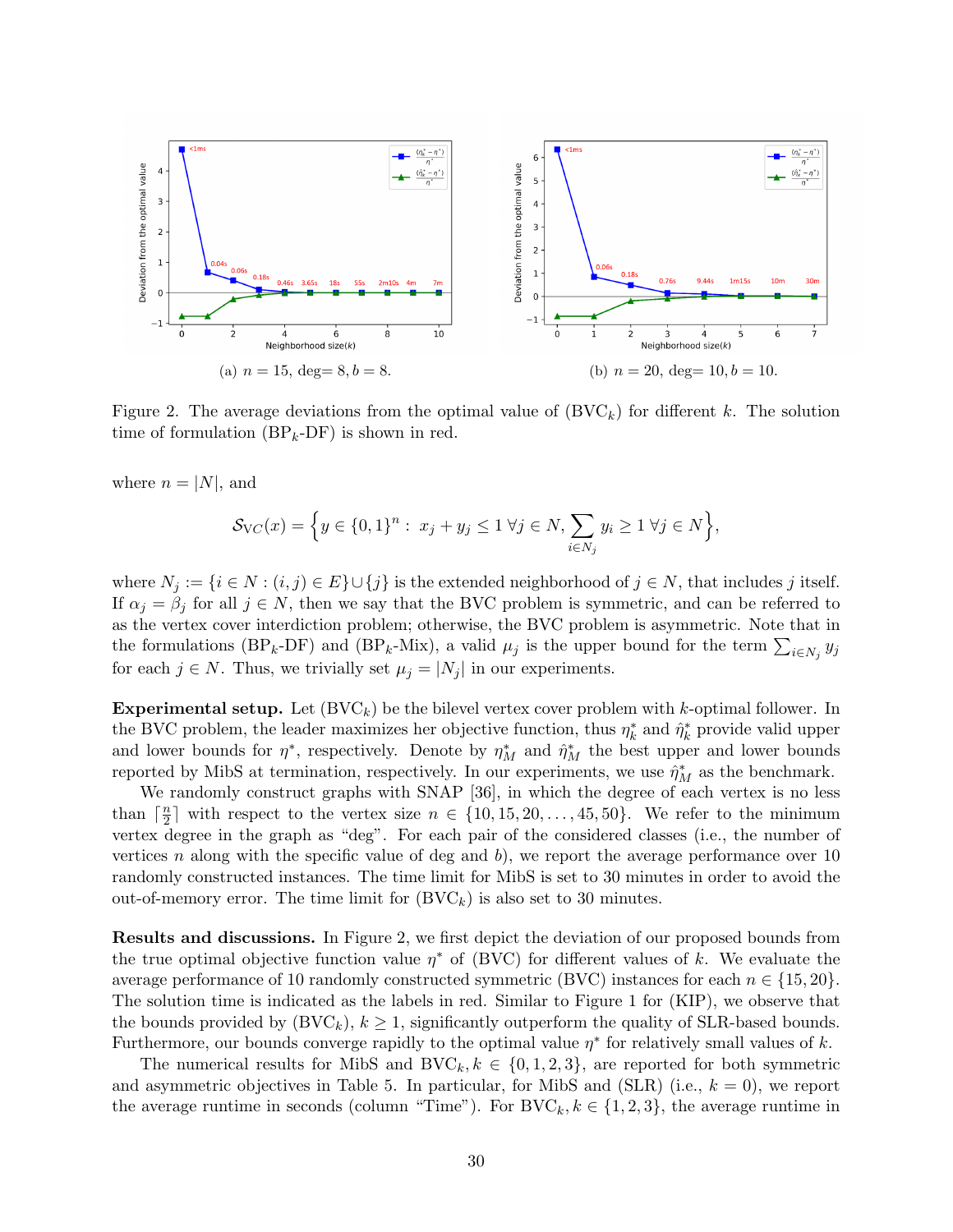(a) $n = 15$, deg$= 8, b = 8$.

(b) $n = 20$, deg$= 10, b = 10$.

Figure 2. The average deviations from the optimal value of (BVC$_k$) for different $k$. The solution time of formulation (BP$_k$-DF) is shown in red.

where $n = |N|$, and

$$\mathcal{S}_{\text{VC}}(x) = \Big\{ y \in \{0,1\}^n : \; x_j + y_j \leq 1 \; \forall j \in N, \sum_{i \in N_j} y_i \geq 1 \; \forall j \in N \Big\},$$

where $N_j := \{i \in N : (i,j) \in E\} \cup \{j\}$ is the extended neighborhood of $j \in N$, that includes $j$ itself. If $\alpha_j = \beta_j$ for all $j \in N$, then we say that the BVC problem is symmetric, and can be referred to as the vertex cover interdiction problem; otherwise, the BVC problem is asymmetric. Note that in the formulations (BP$_k$-DF) and (BP$_k$-Mix), a valid $\mu_j$ is the upper bound for the term $\sum_{i \in N_j} y_j$ for each $j \in N$. Thus, we trivially set $\mu_j = |N_j|$ in our experiments.

**Experimental setup.** Let (BVC$_k$) be the bilevel vertex cover problem with $k$-optimal follower. In the BVC problem, the leader maximizes her objective function, thus $\eta^*_k$ and $\hat{\eta}^*_k$ provide valid upper and lower bounds for $\eta^*$, respectively. Denote by $\eta^*_M$ and $\hat{\eta}^*_M$ the best upper and lower bounds reported by MibS at termination, respectively. In our experiments, we use $\hat{\eta}^*_M$ as the benchmark.

We randomly construct graphs with SNAP [36], in which the degree of each vertex is no less than $\lceil \frac{n}{2} \rceil$ with respect to the vertex size $n \in \{10, 15, 20, \ldots, 45, 50\}$. We refer to the minimum vertex degree in the graph as "deg". For each pair of the considered classes (i.e., the number of vertices $n$ along with the specific value of deg and $b$), we report the average performance over 10 randomly constructed instances. The time limit for MibS is set to 30 minutes in order to avoid the out-of-memory error. The time limit for (BVC$_k$) is also set to 30 minutes.

**Results and discussions.** In Figure 2, we first depict the deviation of our proposed bounds from the true optimal objective function value $\eta^*$ of (BVC) for different values of $k$. We evaluate the average performance of 10 randomly constructed symmetric (BVC) instances for each $n \in \{15, 20\}$. The solution time is indicated as the labels in red. Similar to Figure 1 for (KIP), we observe that the bounds provided by (BVC$_k$), $k \geq 1$, significantly outperform the quality of SLR-based bounds. Furthermore, our bounds converge rapidly to the optimal value $\eta^*$ for relatively small values of $k$.

The numerical results for MibS and BVC$_k$, $k \in \{0, 1, 2, 3\}$, are reported for both symmetric and asymmetric objectives in Table 5. In particular, for MibS and (SLR) (i.e., $k = 0$), we report the average runtime in seconds (column "Time"). For BVC$_k$, $k \in \{1, 2, 3\}$, the average runtime in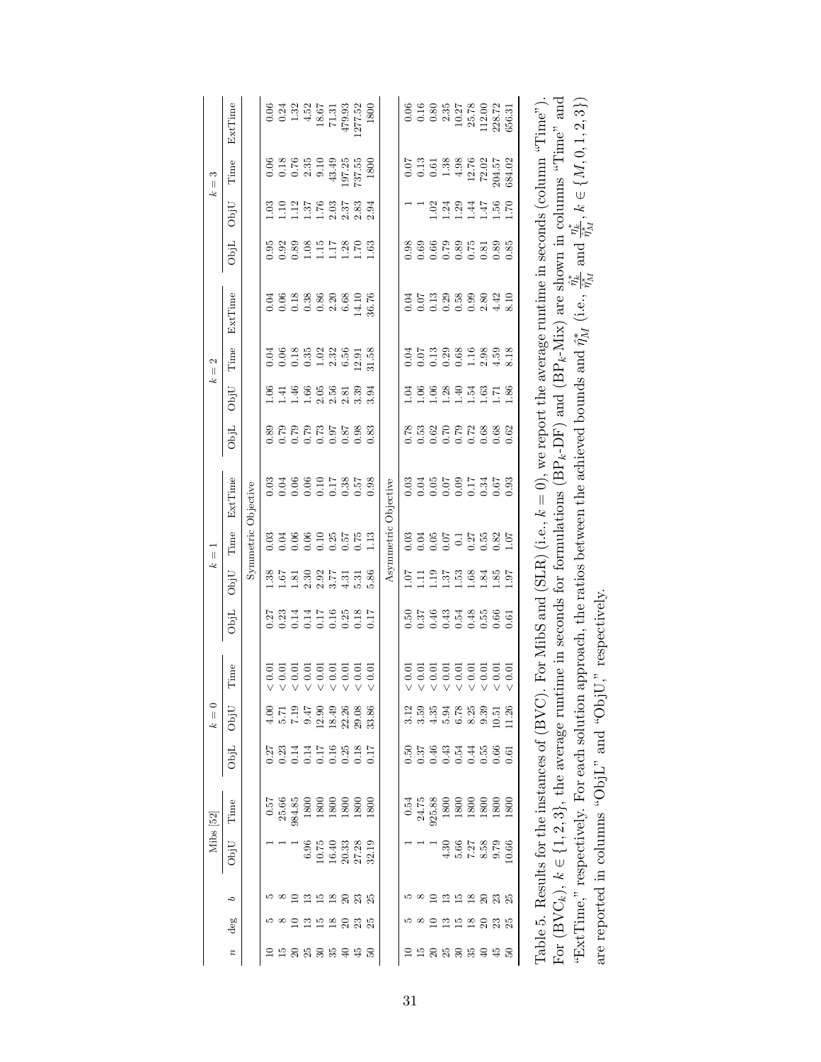| $n$ | deg | $b$ | Mibs [52] | | $k=0$ | | | $k=1$ | | | | $k=2$ | | | | $k=3$ | | | |
|---|---|---|---|---|---|---|---|---|---|---|---|---|---|---|---|---|---|---|---|
| | | | ObjU | Time | ObjL | ObjU | Time | ObjL | ObjU | Time | ExtTime | ObjL | ObjU | Time | ExtTime | ObjL | ObjU | Time | ExtTime |
| | | | | | | | | Symmetric Objective | | | | | | | | | | | |
| 10 | 5 | 5 | 1 | 0.57 | 0.27 | 4.00 | < 0.01 | 0.27 | 1.38 | 0.03 | 0.03 | 0.89 | 1.06 | 0.04 | 0.04 | 0.95 | 1.03 | 0.06 | 0.06 |
| 15 | 8 | 8 | 1 | 25.66 | 0.23 | 5.71 | < 0.01 | 0.23 | 1.67 | 0.04 | 0.04 | 0.79 | 1.41 | 0.06 | 0.06 | 0.92 | 1.10 | 0.18 | 0.24 |
| 20 | 10 | 10 | 1 | 984.85 | 0.14 | 7.19 | < 0.01 | 0.14 | 1.81 | 0.06 | 0.06 | 0.79 | 1.46 | 0.18 | 0.18 | 0.89 | 1.12 | 0.76 | 1.32 |
| 25 | 13 | 13 | 6.96 | 1800 | 0.14 | 9.47 | < 0.01 | 0.14 | 2.30 | 0.06 | 0.06 | 0.79 | 1.66 | 0.35 | 0.38 | 1.08 | 1.37 | 2.35 | 4.52 |
| 30 | 15 | 15 | 10.75 | 1800 | 0.17 | 12.90 | < 0.01 | 0.17 | 2.92 | 0.10 | 0.10 | 0.73 | 2.05 | 1.02 | 0.86 | 1.15 | 1.76 | 9.10 | 18.67 |
| 35 | 18 | 18 | 16.40 | 1800 | 0.16 | 18.49 | < 0.01 | 0.16 | 3.77 | 0.25 | 0.17 | 0.97 | 2.56 | 2.32 | 2.20 | 1.17 | 2.03 | 43.49 | 71.31 |
| 40 | 20 | 20 | 20.33 | 1800 | 0.25 | 22.26 | < 0.01 | 0.25 | 4.31 | 0.57 | 0.38 | 0.87 | 2.81 | 6.56 | 6.68 | 1.28 | 2.37 | 197.25 | 479.93 |
| 45 | 23 | 23 | 27.28 | 1800 | 0.18 | 29.08 | < 0.01 | 0.18 | 5.31 | 0.75 | 0.57 | 0.98 | 3.39 | 12.91 | 14.10 | 1.70 | 2.83 | 737.55 | 1277.52 |
| 50 | 25 | 25 | 32.19 | 1800 | 0.17 | 33.86 | < 0.01 | 0.17 | 5.86 | 1.13 | 0.98 | 0.83 | 3.94 | 31.58 | 36.76 | 1.63 | 2.94 | 1800 | 1800 |
| | | | | | | | | Asymmetric Objective | | | | | | | | | | | |
| 10 | 5 | 5 | 1 | 0.54 | 0.50 | 3.12 | < 0.01 | 0.50 | 1.07 | 0.03 | 0.03 | 0.78 | 1.04 | 0.04 | 0.04 | 0.98 | 1 | 0.07 | 0.06 |
| 15 | 8 | 8 | 1 | 24.75 | 0.37 | 3.59 | < 0.01 | 0.37 | 1.11 | 0.04 | 0.04 | 0.53 | 1.06 | 0.07 | 0.07 | 0.69 | 1 | 0.13 | 0.16 |
| 20 | 10 | 10 | 1 | 925.88 | 0.46 | 4.35 | < 0.01 | 0.46 | 1.19 | 0.05 | 0.05 | 0.62 | 1.06 | 0.13 | 0.13 | 0.66 | 1.02 | 0.61 | 0.80 |
| 25 | 13 | 13 | 4.30 | 1800 | 0.43 | 5.94 | < 0.01 | 0.43 | 1.37 | 0.07 | 0.07 | 0.70 | 1.28 | 0.29 | 0.29 | 0.79 | 1.24 | 1.38 | 2.35 |
| 30 | 15 | 15 | 5.66 | 1800 | 0.54 | 6.78 | < 0.01 | 0.54 | 1.53 | 0.1 | 0.09 | 0.79 | 1.40 | 0.68 | 0.58 | 0.89 | 1.29 | 4.98 | 10.27 |
| 35 | 18 | 18 | 7.27 | 1800 | 0.44 | 8.25 | < 0.01 | 0.48 | 1.68 | 0.27 | 0.17 | 0.72 | 1.54 | 1.16 | 0.99 | 0.75 | 1.44 | 12.76 | 25.78 |
| 40 | 20 | 20 | 8.58 | 1800 | 0.55 | 9.39 | < 0.01 | 0.55 | 1.84 | 0.55 | 0.34 | 0.68 | 1.63 | 2.98 | 2.80 | 0.81 | 1.47 | 72.02 | 112.00 |
| 45 | 23 | 23 | 9.79 | 1800 | 0.66 | 10.51 | < 0.01 | 0.66 | 1.85 | 0.82 | 0.67 | 0.68 | 1.71 | 4.59 | 4.42 | 0.89 | 1.56 | 204.57 | 228.72 |
| 50 | 25 | 25 | 10.66 | 1800 | 0.61 | 11.26 | < 0.01 | 0.61 | 1.97 | 1.07 | 0.93 | 0.62 | 1.86 | 8.18 | 8.10 | 0.85 | 1.70 | 684.02 | 656.31 |

Table 5. Results for the instances of (BVC). For MibS and (SLR) (i.e., $k=0$), we report the average runtime in seconds (column "Time"). For (BVC$_k$), $k \in \{1,2,3\}$, the average runtime in seconds for formulations (BP$_k$-DF) and (BP$_k$-Mix) are shown in columns "Time" and "ExtTime," respectively. For each solution approach, the ratios between the achieved bounds and $\hat{\eta}^*_M$ (i.e., $\frac{\eta^*_k}{\hat{\eta}^*_M}$ and $\frac{\hat{\eta}^*_k}{\hat{\eta}^*_M}$, $k \in \{M, 0, 1, 2, 3\}$) are reported in columns "ObjL" and "ObjU," respectively.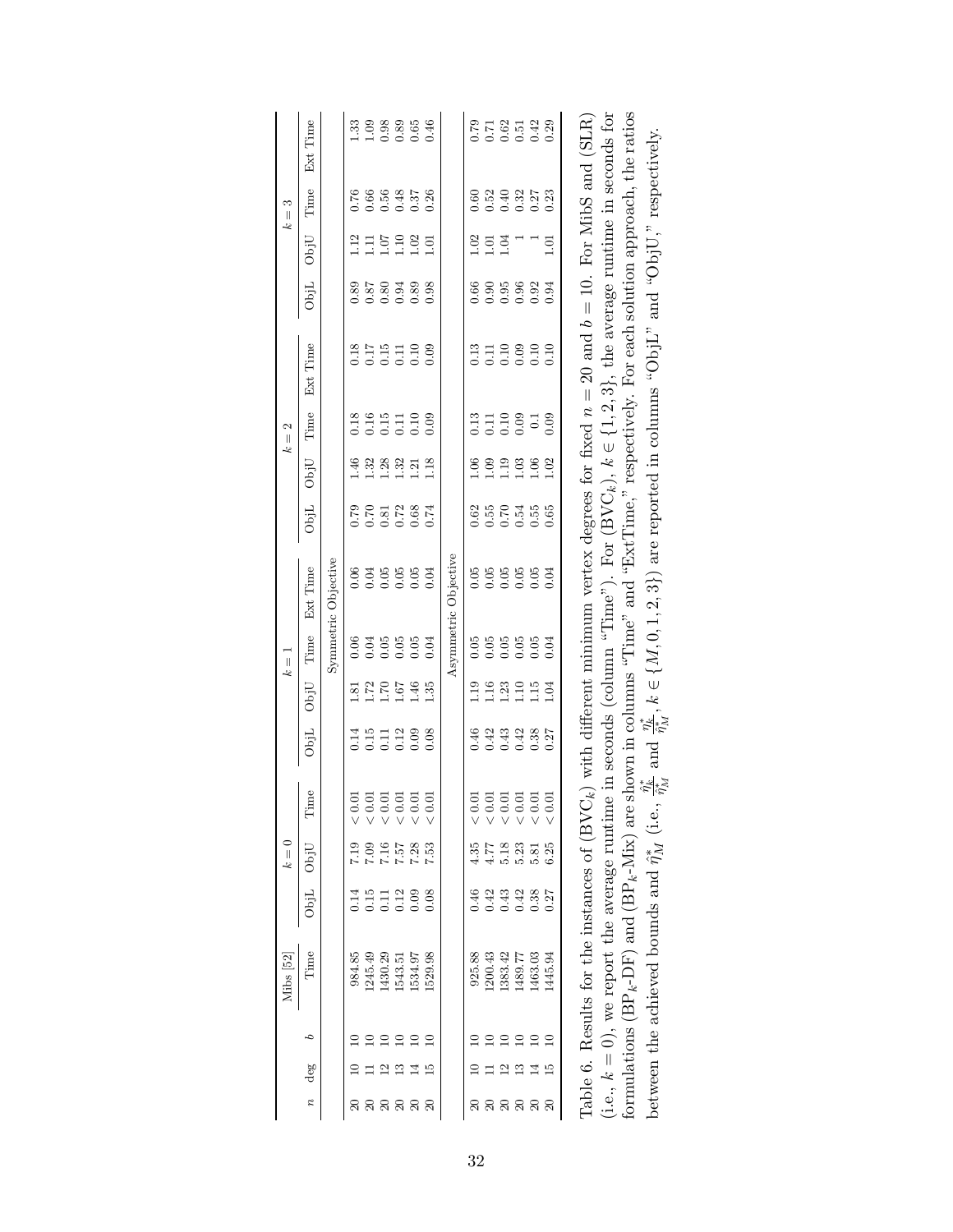| $n$ | deg | $b$ | Mibs [52] | $k=0$ | | | $k=1$ | | | | $k=2$ | | | | $k=3$ | | | |
|---|---|---|---|---|---|---|---|---|---|---|---|---|---|---|---|---|---|---|
| | | | Time | ObjL | ObjU | Time | ObjL | ObjU | Time | Ext Time | ObjL | ObjU | Time | Ext Time | ObjL | ObjU | Time | Ext Time |
| | | | | | | | | | Symmetric Objective | | | | | | | | | |
| 20 | 10 | 10 | 984.85 | 0.14 | 7.19 | < 0.01 | 0.14 | 1.81 | 0.06 | 0.06 | 0.79 | 1.46 | 0.18 | 0.18 | 0.89 | 1.12 | 0.76 | 1.33 |
| 20 | 11 | 10 | 1245.49 | 0.15 | 7.09 | < 0.01 | 0.15 | 1.72 | 0.04 | 0.04 | 0.70 | 1.32 | 0.16 | 0.17 | 0.87 | 1.11 | 0.66 | 1.09 |
| 20 | 12 | 10 | 1430.29 | 0.11 | 7.16 | < 0.01 | 0.11 | 1.70 | 0.05 | 0.05 | 0.81 | 1.28 | 0.15 | 0.15 | 0.80 | 1.07 | 0.56 | 0.98 |
| 20 | 13 | 10 | 1543.51 | 0.12 | 7.57 | < 0.01 | 0.12 | 1.67 | 0.05 | 0.05 | 0.72 | 1.32 | 0.11 | 0.11 | 0.94 | 1.10 | 0.48 | 0.89 |
| 20 | 14 | 10 | 1534.97 | 0.09 | 7.28 | < 0.01 | 0.09 | 1.46 | 0.05 | 0.05 | 0.68 | 1.21 | 0.10 | 0.10 | 0.89 | 1.02 | 0.37 | 0.65 |
| 20 | 15 | 10 | 1529.98 | 0.08 | 7.53 | < 0.01 | 0.08 | 1.35 | 0.04 | 0.04 | 0.74 | 1.18 | 0.09 | 0.09 | 0.98 | 1.01 | 0.26 | 0.46 |
| | | | | | | | | | Asymmetric Objective | | | | | | | | | |
| 20 | 10 | 10 | 925.88 | 0.46 | 4.35 | < 0.01 | 0.46 | 1.19 | 0.05 | 0.05 | 0.62 | 1.06 | 0.13 | 0.13 | 0.66 | 1.02 | 0.60 | 0.79 |
| 20 | 11 | 10 | 1200.43 | 0.42 | 4.77 | < 0.01 | 0.42 | 1.16 | 0.05 | 0.05 | 0.55 | 1.09 | 0.11 | 0.11 | 0.90 | 1.01 | 0.52 | 0.71 |
| 20 | 12 | 10 | 1383.42 | 0.43 | 5.18 | < 0.01 | 0.43 | 1.23 | 0.05 | 0.05 | 0.70 | 1.19 | 0.10 | 0.10 | 0.95 | 1.04 | 0.40 | 0.62 |
| 20 | 13 | 10 | 1489.77 | 0.42 | 5.23 | < 0.01 | 0.42 | 1.10 | 0.05 | 0.05 | 0.54 | 1.03 | 0.09 | 0.09 | 0.96 | 1 | 0.32 | 0.51 |
| 20 | 14 | 10 | 1463.03 | 0.38 | 5.81 | < 0.01 | 0.38 | 1.15 | 0.05 | 0.05 | 0.55 | 1.06 | 0.1 | 0.10 | 0.92 | 1 | 0.27 | 0.42 |
| 20 | 15 | 10 | 1445.94 | 0.27 | 6.25 | < 0.01 | 0.27 | 1.04 | 0.04 | 0.04 | 0.65 | 1.02 | 0.09 | 0.10 | 0.94 | 1.01 | 0.23 | 0.29 |

Table 6. Results for the instances of (BVC$_k$) with different minimum vertex degrees for fixed $n = 20$ and $b = 10$. For MibS and (SLR) (i.e., $k = 0$), we report the average runtime in seconds (column "Time"). For (BVC$_k$), $k \in \{1, 2, 3\}$, the average runtime in seconds for formulations (BP$_k$-DF) and (BP$_k$-Mix) are shown in columns "Time" and "ExtTime," respectively. For each solution approach, the ratios between the achieved bounds and $\hat{\eta}^*_M$ (i.e., $\frac{\hat{\eta}^*_k}{\hat{\eta}^*_M}$ and $\frac{\eta^*_k}{\hat{\eta}^*_M}$, $k \in \{M, 0, 1, 2, 3\}$) are reported in columns "ObjL" and "ObjU," respectively.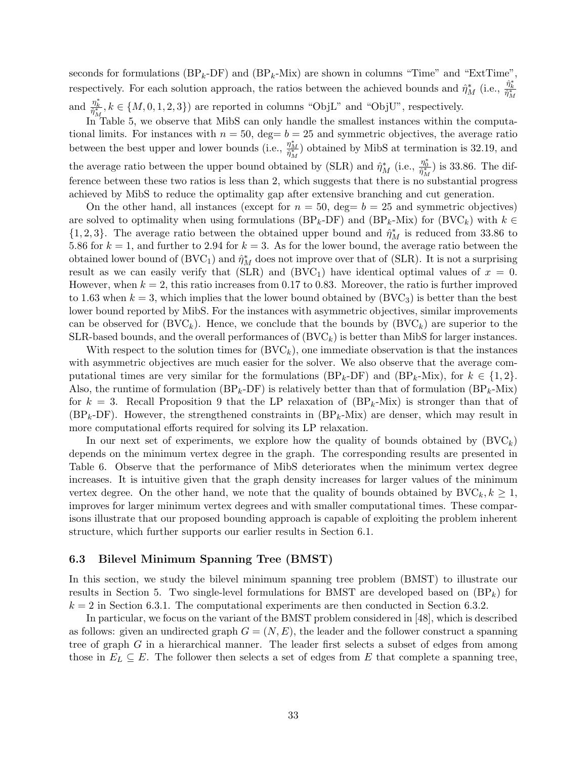seconds for formulations ($\text{BP}_k$-DF) and ($\text{BP}_k$-Mix) are shown in columns "Time" and "ExtTime", respectively. For each solution approach, the ratios between the achieved bounds and $\hat{\eta}_M^*$ (i.e., $\frac{\hat{\eta}_k^*}{\hat{\eta}_M^*}$ and $\frac{\eta_k^*}{\hat{\eta}_M^*}, k \in \{M, 0, 1, 2, 3\}$) are reported in columns "ObjL" and "ObjU", respectively.

In Table 5, we observe that MibS can only handle the smallest instances within the computational limits. For instances with $n = 50$, deg$= b = 25$ and symmetric objectives, the average ratio between the best upper and lower bounds (i.e., $\frac{\eta_M^*}{\hat{\eta}_M^*}$) obtained by MibS at termination is 32.19, and the average ratio between the upper bound obtained by (SLR) and $\hat{\eta}_M^*$ (i.e., $\frac{\eta_0^*}{\hat{\eta}_M^*}$) is 33.86. The difference between these two ratios is less than 2, which suggests that there is no substantial progress achieved by MibS to reduce the optimality gap after extensive branching and cut generation.

On the other hand, all instances (except for $n = 50$, deg$= b = 25$ and symmetric objectives) are solved to optimality when using formulations ($\text{BP}_k$-DF) and ($\text{BP}_k$-Mix) for ($\text{BVC}_k$) with $k \in \{1, 2, 3\}$. The average ratio between the obtained upper bound and $\hat{\eta}_M^*$ is reduced from 33.86 to 5.86 for $k = 1$, and further to 2.94 for $k = 3$. As for the lower bound, the average ratio between the obtained lower bound of ($\text{BVC}_1$) and $\hat{\eta}_M^*$ does not improve over that of (SLR). It is not a surprising result as we can easily verify that (SLR) and ($\text{BVC}_1$) have identical optimal values of $x = 0$. However, when $k = 2$, this ratio increases from 0.17 to 0.83. Moreover, the ratio is further improved to 1.63 when $k = 3$, which implies that the lower bound obtained by ($\text{BVC}_3$) is better than the best lower bound reported by MibS. For the instances with asymmetric objectives, similar improvements can be observed for ($\text{BVC}_k$). Hence, we conclude that the bounds by ($\text{BVC}_k$) are superior to the SLR-based bounds, and the overall performances of ($\text{BVC}_k$) is better than MibS for larger instances.

With respect to the solution times for ($\text{BVC}_k$), one immediate observation is that the instances with asymmetric objectives are much easier for the solver. We also observe that the average computational times are very similar for the formulations ($\text{BP}_k$-DF) and ($\text{BP}_k$-Mix), for $k \in \{1, 2\}$. Also, the runtime of formulation ($\text{BP}_k$-DF) is relatively better than that of formulation ($\text{BP}_k$-Mix) for $k = 3$. Recall Proposition 9 that the LP relaxation of ($\text{BP}_k$-Mix) is stronger than that of ($\text{BP}_k$-DF). However, the strengthened constraints in ($\text{BP}_k$-Mix) are denser, which may result in more computational efforts required for solving its LP relaxation.

In our next set of experiments, we explore how the quality of bounds obtained by ($\text{BVC}_k$) depends on the minimum vertex degree in the graph. The corresponding results are presented in Table 6. Observe that the performance of MibS deteriorates when the minimum vertex degree increases. It is intuitive given that the graph density increases for larger values of the minimum vertex degree. On the other hand, we note that the quality of bounds obtained by $\text{BVC}_k, k \geq 1$, improves for larger minimum vertex degrees and with smaller computational times. These comparisons illustrate that our proposed bounding approach is capable of exploiting the problem inherent structure, which further supports our earlier results in Section 6.1.

### 6.3 Bilevel Minimum Spanning Tree (BMST)

In this section, we study the bilevel minimum spanning tree problem (BMST) to illustrate our results in Section 5. Two single-level formulations for BMST are developed based on ($\text{BP}_k$) for $k = 2$ in Section 6.3.1. The computational experiments are then conducted in Section 6.3.2.

In particular, we focus on the variant of the BMST problem considered in [48], which is described as follows: given an undirected graph $G = (N, E)$, the leader and the follower construct a spanning tree of graph $G$ in a hierarchical manner. The leader first selects a subset of edges from among those in $E_L \subseteq E$. The follower then selects a set of edges from $E$ that complete a spanning tree,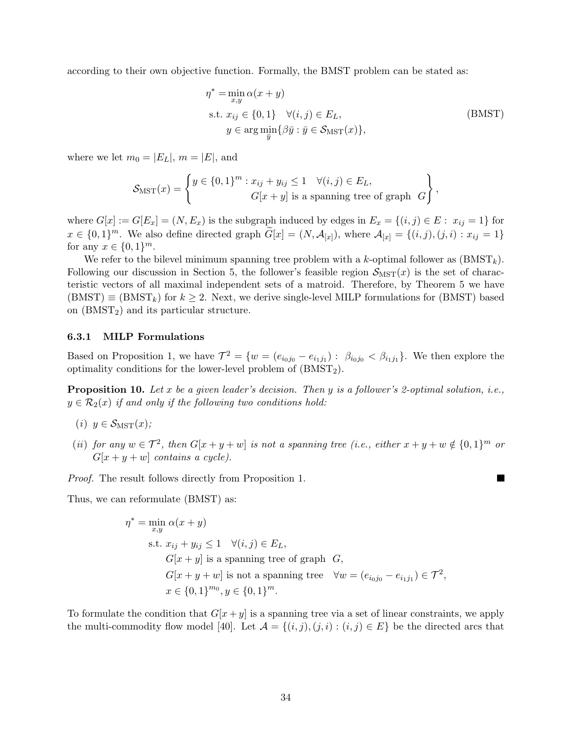according to their own objective function. Formally, the BMST problem can be stated as:

$$
\begin{aligned}
\eta^* = \min_{x,y} \; & \alpha(x+y) \\
\text{s.t. } & x_{ij} \in \{0,1\} \quad \forall (i,j) \in E_L, \\
& y \in \arg\min_{\bar{y}} \{\beta \bar{y} : \bar{y} \in \mathcal{S}_{\text{MST}}(x)\},
\end{aligned}
\tag{BMST}
$$

where we let $m_0 = |E_L|$, $m = |E|$, and

$$
\mathcal{S}_{\text{MST}}(x) = \left\{ \begin{array}{l} y \in \{0,1\}^m : x_{ij} + y_{ij} \le 1 \quad \forall (i,j) \in E_L, \\ \qquad\qquad\qquad G[x+y] \text{ is a spanning tree of graph } G \end{array} \right\},
$$

where $G[x] := G[E_x] = (N, E_x)$ is the subgraph induced by edges in $E_x = \{(i,j) \in E : x_{ij} = 1\}$ for $x \in \{0,1\}^m$. We also define directed graph $\widetilde{G}[x] = (N, \mathcal{A}_{[x]})$, where $\mathcal{A}_{[x]} = \{(i,j),(j,i) : x_{ij} = 1\}$ for any $x \in \{0,1\}^m$.

We refer to the bilevel minimum spanning tree problem with a $k$-optimal follower as (BMST$_k$). Following our discussion in Section 5, the follower's feasible region $\mathcal{S}_{\text{MST}}(x)$ is the set of characteristic vectors of all maximal independent sets of a matroid. Therefore, by Theorem 5 we have (BMST) $\equiv$ (BMST$_k$) for $k \ge 2$. Next, we derive single-level MILP formulations for (BMST) based on (BMST$_2$) and its particular structure.

### 6.3.1 MILP Formulations

Based on Proposition 1, we have $\mathcal{T}^2 = \{w = (e_{i_0 j_0} - e_{i_1 j_1}) : \; \beta_{i_0 j_0} < \beta_{i_1 j_1}\}$. We then explore the optimality conditions for the lower-level problem of (BMST$_2$).

**Proposition 10.** *Let $x$ be a given leader's decision. Then $y$ is a follower's 2-optimal solution, i.e., $y \in \mathcal{R}_2(x)$ if and only if the following two conditions hold:*

- *(i)* $y \in \mathcal{S}_{\text{MST}}(x)$;
- *(ii)* *for any $w \in \mathcal{T}^2$, then $G[x+y+w]$ is not a spanning tree (i.e., either $x+y+w \notin \{0,1\}^m$ or $G[x+y+w]$ contains a cycle).*

*Proof.* The result follows directly from Proposition 1. ∎

Thus, we can reformulate (BMST) as:

$$
\begin{aligned}
\eta^* = \min_{x,y} \; & \alpha(x+y) \\
\text{s.t. } & x_{ij} + y_{ij} \le 1 \quad \forall (i,j) \in E_L, \\
& G[x+y] \text{ is a spanning tree of graph } G, \\
& G[x+y+w] \text{ is not a spanning tree} \quad \forall w = (e_{i_0 j_0} - e_{i_1 j_1}) \in \mathcal{T}^2, \\
& x \in \{0,1\}^{m_0}, y \in \{0,1\}^m.
\end{aligned}
$$

To formulate the condition that $G[x+y]$ is a spanning tree via a set of linear constraints, we apply the multi-commodity flow model [40]. Let $\mathcal{A} = \{(i,j),(j,i) : (i,j) \in E\}$ be the directed arcs that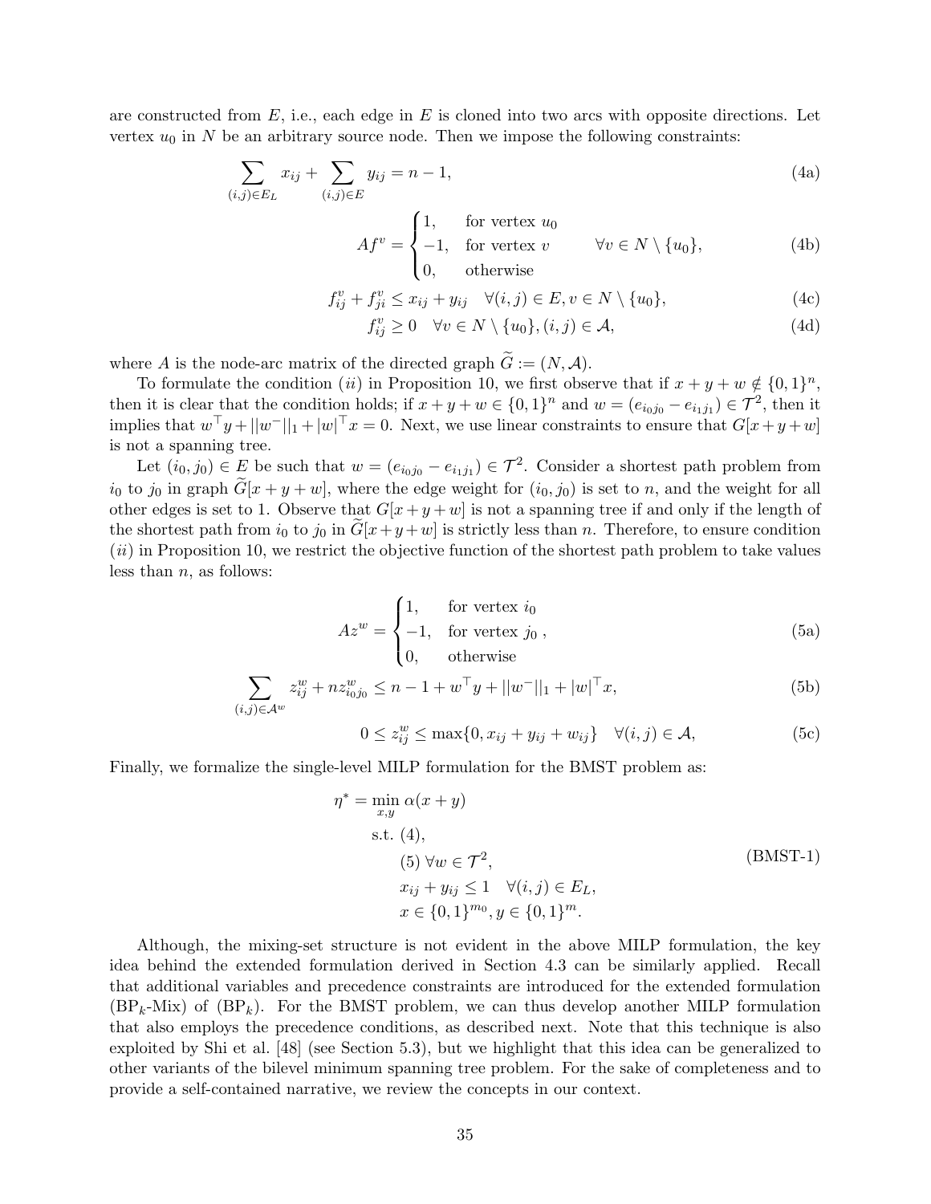are constructed from $E$, i.e., each edge in $E$ is cloned into two arcs with opposite directions. Let vertex $u_0$ in $N$ be an arbitrary source node. Then we impose the following constraints:

$$\sum_{(i,j)\in E_L} x_{ij} + \sum_{(i,j)\in E} y_{ij} = n-1, \tag{4a}$$

$$Af^v = \begin{cases} 1, & \text{for vertex } u_0 \\ -1, & \text{for vertex } v \\ 0, & \text{otherwise} \end{cases} \quad \forall v \in N \setminus \{u_0\}, \tag{4b}$$

$$f^v_{ij} + f^v_{ji} \le x_{ij} + y_{ij} \quad \forall (i,j) \in E, v \in N \setminus \{u_0\}, \tag{4c}$$

$$f^v_{ij} \ge 0 \quad \forall v \in N \setminus \{u_0\}, (i,j) \in \mathcal{A}, \tag{4d}$$

where $A$ is the node-arc matrix of the directed graph $\widetilde{G} := (N, \mathcal{A})$.

To formulate the condition $(ii)$ in Proposition 10, we first observe that if $x+y+w \notin \{0,1\}^n$, then it is clear that the condition holds; if $x+y+w \in \{0,1\}^n$ and $w = (e_{i_0j_0} - e_{i_1j_1}) \in \mathcal{T}^2$, then it implies that $w^\top y + ||w^-||_1 + |w|^\top x = 0$. Next, we use linear constraints to ensure that $G[x+y+w]$ is not a spanning tree.

Let $(i_0, j_0) \in E$ be such that $w = (e_{i_0j_0} - e_{i_1j_1}) \in \mathcal{T}^2$. Consider a shortest path problem from $i_0$ to $j_0$ in graph $\widetilde{G}[x+y+w]$, where the edge weight for $(i_0, j_0)$ is set to $n$, and the weight for all other edges is set to 1. Observe that $G[x+y+w]$ is not a spanning tree if and only if the length of the shortest path from $i_0$ to $j_0$ in $\widetilde{G}[x+y+w]$ is strictly less than $n$. Therefore, to ensure condition $(ii)$ in Proposition 10, we restrict the objective function of the shortest path problem to take values less than $n$, as follows:

$$Az^w = \begin{cases} 1, & \text{for vertex } i_0 \\ -1, & \text{for vertex } j_0 \\ 0, & \text{otherwise} \end{cases}, \tag{5a}$$

$$\sum_{(i,j)\in \mathcal{A}^w} z^w_{ij} + n z^w_{i_0j_0} \le n - 1 + w^\top y + ||w^-||_1 + |w|^\top x, \tag{5b}$$

$$0 \le z^w_{ij} \le \max\{0, x_{ij} + y_{ij} + w_{ij}\} \quad \forall (i,j) \in \mathcal{A}, \tag{5c}$$

Finally, we formalize the single-level MILP formulation for the BMST problem as:

$$\begin{aligned} \eta^* = \min_{x,y} \ & \alpha(x+y) \\ \text{s.t. } & (4), \\ & (5) \ \forall w \in \mathcal{T}^2, \\ & x_{ij} + y_{ij} \le 1 \quad \forall (i,j) \in E_L, \\ & x \in \{0,1\}^{m_0}, y \in \{0,1\}^m. \end{aligned} \tag{BMST-1}$$

Although, the mixing-set structure is not evident in the above MILP formulation, the key idea behind the extended formulation derived in Section 4.3 can be similarly applied. Recall that additional variables and precedence constraints are introduced for the extended formulation (BP$_k$-Mix) of (BP$_k$). For the BMST problem, we can thus develop another MILP formulation that also employs the precedence conditions, as described next. Note that this technique is also exploited by Shi et al. [48] (see Section 5.3), but we highlight that this idea can be generalized to other variants of the bilevel minimum spanning tree problem. For the sake of completeness and to provide a self-contained narrative, we review the concepts in our context.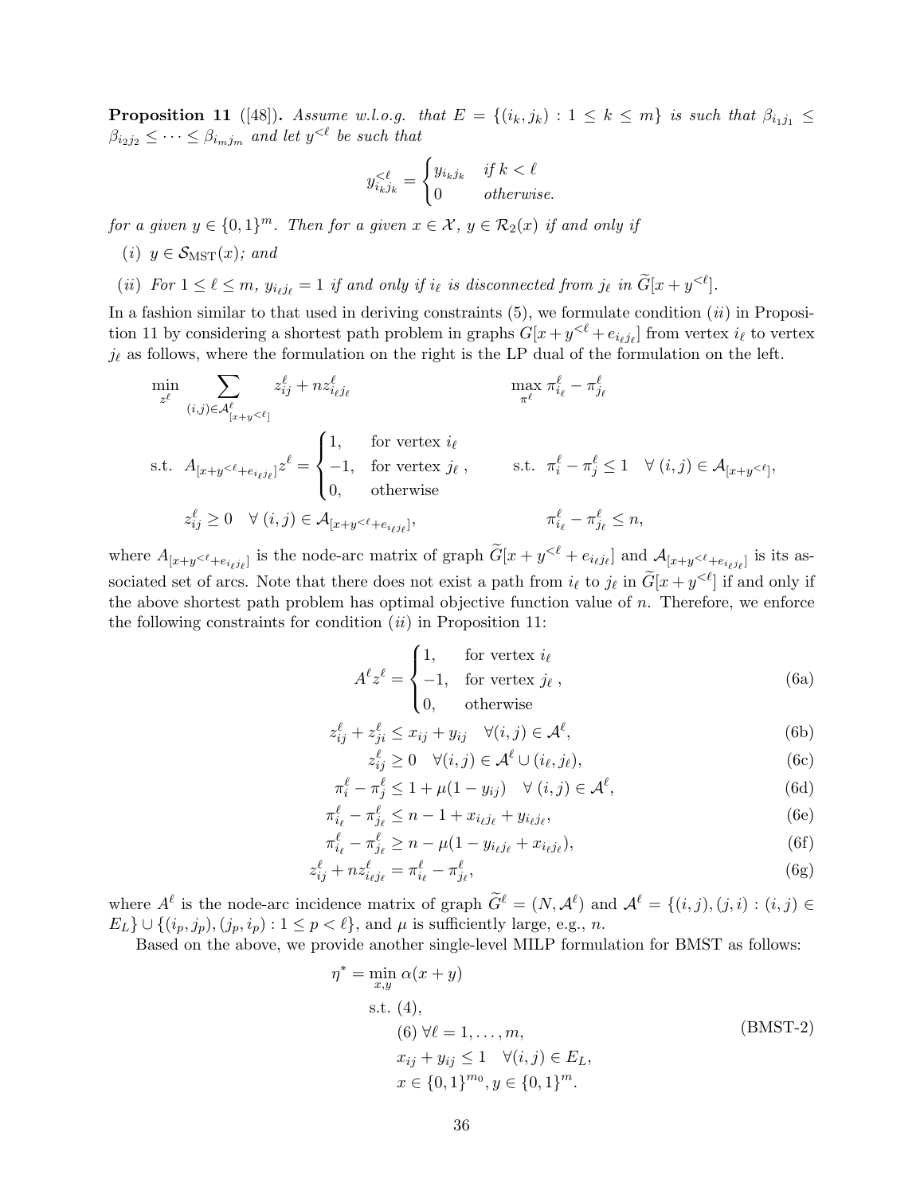**Proposition 11** ([48])**.** *Assume w.l.o.g. that* $E = \{(i_k, j_k) : 1 \leq k \leq m\}$ *is such that* $\beta_{i_1 j_1} \leq \beta_{i_2 j_2} \leq \cdots \leq \beta_{i_m j_m}$ *and let* $y^{<\ell}$ *be such that*

$$y^{<\ell}_{i_k j_k} = \begin{cases} y_{i_k j_k} & \text{if } k < \ell \\ 0 & \text{otherwise.} \end{cases}$$

*for a given* $y \in \{0,1\}^m$*. Then for a given* $x \in \mathcal{X}$*,* $y \in \mathcal{R}_2(x)$ *if and only if*

- *(i)* $y \in \mathcal{S}_{\text{MST}}(x)$*; and*
- *(ii) For* $1 \leq \ell \leq m$*,* $y_{i_\ell j_\ell} = 1$ *if and only if* $i_\ell$ *is disconnected from* $j_\ell$ *in* $\widetilde{G}[x + y^{<\ell}]$*.*

In a fashion similar to that used in deriving constraints (5), we formulate condition (*ii*) in Proposition 11 by considering a shortest path problem in graphs $G[x + y^{<\ell} + e_{i_\ell j_\ell}]$ from vertex $i_\ell$ to vertex $j_\ell$ as follows, where the formulation on the right is the LP dual of the formulation on the left.

$$\begin{aligned}
&\min_{z^\ell} \sum_{(i,j) \in \mathcal{A}^\ell_{[x+y^{<\ell}]}} z^\ell_{ij} + n z^\ell_{i_\ell j_\ell} && \max_{\pi^\ell} \pi^\ell_{i_\ell} - \pi^\ell_{j_\ell} \\
&\text{s.t. } A_{[x+y^{<\ell}+e_{i_\ell j_\ell}]} z^\ell = \begin{cases} 1, & \text{for vertex } i_\ell \\ -1, & \text{for vertex } j_\ell \\ 0, & \text{otherwise} \end{cases}, && \text{s.t. } \pi^\ell_i - \pi^\ell_j \leq 1 \quad \forall\, (i,j) \in \mathcal{A}_{[x+y^{<\ell}]}, \\
&\qquad z^\ell_{ij} \geq 0 \quad \forall\, (i,j) \in \mathcal{A}_{[x+y^{<\ell}+e_{i_\ell j_\ell}]}, && \qquad \pi^\ell_{i_\ell} - \pi^\ell_{j_\ell} \leq n,
\end{aligned}$$

where $A_{[x+y^{<\ell}+e_{i_\ell j_\ell}]}$ is the node-arc matrix of graph $\widetilde{G}[x + y^{<\ell} + e_{i_\ell j_\ell}]$ and $\mathcal{A}_{[x+y^{<\ell}+e_{i_\ell j_\ell}]}$ is its associated set of arcs. Note that there does not exist a path from $i_\ell$ to $j_\ell$ in $\widetilde{G}[x + y^{<\ell}]$ if and only if the above shortest path problem has optimal objective function value of $n$. Therefore, we enforce the following constraints for condition (*ii*) in Proposition 11:

$$A^\ell z^\ell = \begin{cases} 1, & \text{for vertex } i_\ell \\ -1, & \text{for vertex } j_\ell \\ 0, & \text{otherwise} \end{cases}, \tag{6a}$$

$$z^\ell_{ij} + z^\ell_{ji} \leq x_{ij} + y_{ij} \quad \forall (i,j) \in \mathcal{A}^\ell, \tag{6b}$$

$$z^\ell_{ij} \geq 0 \quad \forall (i,j) \in \mathcal{A}^\ell \cup (i_\ell, j_\ell), \tag{6c}$$

$$\pi^\ell_i - \pi^\ell_j \leq 1 + \mu(1 - y_{ij}) \quad \forall\, (i,j) \in \mathcal{A}^\ell, \tag{6d}$$

$$\pi^\ell_{i_\ell} - \pi^\ell_{j_\ell} \leq n - 1 + x_{i_\ell j_\ell} + y_{i_\ell j_\ell}, \tag{6e}$$

$$\pi^\ell_{i_\ell} - \pi^\ell_{j_\ell} \geq n - \mu(1 - y_{i_\ell j_\ell} + x_{i_\ell j_\ell}), \tag{6f}$$

$$z^\ell_{ij} + n z^\ell_{i_\ell j_\ell} = \pi^\ell_{i_\ell} - \pi^\ell_{j_\ell}, \tag{6g}$$

where $A^\ell$ is the node-arc incidence matrix of graph $\widetilde{G}^\ell = (N, \mathcal{A}^\ell)$ and $\mathcal{A}^\ell = \{(i,j),(j,i) : (i,j) \in E_L\} \cup \{(i_p, j_p), (j_p, i_p) : 1 \leq p < \ell\}$, and $\mu$ is sufficiently large, e.g., $n$.

Based on the above, we provide another single-level MILP formulation for BMST as follows:

$$\begin{aligned}
\eta^* = \min_{x,y}\ & \alpha(x + y) \\
\text{s.t. } & (4), \\
& (6)\ \forall \ell = 1, \ldots, m, \\
& x_{ij} + y_{ij} \leq 1 \quad \forall (i,j) \in E_L, \\
& x \in \{0,1\}^{m_0}, y \in \{0,1\}^m.
\end{aligned} \tag{BMST-2}$$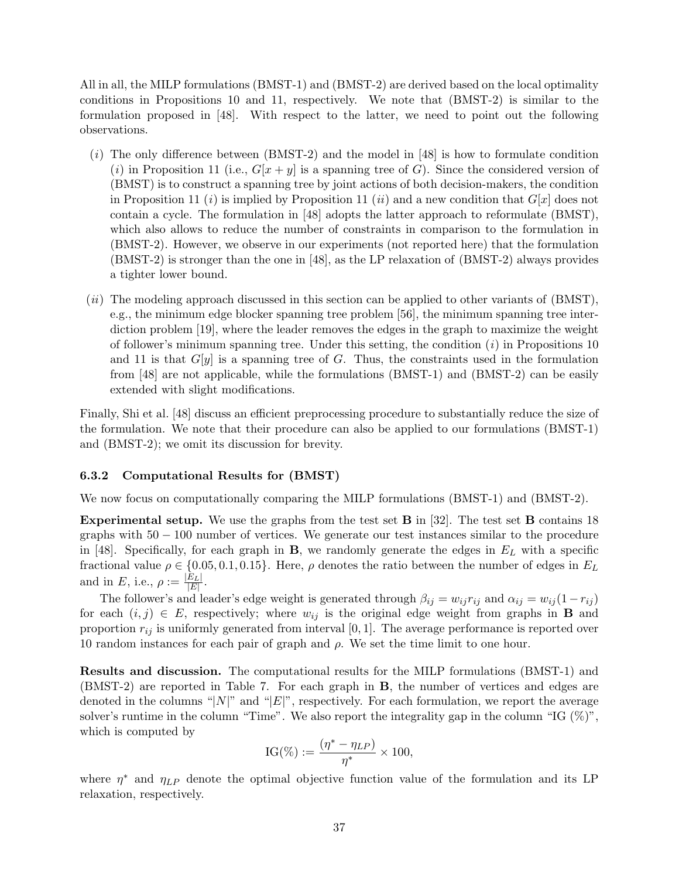All in all, the MILP formulations (BMST-1) and (BMST-2) are derived based on the local optimality conditions in Propositions 10 and 11, respectively. We note that (BMST-2) is similar to the formulation proposed in [48]. With respect to the latter, we need to point out the following observations.

- ($i$) The only difference between (BMST-2) and the model in [48] is how to formulate condition ($i$) in Proposition 11 (i.e., $G[x + y]$ is a spanning tree of $G$). Since the considered version of (BMST) is to construct a spanning tree by joint actions of both decision-makers, the condition in Proposition 11 ($i$) is implied by Proposition 11 ($ii$) and a new condition that $G[x]$ does not contain a cycle. The formulation in [48] adopts the latter approach to reformulate (BMST), which also allows to reduce the number of constraints in comparison to the formulation in (BMST-2). However, we observe in our experiments (not reported here) that the formulation (BMST-2) is stronger than the one in [48], as the LP relaxation of (BMST-2) always provides a tighter lower bound.
- ($ii$) The modeling approach discussed in this section can be applied to other variants of (BMST), e.g., the minimum edge blocker spanning tree problem [56], the minimum spanning tree interdiction problem [19], where the leader removes the edges in the graph to maximize the weight of follower's minimum spanning tree. Under this setting, the condition ($i$) in Propositions 10 and 11 is that $G[y]$ is a spanning tree of $G$. Thus, the constraints used in the formulation from [48] are not applicable, while the formulations (BMST-1) and (BMST-2) can be easily extended with slight modifications.

Finally, Shi et al. [48] discuss an efficient preprocessing procedure to substantially reduce the size of the formulation. We note that their procedure can also be applied to our formulations (BMST-1) and (BMST-2); we omit its discussion for brevity.

### 6.3.2 Computational Results for (BMST)

We now focus on computationally comparing the MILP formulations (BMST-1) and (BMST-2).

**Experimental setup.** We use the graphs from the test set **B** in [32]. The test set **B** contains 18 graphs with $50 - 100$ number of vertices. We generate our test instances similar to the procedure in [48]. Specifically, for each graph in **B**, we randomly generate the edges in $E_L$ with a specific fractional value $\rho \in \{0.05, 0.1, 0.15\}$. Here, $\rho$ denotes the ratio between the number of edges in $E_L$ and in $E$, i.e., $\rho := \frac{|E_L|}{|E|}$.

The follower's and leader's edge weight is generated through $\beta_{ij} = w_{ij}r_{ij}$ and $\alpha_{ij} = w_{ij}(1 - r_{ij})$ for each $(i, j) \in E$, respectively; where $w_{ij}$ is the original edge weight from graphs in **B** and proportion $r_{ij}$ is uniformly generated from interval $[0, 1]$. The average performance is reported over 10 random instances for each pair of graph and $\rho$. We set the time limit to one hour.

**Results and discussion.** The computational results for the MILP formulations (BMST-1) and (BMST-2) are reported in Table 7. For each graph in **B**, the number of vertices and edges are denoted in the columns "$|N|$" and "$|E|$", respectively. For each formulation, we report the average solver's runtime in the column "Time". We also report the integrality gap in the column "IG (%)", which is computed by

$$\text{IG}(\%) := \frac{(\eta^* - \eta_{LP})}{\eta^*} \times 100,$$

where $\eta^*$ and $\eta_{LP}$ denote the optimal objective function value of the formulation and its LP relaxation, respectively.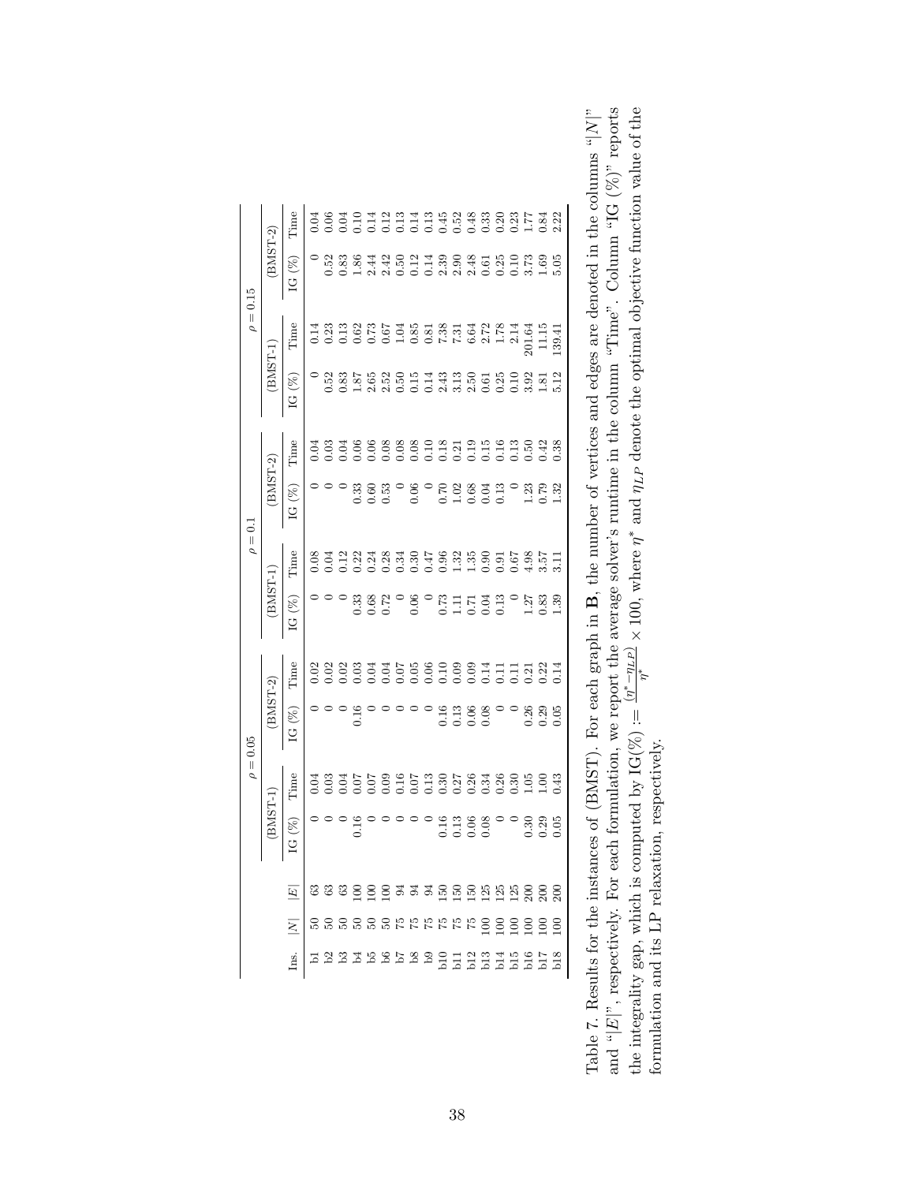| Ins. | $\lvert N\rvert$ | $\lvert E\rvert$ | $\rho = 0.05$ | | | | $\rho = 0.1$ | | | | $\rho = 0.15$ | | | |
|---|---|---|---|---|---|---|---|---|---|---|---|---|---|---|
| | | | (BMST-1) | | (BMST-2) | | (BMST-1) | | (BMST-2) | | (BMST-1) | | (BMST-2) | |
| | | | IG (%) | Time | IG (%) | Time | IG (%) | Time | IG (%) | Time | IG (%) | Time | IG (%) | Time |
| b1 | 50 | 63 | 0 | 0.04 | 0 | 0.02 | 0 | 0.08 | 0 | 0.04 | 0 | 0.14 | 0 | 0.04 |
| b2 | 50 | 63 | 0 | 0.03 | 0 | 0.02 | 0 | 0.04 | 0 | 0.03 | 0.52 | 0.23 | 0.52 | 0.06 |
| b3 | 50 | 63 | 0 | 0.04 | 0 | 0.02 | 0 | 0.12 | 0 | 0.04 | 0.83 | 0.13 | 0.83 | 0.04 |
| b4 | 50 | 100 | 0.16 | 0.07 | 0.16 | 0.03 | 0.33 | 0.22 | 0.33 | 0.06 | 1.87 | 0.62 | 1.86 | 0.10 |
| b5 | 50 | 100 | 0 | 0.07 | 0 | 0.04 | 0.68 | 0.24 | 0.60 | 0.06 | 2.65 | 0.73 | 2.44 | 0.14 |
| b6 | 50 | 100 | 0 | 0.09 | 0 | 0.04 | 0.72 | 0.28 | 0.53 | 0.08 | 2.52 | 0.67 | 2.42 | 0.12 |
| b7 | 75 | 94 | 0 | 0.16 | 0 | 0.07 | 0 | 0.34 | 0 | 0.08 | 0.50 | 1.04 | 0.50 | 0.13 |
| b8 | 75 | 94 | 0 | 0.07 | 0 | 0.05 | 0.06 | 0.30 | 0.06 | 0.08 | 0.15 | 0.85 | 0.12 | 0.14 |
| b9 | 75 | 94 | 0 | 0.13 | 0 | 0.06 | 0 | 0.47 | 0 | 0.10 | 0.14 | 0.81 | 0.14 | 0.13 |
| b10 | 75 | 150 | 0.16 | 0.30 | 0.16 | 0.10 | 0.73 | 0.96 | 0.70 | 0.18 | 2.43 | 7.38 | 2.39 | 0.45 |
| b11 | 75 | 150 | 0.13 | 0.27 | 0.13 | 0.09 | 1.11 | 1.32 | 1.02 | 0.21 | 3.13 | 7.31 | 2.90 | 0.52 |
| b12 | 75 | 150 | 0.06 | 0.26 | 0.06 | 0.09 | 0.71 | 1.35 | 0.68 | 0.19 | 2.50 | 6.64 | 2.48 | 0.48 |
| b13 | 100 | 125 | 0.08 | 0.34 | 0.08 | 0.14 | 0.04 | 0.90 | 0.04 | 0.15 | 0.61 | 2.72 | 0.61 | 0.33 |
| b14 | 100 | 125 | 0 | 0.26 | 0 | 0.11 | 0.13 | 0.91 | 0.13 | 0.16 | 0.25 | 1.78 | 0.25 | 0.20 |
| b15 | 100 | 125 | 0 | 0.30 | 0 | 0.11 | 0 | 0.67 | 0 | 0.13 | 0.10 | 2.14 | 0.10 | 0.23 |
| b16 | 100 | 200 | 0.30 | 1.05 | 0.26 | 0.21 | 1.27 | 4.98 | 1.23 | 0.50 | 3.92 | 201.64 | 3.73 | 1.77 |
| b17 | 100 | 200 | 0.29 | 1.00 | 0.29 | 0.22 | 0.83 | 3.57 | 0.79 | 0.42 | 1.81 | 11.15 | 1.69 | 0.84 |
| b18 | 100 | 200 | 0.05 | 0.43 | 0.05 | 0.14 | 1.39 | 3.11 | 1.32 | 0.38 | 5.12 | 139.41 | 5.05 | 2.22 |

Table 7. Results for the instances of (BMST). For each graph in **B**, the number of vertices and edges are denoted in the columns "$\lvert N\rvert$" and "$\lvert E\rvert$", respectively. For each formulation, we report the average solver's runtime in the column "Time". Column "IG (%)" reports the integrality gap, which is computed by $\text{IG}(\%) := \frac{(\eta^* - \eta_{LP})}{\eta^*} \times 100$, where $\eta^*$ and $\eta_{LP}$ denote the optimal objective function value of the formulation and its LP relaxation, respectively.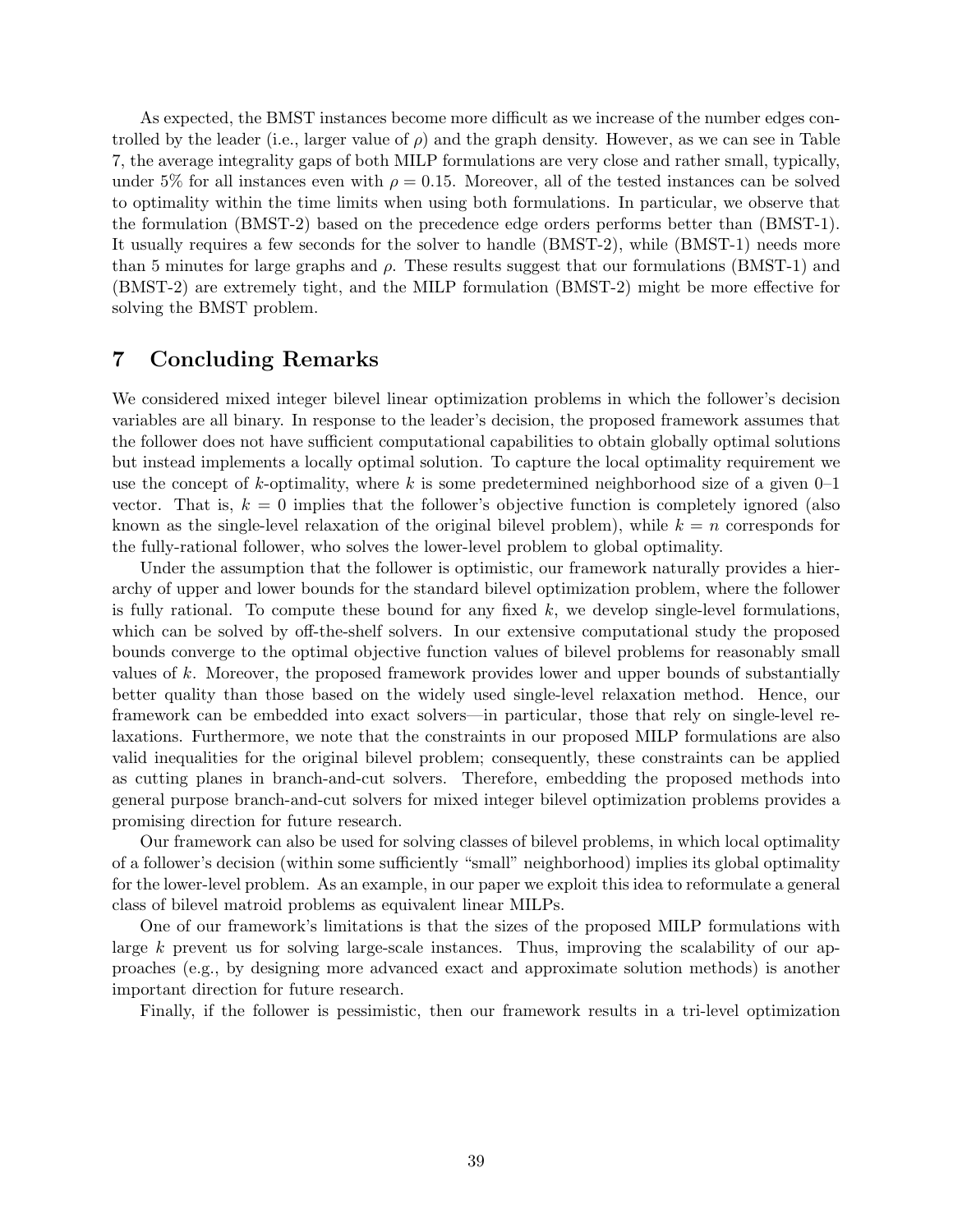As expected, the BMST instances become more difficult as we increase of the number edges controlled by the leader (i.e., larger value of $\rho$) and the graph density. However, as we can see in Table 7, the average integrality gaps of both MILP formulations are very close and rather small, typically, under 5% for all instances even with $\rho = 0.15$. Moreover, all of the tested instances can be solved to optimality within the time limits when using both formulations. In particular, we observe that the formulation (BMST-2) based on the precedence edge orders performs better than (BMST-1). It usually requires a few seconds for the solver to handle (BMST-2), while (BMST-1) needs more than 5 minutes for large graphs and $\rho$. These results suggest that our formulations (BMST-1) and (BMST-2) are extremely tight, and the MILP formulation (BMST-2) might be more effective for solving the BMST problem.

# 7 Concluding Remarks

We considered mixed integer bilevel linear optimization problems in which the follower's decision variables are all binary. In response to the leader's decision, the proposed framework assumes that the follower does not have sufficient computational capabilities to obtain globally optimal solutions but instead implements a locally optimal solution. To capture the local optimality requirement we use the concept of $k$-optimality, where $k$ is some predetermined neighborhood size of a given 0–1 vector. That is, $k = 0$ implies that the follower's objective function is completely ignored (also known as the single-level relaxation of the original bilevel problem), while $k = n$ corresponds for the fully-rational follower, who solves the lower-level problem to global optimality.

Under the assumption that the follower is optimistic, our framework naturally provides a hierarchy of upper and lower bounds for the standard bilevel optimization problem, where the follower is fully rational. To compute these bound for any fixed $k$, we develop single-level formulations, which can be solved by off-the-shelf solvers. In our extensive computational study the proposed bounds converge to the optimal objective function values of bilevel problems for reasonably small values of $k$. Moreover, the proposed framework provides lower and upper bounds of substantially better quality than those based on the widely used single-level relaxation method. Hence, our framework can be embedded into exact solvers—in particular, those that rely on single-level relaxations. Furthermore, we note that the constraints in our proposed MILP formulations are also valid inequalities for the original bilevel problem; consequently, these constraints can be applied as cutting planes in branch-and-cut solvers. Therefore, embedding the proposed methods into general purpose branch-and-cut solvers for mixed integer bilevel optimization problems provides a promising direction for future research.

Our framework can also be used for solving classes of bilevel problems, in which local optimality of a follower's decision (within some sufficiently "small" neighborhood) implies its global optimality for the lower-level problem. As an example, in our paper we exploit this idea to reformulate a general class of bilevel matroid problems as equivalent linear MILPs.

One of our framework's limitations is that the sizes of the proposed MILP formulations with large $k$ prevent us for solving large-scale instances. Thus, improving the scalability of our approaches (e.g., by designing more advanced exact and approximate solution methods) is another important direction for future research.

Finally, if the follower is pessimistic, then our framework results in a tri-level optimization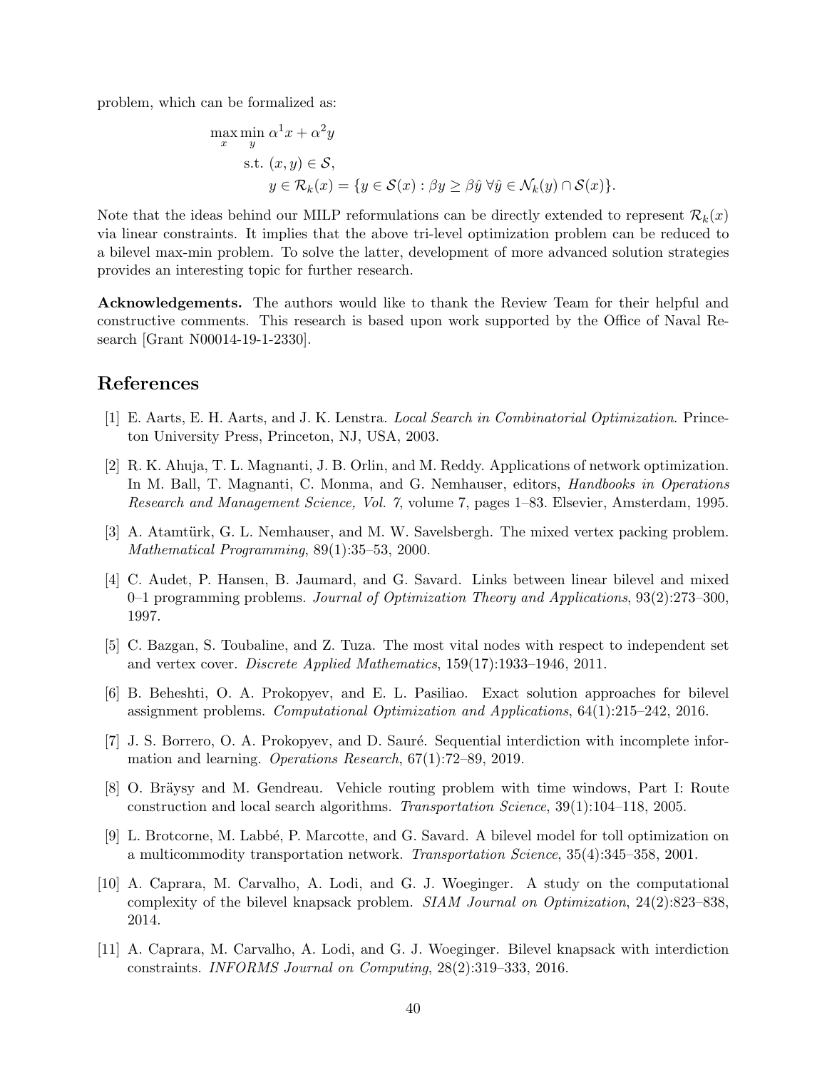problem, which can be formalized as:

$$
\begin{aligned}
\max_{x} \min_{y} \ & \alpha^1 x + \alpha^2 y \\
\text{s.t. } & (x, y) \in \mathcal{S}, \\
& y \in \mathcal{R}_k(x) = \{y \in \mathcal{S}(x) : \beta y \geq \beta \hat{y} \ \forall \hat{y} \in \mathcal{N}_k(y) \cap \mathcal{S}(x)\}.
\end{aligned}
$$

Note that the ideas behind our MILP reformulations can be directly extended to represent $\mathcal{R}_k(x)$ via linear constraints. It implies that the above tri-level optimization problem can be reduced to a bilevel max-min problem. To solve the latter, development of more advanced solution strategies provides an interesting topic for further research.

**Acknowledgements.** The authors would like to thank the Review Team for their helpful and constructive comments. This research is based upon work supported by the Office of Naval Research [Grant N00014-19-1-2330].

# References

[1] E. Aarts, E. H. Aarts, and J. K. Lenstra. *Local Search in Combinatorial Optimization*. Princeton University Press, Princeton, NJ, USA, 2003.

[2] R. K. Ahuja, T. L. Magnanti, J. B. Orlin, and M. Reddy. Applications of network optimization. In M. Ball, T. Magnanti, C. Monma, and G. Nemhauser, editors, *Handbooks in Operations Research and Management Science, Vol. 7*, volume 7, pages 1–83. Elsevier, Amsterdam, 1995.

[3] A. Atamtürk, G. L. Nemhauser, and M. W. Savelsbergh. The mixed vertex packing problem. *Mathematical Programming*, 89(1):35–53, 2000.

[4] C. Audet, P. Hansen, B. Jaumard, and G. Savard. Links between linear bilevel and mixed 0–1 programming problems. *Journal of Optimization Theory and Applications*, 93(2):273–300, 1997.

[5] C. Bazgan, S. Toubaline, and Z. Tuza. The most vital nodes with respect to independent set and vertex cover. *Discrete Applied Mathematics*, 159(17):1933–1946, 2011.

[6] B. Beheshti, O. A. Prokopyev, and E. L. Pasiliao. Exact solution approaches for bilevel assignment problems. *Computational Optimization and Applications*, 64(1):215–242, 2016.

[7] J. S. Borrero, O. A. Prokopyev, and D. Sauré. Sequential interdiction with incomplete information and learning. *Operations Research*, 67(1):72–89, 2019.

[8] O. Bräysy and M. Gendreau. Vehicle routing problem with time windows, Part I: Route construction and local search algorithms. *Transportation Science*, 39(1):104–118, 2005.

[9] L. Brotcorne, M. Labbé, P. Marcotte, and G. Savard. A bilevel model for toll optimization on a multicommodity transportation network. *Transportation Science*, 35(4):345–358, 2001.

[10] A. Caprara, M. Carvalho, A. Lodi, and G. J. Woeginger. A study on the computational complexity of the bilevel knapsack problem. *SIAM Journal on Optimization*, 24(2):823–838, 2014.

[11] A. Caprara, M. Carvalho, A. Lodi, and G. J. Woeginger. Bilevel knapsack with interdiction constraints. *INFORMS Journal on Computing*, 28(2):319–333, 2016.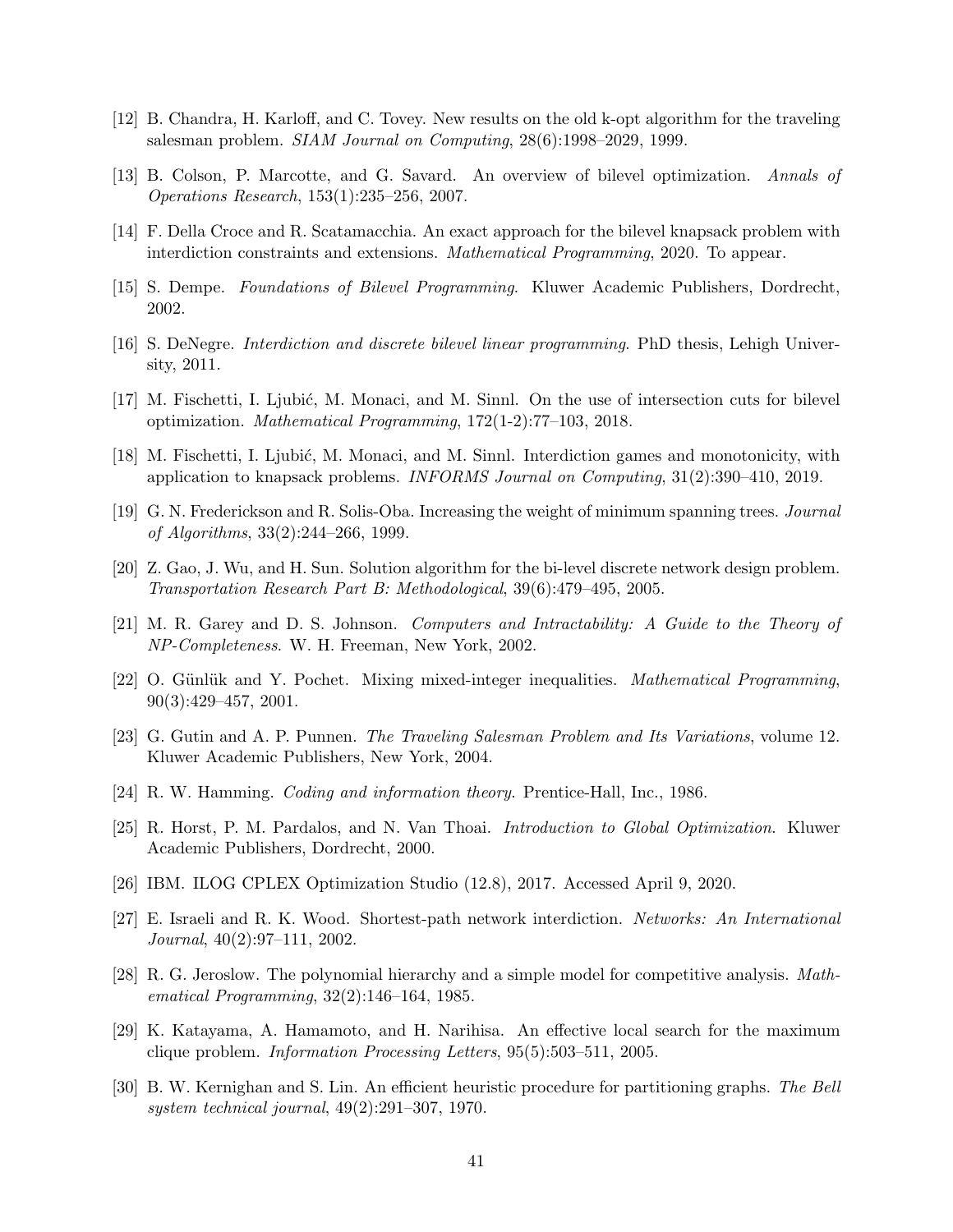[12] B. Chandra, H. Karloff, and C. Tovey. New results on the old k-opt algorithm for the traveling salesman problem. *SIAM Journal on Computing*, 28(6):1998–2029, 1999.

[13] B. Colson, P. Marcotte, and G. Savard. An overview of bilevel optimization. *Annals of Operations Research*, 153(1):235–256, 2007.

[14] F. Della Croce and R. Scatamacchia. An exact approach for the bilevel knapsack problem with interdiction constraints and extensions. *Mathematical Programming*, 2020. To appear.

[15] S. Dempe. *Foundations of Bilevel Programming*. Kluwer Academic Publishers, Dordrecht, 2002.

[16] S. DeNegre. *Interdiction and discrete bilevel linear programming*. PhD thesis, Lehigh University, 2011.

[17] M. Fischetti, I. Ljubić, M. Monaci, and M. Sinnl. On the use of intersection cuts for bilevel optimization. *Mathematical Programming*, 172(1-2):77–103, 2018.

[18] M. Fischetti, I. Ljubić, M. Monaci, and M. Sinnl. Interdiction games and monotonicity, with application to knapsack problems. *INFORMS Journal on Computing*, 31(2):390–410, 2019.

[19] G. N. Frederickson and R. Solis-Oba. Increasing the weight of minimum spanning trees. *Journal of Algorithms*, 33(2):244–266, 1999.

[20] Z. Gao, J. Wu, and H. Sun. Solution algorithm for the bi-level discrete network design problem. *Transportation Research Part B: Methodological*, 39(6):479–495, 2005.

[21] M. R. Garey and D. S. Johnson. *Computers and Intractability: A Guide to the Theory of NP-Completeness*. W. H. Freeman, New York, 2002.

[22] O. Günlük and Y. Pochet. Mixing mixed-integer inequalities. *Mathematical Programming*, 90(3):429–457, 2001.

[23] G. Gutin and A. P. Punnen. *The Traveling Salesman Problem and Its Variations*, volume 12. Kluwer Academic Publishers, New York, 2004.

[24] R. W. Hamming. *Coding and information theory*. Prentice-Hall, Inc., 1986.

[25] R. Horst, P. M. Pardalos, and N. Van Thoai. *Introduction to Global Optimization*. Kluwer Academic Publishers, Dordrecht, 2000.

[26] IBM. ILOG CPLEX Optimization Studio (12.8), 2017. Accessed April 9, 2020.

[27] E. Israeli and R. K. Wood. Shortest-path network interdiction. *Networks: An International Journal*, 40(2):97–111, 2002.

[28] R. G. Jeroslow. The polynomial hierarchy and a simple model for competitive analysis. *Mathematical Programming*, 32(2):146–164, 1985.

[29] K. Katayama, A. Hamamoto, and H. Narihisa. An effective local search for the maximum clique problem. *Information Processing Letters*, 95(5):503–511, 2005.

[30] B. W. Kernighan and S. Lin. An efficient heuristic procedure for partitioning graphs. *The Bell system technical journal*, 49(2):291–307, 1970.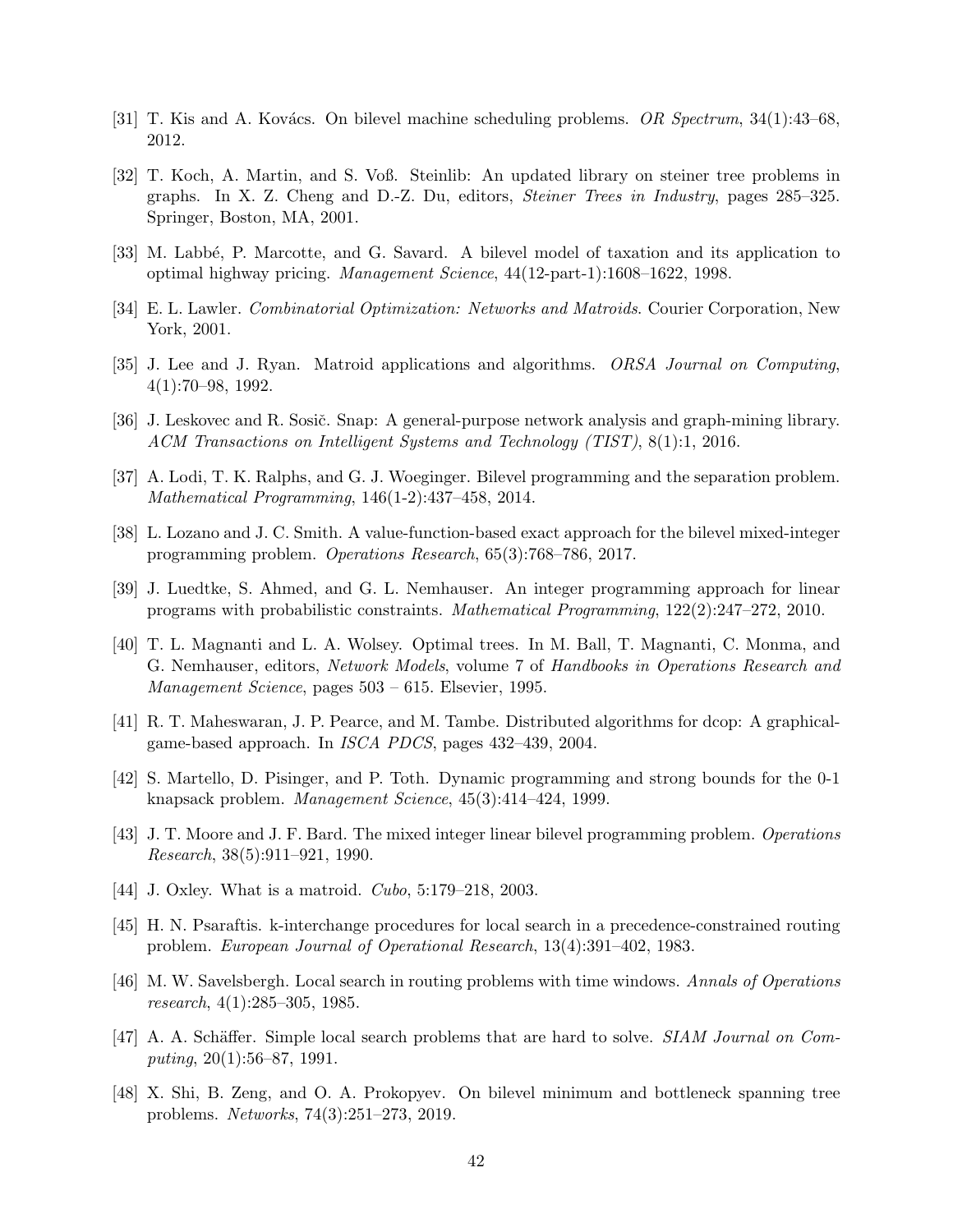[31] T. Kis and A. Kovács. On bilevel machine scheduling problems. *OR Spectrum*, 34(1):43–68, 2012.

[32] T. Koch, A. Martin, and S. Voß. Steinlib: An updated library on steiner tree problems in graphs. In X. Z. Cheng and D.-Z. Du, editors, *Steiner Trees in Industry*, pages 285–325. Springer, Boston, MA, 2001.

[33] M. Labbé, P. Marcotte, and G. Savard. A bilevel model of taxation and its application to optimal highway pricing. *Management Science*, 44(12-part-1):1608–1622, 1998.

[34] E. L. Lawler. *Combinatorial Optimization: Networks and Matroids*. Courier Corporation, New York, 2001.

[35] J. Lee and J. Ryan. Matroid applications and algorithms. *ORSA Journal on Computing*, 4(1):70–98, 1992.

[36] J. Leskovec and R. Sosič. Snap: A general-purpose network analysis and graph-mining library. *ACM Transactions on Intelligent Systems and Technology (TIST)*, 8(1):1, 2016.

[37] A. Lodi, T. K. Ralphs, and G. J. Woeginger. Bilevel programming and the separation problem. *Mathematical Programming*, 146(1-2):437–458, 2014.

[38] L. Lozano and J. C. Smith. A value-function-based exact approach for the bilevel mixed-integer programming problem. *Operations Research*, 65(3):768–786, 2017.

[39] J. Luedtke, S. Ahmed, and G. L. Nemhauser. An integer programming approach for linear programs with probabilistic constraints. *Mathematical Programming*, 122(2):247–272, 2010.

[40] T. L. Magnanti and L. A. Wolsey. Optimal trees. In M. Ball, T. Magnanti, C. Monma, and G. Nemhauser, editors, *Network Models*, volume 7 of *Handbooks in Operations Research and Management Science*, pages 503 – 615. Elsevier, 1995.

[41] R. T. Maheswaran, J. P. Pearce, and M. Tambe. Distributed algorithms for dcop: A graphical-game-based approach. In *ISCA PDCS*, pages 432–439, 2004.

[42] S. Martello, D. Pisinger, and P. Toth. Dynamic programming and strong bounds for the 0-1 knapsack problem. *Management Science*, 45(3):414–424, 1999.

[43] J. T. Moore and J. F. Bard. The mixed integer linear bilevel programming problem. *Operations Research*, 38(5):911–921, 1990.

[44] J. Oxley. What is a matroid. *Cubo*, 5:179–218, 2003.

[45] H. N. Psaraftis. k-interchange procedures for local search in a precedence-constrained routing problem. *European Journal of Operational Research*, 13(4):391–402, 1983.

[46] M. W. Savelsbergh. Local search in routing problems with time windows. *Annals of Operations research*, 4(1):285–305, 1985.

[47] A. A. Schäffer. Simple local search problems that are hard to solve. *SIAM Journal on Computing*, 20(1):56–87, 1991.

[48] X. Shi, B. Zeng, and O. A. Prokopyev. On bilevel minimum and bottleneck spanning tree problems. *Networks*, 74(3):251–273, 2019.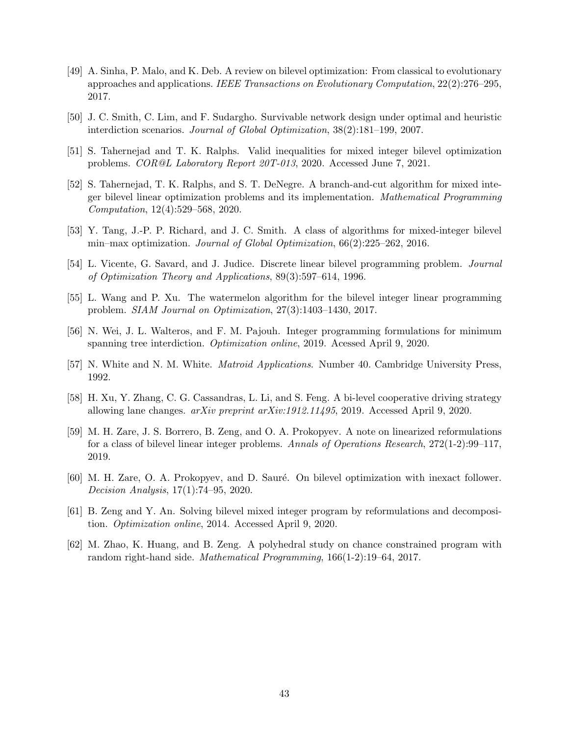[49] A. Sinha, P. Malo, and K. Deb. A review on bilevel optimization: From classical to evolutionary approaches and applications. *IEEE Transactions on Evolutionary Computation*, 22(2):276–295, 2017.

[50] J. C. Smith, C. Lim, and F. Sudargho. Survivable network design under optimal and heuristic interdiction scenarios. *Journal of Global Optimization*, 38(2):181–199, 2007.

[51] S. Tahernejad and T. K. Ralphs. Valid inequalities for mixed integer bilevel optimization problems. *COR@L Laboratory Report 20T-013*, 2020. Accessed June 7, 2021.

[52] S. Tahernejad, T. K. Ralphs, and S. T. DeNegre. A branch-and-cut algorithm for mixed integer bilevel linear optimization problems and its implementation. *Mathematical Programming Computation*, 12(4):529–568, 2020.

[53] Y. Tang, J.-P. P. Richard, and J. C. Smith. A class of algorithms for mixed-integer bilevel min–max optimization. *Journal of Global Optimization*, 66(2):225–262, 2016.

[54] L. Vicente, G. Savard, and J. Judice. Discrete linear bilevel programming problem. *Journal of Optimization Theory and Applications*, 89(3):597–614, 1996.

[55] L. Wang and P. Xu. The watermelon algorithm for the bilevel integer linear programming problem. *SIAM Journal on Optimization*, 27(3):1403–1430, 2017.

[56] N. Wei, J. L. Walteros, and F. M. Pajouh. Integer programming formulations for minimum spanning tree interdiction. *Optimization online*, 2019. Acessed April 9, 2020.

[57] N. White and N. M. White. *Matroid Applications*. Number 40. Cambridge University Press, 1992.

[58] H. Xu, Y. Zhang, C. G. Cassandras, L. Li, and S. Feng. A bi-level cooperative driving strategy allowing lane changes. *arXiv preprint arXiv:1912.11495*, 2019. Accessed April 9, 2020.

[59] M. H. Zare, J. S. Borrero, B. Zeng, and O. A. Prokopyev. A note on linearized reformulations for a class of bilevel linear integer problems. *Annals of Operations Research*, 272(1-2):99–117, 2019.

[60] M. H. Zare, O. A. Prokopyev, and D. Sauré. On bilevel optimization with inexact follower. *Decision Analysis*, 17(1):74–95, 2020.

[61] B. Zeng and Y. An. Solving bilevel mixed integer program by reformulations and decomposition. *Optimization online*, 2014. Accessed April 9, 2020.

[62] M. Zhao, K. Huang, and B. Zeng. A polyhedral study on chance constrained program with random right-hand side. *Mathematical Programming*, 166(1-2):19–64, 2017.